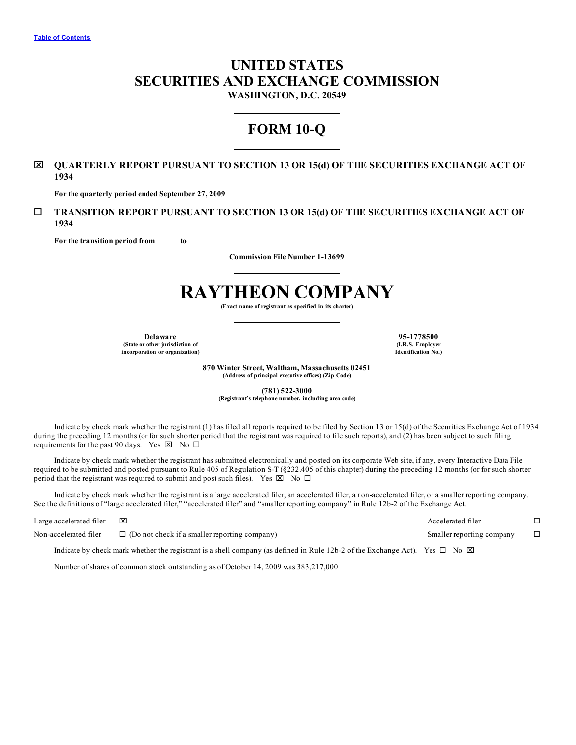Table of Contents

# UNITED STATES
# SECURITIES AND EXCHANGE COMMISSION

**WASHINGTON, D.C. 20549**

---

# FORM 10-Q

---

☒ **QUARTERLY REPORT PURSUANT TO SECTION 13 OR 15(d) OF THE SECURITIES EXCHANGE ACT OF 1934**

**For the quarterly period ended September 27, 2009**

☐ **TRANSITION REPORT PURSUANT TO SECTION 13 OR 15(d) OF THE SECURITIES EXCHANGE ACT OF 1934**

**For the transition period from to**

**Commission File Number 1-13699**

---

# RAYTHEON COMPANY

**(Exact name of registrant as specified in its charter)**

---

| **Delaware** | **95-1778500** |
|---|---|
| **(State or other jurisdiction of incorporation or organization)** | **(I.R.S. Employer Identification No.)** |

**870 Winter Street, Waltham, Massachusetts 02451**
**(Address of principal executive offices) (Zip Code)**

**(781) 522-3000**
**(Registrant's telephone number, including area code)**

---

Indicate by check mark whether the registrant (1) has filed all reports required to be filed by Section 13 or 15(d) of the Securities Exchange Act of 1934 during the preceding 12 months (or for such shorter period that the registrant was required to file such reports), and (2) has been subject to such filing requirements for the past 90 days. Yes ☒ No ☐

Indicate by check mark whether the registrant has submitted electronically and posted on its corporate Web site, if any, every Interactive Data File required to be submitted and posted pursuant to Rule 405 of Regulation S-T (§232.405 of this chapter) during the preceding 12 months (or for such shorter period that the registrant was required to submit and post such files). Yes ☒ No ☐

Indicate by check mark whether the registrant is a large accelerated filer, an accelerated filer, a non-accelerated filer, or a smaller reporting company. See the definitions of "large accelerated filer," "accelerated filer" and "smaller reporting company" in Rule 12b-2 of the Exchange Act.

| | | | |
|---|---|---|---|
| Large accelerated filer | ☒ | Accelerated filer | ☐ |
| Non-accelerated filer | ☐ (Do not check if a smaller reporting company) | Smaller reporting company | ☐ |

Indicate by check mark whether the registrant is a shell company (as defined in Rule 12b-2 of the Exchange Act). Yes ☐ No ☒

Number of shares of common stock outstanding as of October 14, 2009 was 383,217,000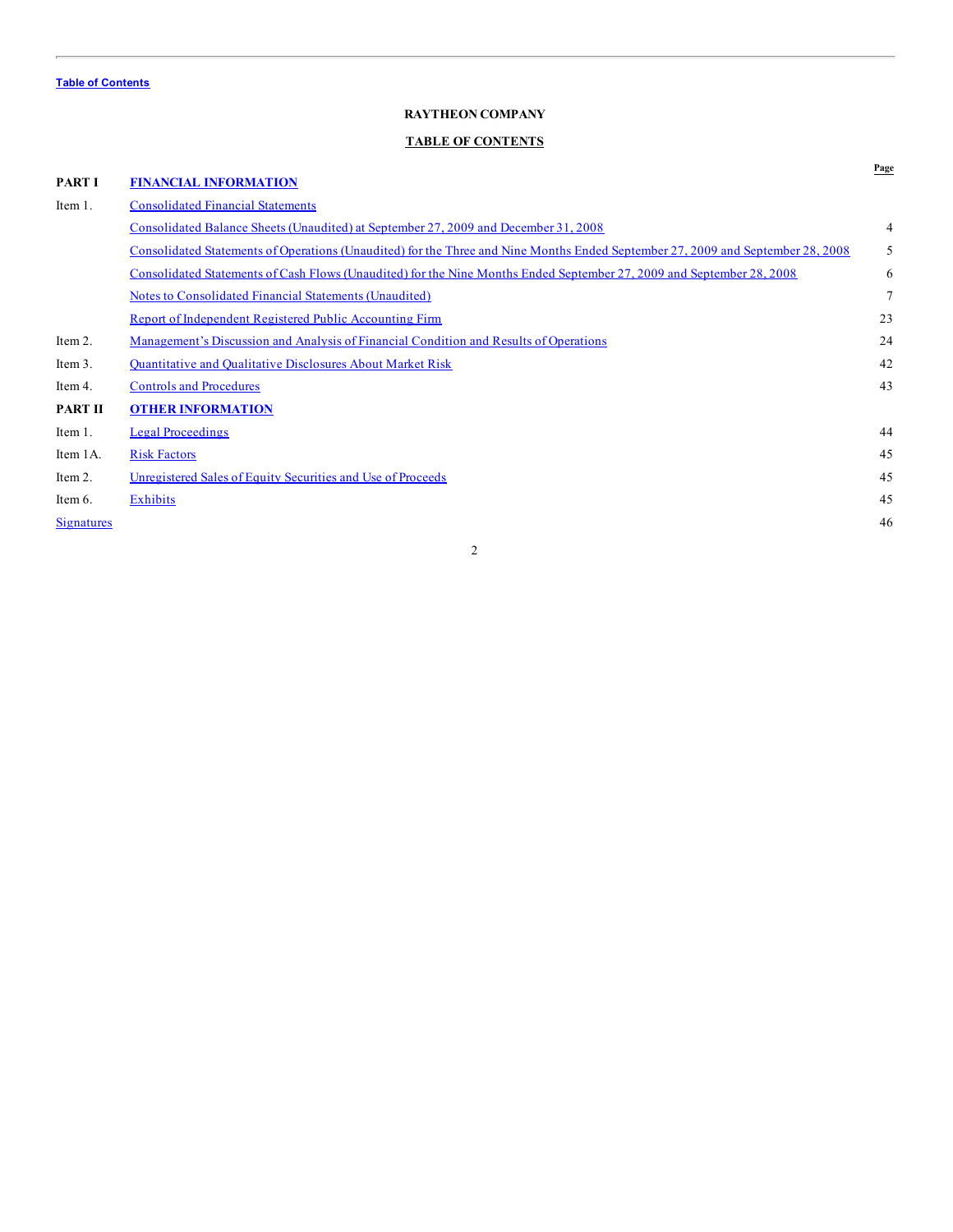Table of Contents

# RAYTHEON COMPANY

## TABLE OF CONTENTS

| | | Page |
|---|---|---|
| **PART I** | **FINANCIAL INFORMATION** | |
| Item 1. | Consolidated Financial Statements | |
| | Consolidated Balance Sheets (Unaudited) at September 27, 2009 and December 31, 2008 | 4 |
| | Consolidated Statements of Operations (Unaudited) for the Three and Nine Months Ended September 27, 2009 and September 28, 2008 | 5 |
| | Consolidated Statements of Cash Flows (Unaudited) for the Nine Months Ended September 27, 2009 and September 28, 2008 | 6 |
| | Notes to Consolidated Financial Statements (Unaudited) | 7 |
| | Report of Independent Registered Public Accounting Firm | 23 |
| Item 2. | Management's Discussion and Analysis of Financial Condition and Results of Operations | 24 |
| Item 3. | Quantitative and Qualitative Disclosures About Market Risk | 42 |
| Item 4. | Controls and Procedures | 43 |
| **PART II** | **OTHER INFORMATION** | |
| Item 1. | Legal Proceedings | 44 |
| Item 1A. | Risk Factors | 45 |
| Item 2. | Unregistered Sales of Equity Securities and Use of Proceeds | 45 |
| Item 6. | Exhibits | 45 |
| Signatures | | 46 |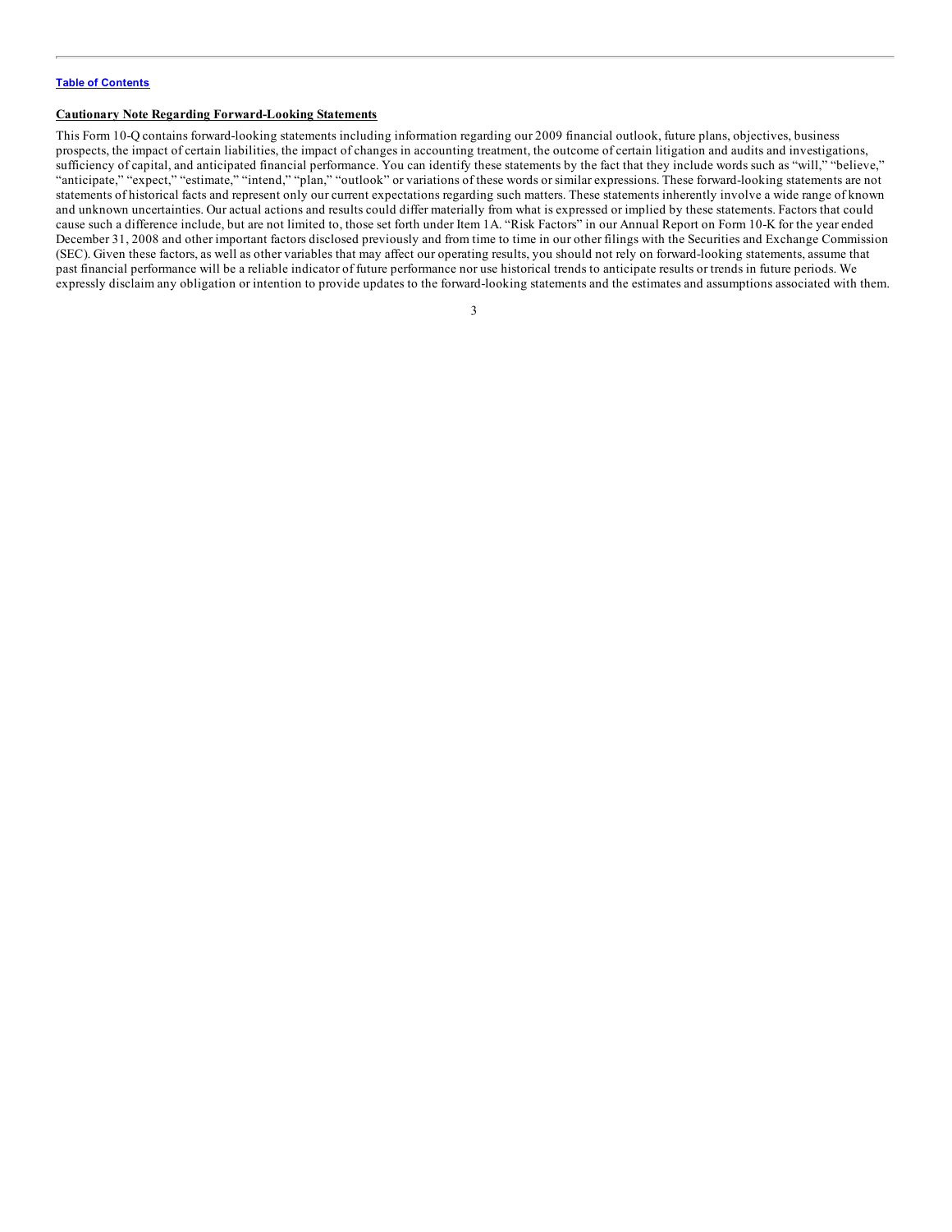**Cautionary Note Regarding Forward-Looking Statements**

This Form 10-Q contains forward-looking statements including information regarding our 2009 financial outlook, future plans, objectives, business prospects, the impact of certain liabilities, the impact of changes in accounting treatment, the outcome of certain litigation and audits and investigations, sufficiency of capital, and anticipated financial performance. You can identify these statements by the fact that they include words such as "will," "believe," "anticipate," "expect," "estimate," "intend," "plan," "outlook" or variations of these words or similar expressions. These forward-looking statements are not statements of historical facts and represent only our current expectations regarding such matters. These statements inherently involve a wide range of known and unknown uncertainties. Our actual actions and results could differ materially from what is expressed or implied by these statements. Factors that could cause such a difference include, but are not limited to, those set forth under Item 1A. "Risk Factors" in our Annual Report on Form 10-K for the year ended December 31, 2008 and other important factors disclosed previously and from time to time in our other filings with the Securities and Exchange Commission (SEC). Given these factors, as well as other variables that may affect our operating results, you should not rely on forward-looking statements, assume that past financial performance will be a reliable indicator of future performance nor use historical trends to anticipate results or trends in future periods. We expressly disclaim any obligation or intention to provide updates to the forward-looking statements and the estimates and assumptions associated with them.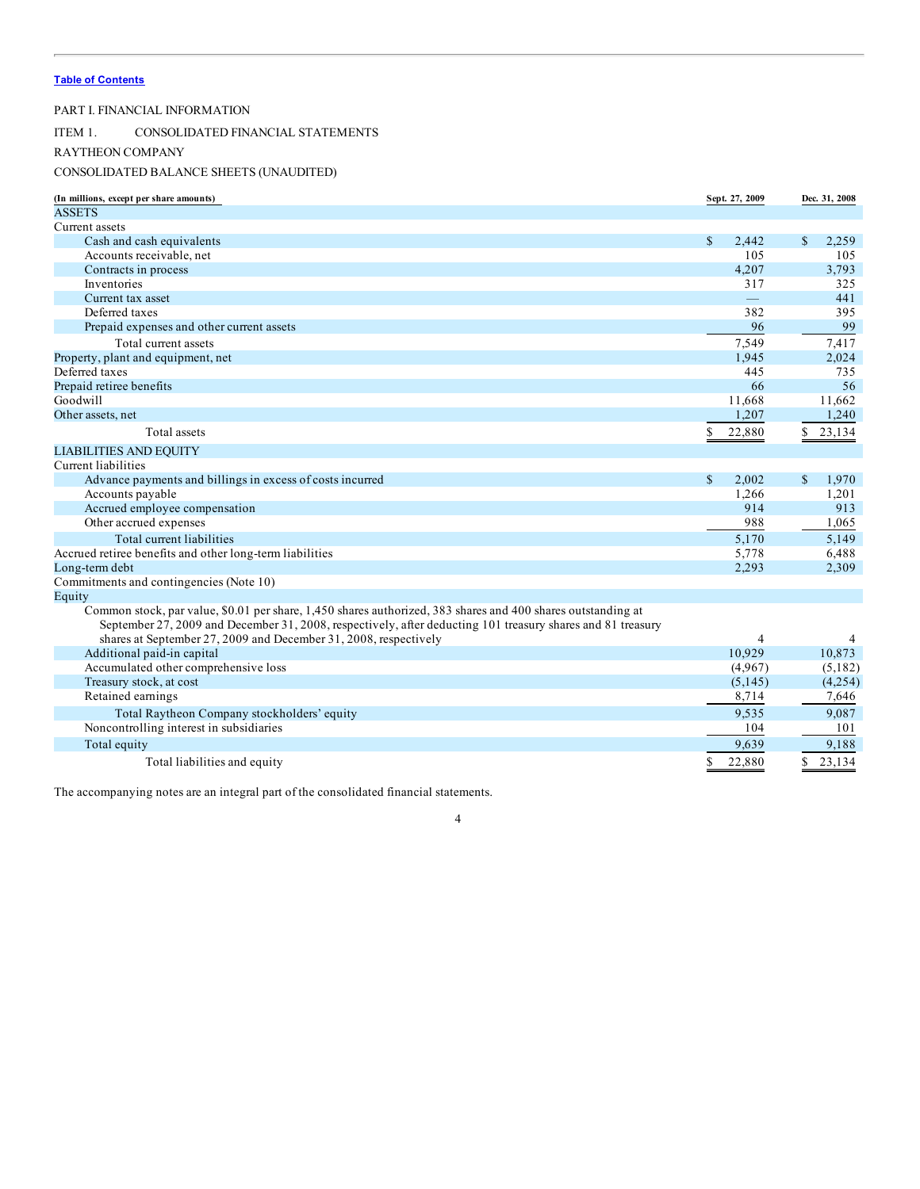Table of Contents

PART I. FINANCIAL INFORMATION

ITEM 1. CONSOLIDATED FINANCIAL STATEMENTS

RAYTHEON COMPANY

CONSOLIDATED BALANCE SHEETS (UNAUDITED)

| (In millions, except per share amounts) | Sept. 27, 2009 | Dec. 31, 2008 |
|---|---|---|
| ASSETS | | |
| Current assets | | |
| Cash and cash equivalents | $ 2,442 | $ 2,259 |
| Accounts receivable, net | 105 | 105 |
| Contracts in process | 4,207 | 3,793 |
| Inventories | 317 | 325 |
| Current tax asset | — | 441 |
| Deferred taxes | 382 | 395 |
| Prepaid expenses and other current assets | 96 | 99 |
| Total current assets | 7,549 | 7,417 |
| Property, plant and equipment, net | 1,945 | 2,024 |
| Deferred taxes | 445 | 735 |
| Prepaid retiree benefits | 66 | 56 |
| Goodwill | 11,668 | 11,662 |
| Other assets, net | 1,207 | 1,240 |
| Total assets | $ 22,880 | $ 23,134 |
| LIABILITIES AND EQUITY | | |
| Current liabilities | | |
| Advance payments and billings in excess of costs incurred | $ 2,002 | $ 1,970 |
| Accounts payable | 1,266 | 1,201 |
| Accrued employee compensation | 914 | 913 |
| Other accrued expenses | 988 | 1,065 |
| Total current liabilities | 5,170 | 5,149 |
| Accrued retiree benefits and other long-term liabilities | 5,778 | 6,488 |
| Long-term debt | 2,293 | 2,309 |
| Commitments and contingencies (Note 10) | | |
| Equity | | |
| Common stock, par value, $0.01 per share, 1,450 shares authorized, 383 shares and 400 shares outstanding at September 27, 2009 and December 31, 2008, respectively, after deducting 101 treasury shares and 81 treasury shares at September 27, 2009 and December 31, 2008, respectively | 4 | 4 |
| Additional paid-in capital | 10,929 | 10,873 |
| Accumulated other comprehensive loss | (4,967) | (5,182) |
| Treasury stock, at cost | (5,145) | (4,254) |
| Retained earnings | 8,714 | 7,646 |
| Total Raytheon Company stockholders' equity | 9,535 | 9,087 |
| Noncontrolling interest in subsidiaries | 104 | 101 |
| Total equity | 9,639 | 9,188 |
| Total liabilities and equity | $ 22,880 | $ 23,134 |

The accompanying notes are an integral part of the consolidated financial statements.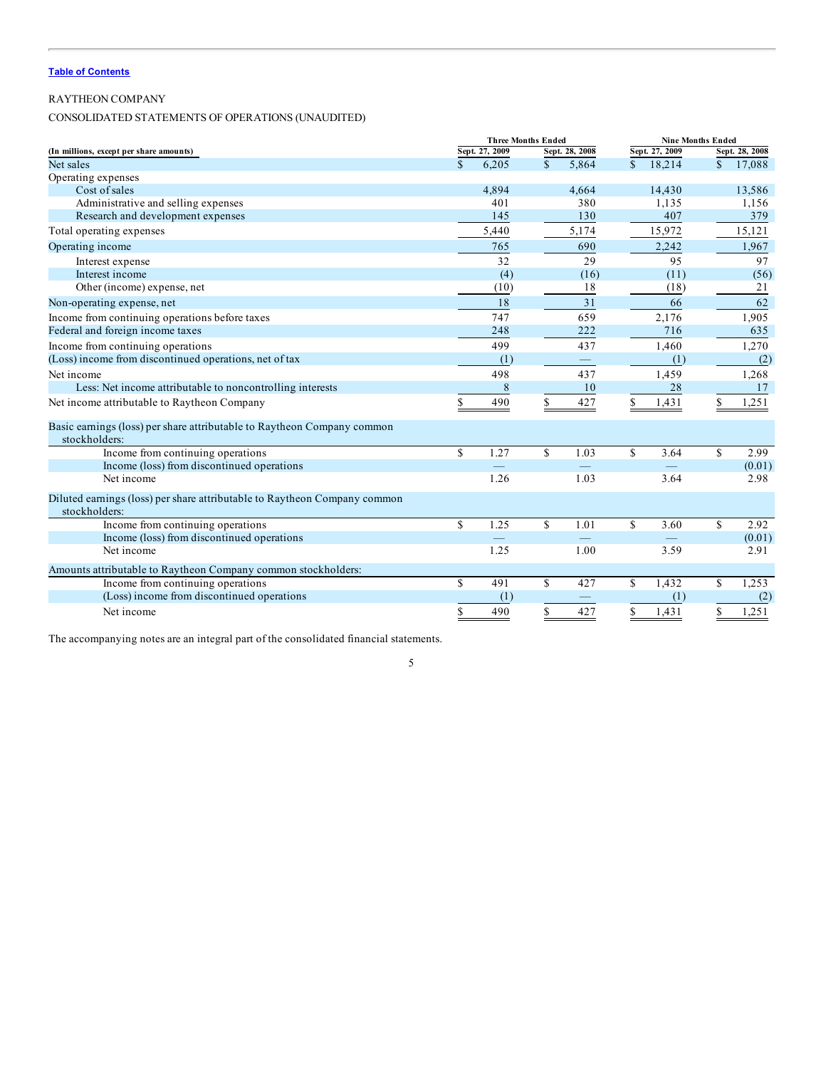[Table of Contents](#)

RAYTHEON COMPANY

CONSOLIDATED STATEMENTS OF OPERATIONS (UNAUDITED)

| (In millions, except per share amounts) | Three Months Ended Sept. 27, 2009 | Three Months Ended Sept. 28, 2008 | Nine Months Ended Sept. 27, 2009 | Nine Months Ended Sept. 28, 2008 |
|---|---|---|---|---|
| Net sales | $ 6,205 | $ 5,864 | $ 18,214 | $ 17,088 |
| Operating expenses | | | | |
| Cost of sales | 4,894 | 4,664 | 14,430 | 13,586 |
| Administrative and selling expenses | 401 | 380 | 1,135 | 1,156 |
| Research and development expenses | 145 | 130 | 407 | 379 |
| Total operating expenses | 5,440 | 5,174 | 15,972 | 15,121 |
| Operating income | 765 | 690 | 2,242 | 1,967 |
| Interest expense | 32 | 29 | 95 | 97 |
| Interest income | (4) | (16) | (11) | (56) |
| Other (income) expense, net | (10) | 18 | (18) | 21 |
| Non-operating expense, net | 18 | 31 | 66 | 62 |
| Income from continuing operations before taxes | 747 | 659 | 2,176 | 1,905 |
| Federal and foreign income taxes | 248 | 222 | 716 | 635 |
| Income from continuing operations | 499 | 437 | 1,460 | 1,270 |
| (Loss) income from discontinued operations, net of tax | (1) | — | (1) | (2) |
| Net income | 498 | 437 | 1,459 | 1,268 |
| Less: Net income attributable to noncontrolling interests | 8 | 10 | 28 | 17 |
| Net income attributable to Raytheon Company | $ 490 | $ 427 | $ 1,431 | $ 1,251 |
| Basic earnings (loss) per share attributable to Raytheon Company common stockholders: | | | | |
| Income from continuing operations | $ 1.27 | $ 1.03 | $ 3.64 | $ 2.99 |
| Income (loss) from discontinued operations | — | — | — | (0.01) |
| Net income | 1.26 | 1.03 | 3.64 | 2.98 |
| Diluted earnings (loss) per share attributable to Raytheon Company common stockholders: | | | | |
| Income from continuing operations | $ 1.25 | $ 1.01 | $ 3.60 | $ 2.92 |
| Income (loss) from discontinued operations | — | — | — | (0.01) |
| Net income | 1.25 | 1.00 | 3.59 | 2.91 |
| Amounts attributable to Raytheon Company common stockholders: | | | | |
| Income from continuing operations | $ 491 | $ 427 | $ 1,432 | $ 1,253 |
| (Loss) income from discontinued operations | (1) | — | (1) | (2) |
| Net income | $ 490 | $ 427 | $ 1,431 | $ 1,251 |

The accompanying notes are an integral part of the consolidated financial statements.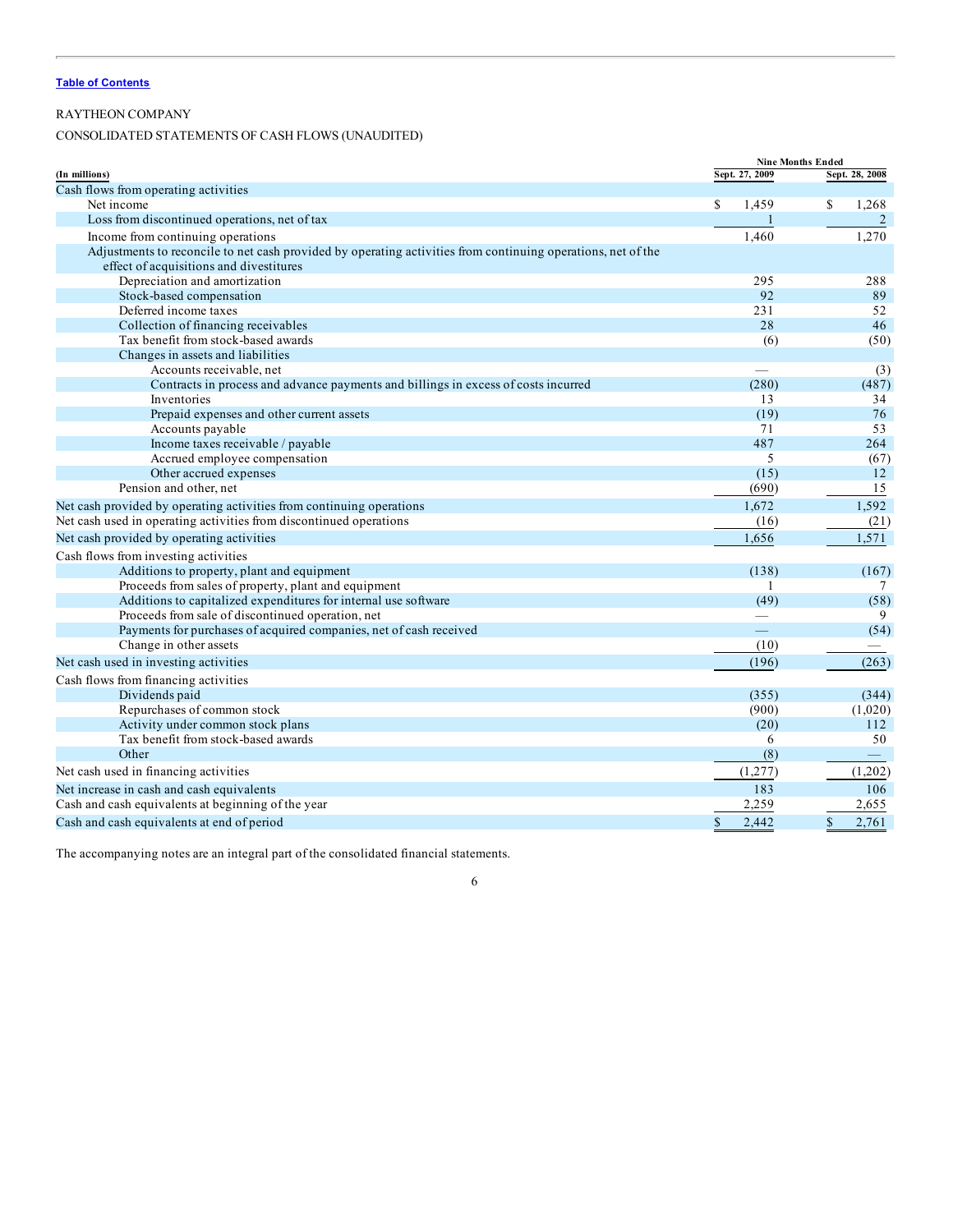Table of Contents

RAYTHEON COMPANY

CONSOLIDATED STATEMENTS OF CASH FLOWS (UNAUDITED)

| (In millions) | Nine Months Ended Sept. 27, 2009 | Nine Months Ended Sept. 28, 2008 |
|---|---|---|
| Cash flows from operating activities | | |
| Net income | $ 1,459 | $ 1,268 |
| Loss from discontinued operations, net of tax | 1 | 2 |
| Income from continuing operations | 1,460 | 1,270 |
| Adjustments to reconcile to net cash provided by operating activities from continuing operations, net of the effect of acquisitions and divestitures | | |
| Depreciation and amortization | 295 | 288 |
| Stock-based compensation | 92 | 89 |
| Deferred income taxes | 231 | 52 |
| Collection of financing receivables | 28 | 46 |
| Tax benefit from stock-based awards | (6) | (50) |
| Changes in assets and liabilities | | |
| Accounts receivable, net | — | (3) |
| Contracts in process and advance payments and billings in excess of costs incurred | (280) | (487) |
| Inventories | 13 | 34 |
| Prepaid expenses and other current assets | (19) | 76 |
| Accounts payable | 71 | 53 |
| Income taxes receivable / payable | 487 | 264 |
| Accrued employee compensation | 5 | (67) |
| Other accrued expenses | (15) | 12 |
| Pension and other, net | (690) | 15 |
| Net cash provided by operating activities from continuing operations | 1,672 | 1,592 |
| Net cash used in operating activities from discontinued operations | (16) | (21) |
| Net cash provided by operating activities | 1,656 | 1,571 |
| Cash flows from investing activities | | |
| Additions to property, plant and equipment | (138) | (167) |
| Proceeds from sales of property, plant and equipment | 1 | 7 |
| Additions to capitalized expenditures for internal use software | (49) | (58) |
| Proceeds from sale of discontinued operation, net | — | 9 |
| Payments for purchases of acquired companies, net of cash received | — | (54) |
| Change in other assets | (10) | — |
| Net cash used in investing activities | (196) | (263) |
| Cash flows from financing activities | | |
| Dividends paid | (355) | (344) |
| Repurchases of common stock | (900) | (1,020) |
| Activity under common stock plans | (20) | 112 |
| Tax benefit from stock-based awards | 6 | 50 |
| Other | (8) | — |
| Net cash used in financing activities | (1,277) | (1,202) |
| Net increase in cash and cash equivalents | 183 | 106 |
| Cash and cash equivalents at beginning of the year | 2,259 | 2,655 |
| Cash and cash equivalents at end of period | $ 2,442 | $ 2,761 |

The accompanying notes are an integral part of the consolidated financial statements.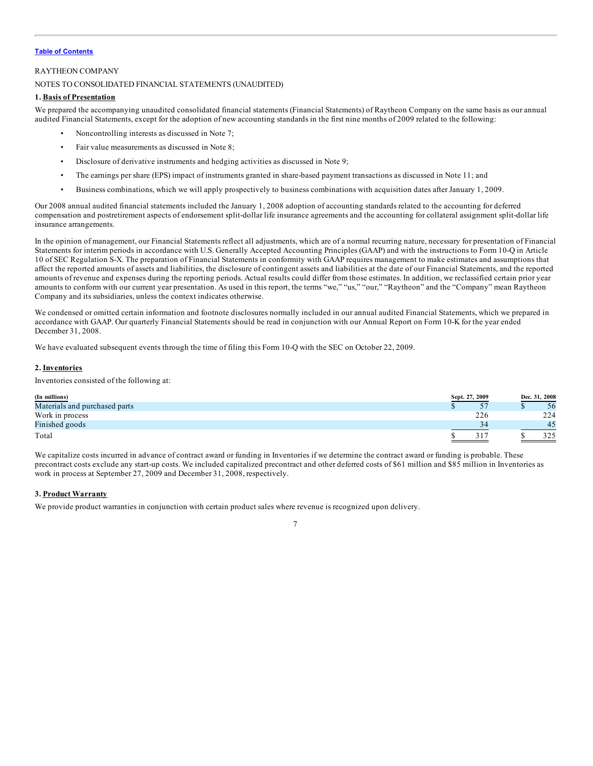Table of Contents

RAYTHEON COMPANY

NOTES TO CONSOLIDATED FINANCIAL STATEMENTS (UNAUDITED)

**1. Basis of Presentation**

We prepared the accompanying unaudited consolidated financial statements (Financial Statements) of Raytheon Company on the same basis as our annual audited Financial Statements, except for the adoption of new accounting standards in the first nine months of 2009 related to the following:

- Noncontrolling interests as discussed in Note 7;
- Fair value measurements as discussed in Note 8;
- Disclosure of derivative instruments and hedging activities as discussed in Note 9;
- The earnings per share (EPS) impact of instruments granted in share-based payment transactions as discussed in Note 11; and
- Business combinations, which we will apply prospectively to business combinations with acquisition dates after January 1, 2009.

Our 2008 annual audited financial statements included the January 1, 2008 adoption of accounting standards related to the accounting for deferred compensation and postretirement aspects of endorsement split-dollar life insurance agreements and the accounting for collateral assignment split-dollar life insurance arrangements.

In the opinion of management, our Financial Statements reflect all adjustments, which are of a normal recurring nature, necessary for presentation of Financial Statements for interim periods in accordance with U.S. Generally Accepted Accounting Principles (GAAP) and with the instructions to Form 10-Q in Article 10 of SEC Regulation S-X. The preparation of Financial Statements in conformity with GAAP requires management to make estimates and assumptions that affect the reported amounts of assets and liabilities, the disclosure of contingent assets and liabilities at the date of our Financial Statements, and the reported amounts of revenue and expenses during the reporting periods. Actual results could differ from those estimates. In addition, we reclassified certain prior year amounts to conform with our current year presentation. As used in this report, the terms "we," "us," "our," "Raytheon" and the "Company" mean Raytheon Company and its subsidiaries, unless the context indicates otherwise.

We condensed or omitted certain information and footnote disclosures normally included in our annual audited Financial Statements, which we prepared in accordance with GAAP. Our quarterly Financial Statements should be read in conjunction with our Annual Report on Form 10-K for the year ended December 31, 2008.

We have evaluated subsequent events through the time of filing this Form 10-Q with the SEC on October 22, 2009.

**2. Inventories**

Inventories consisted of the following at:

| (In millions) | Sept. 27, 2009 | Dec. 31, 2008 |
|---|---|---|
| Materials and purchased parts | $ 57 | $ 56 |
| Work in process | 226 | 224 |
| Finished goods | 34 | 45 |
| Total | $ 317 | $ 325 |

We capitalize costs incurred in advance of contract award or funding in Inventories if we determine the contract award or funding is probable. These precontract costs exclude any start-up costs. We included capitalized precontract and other deferred costs of $61 million and $85 million in Inventories as work in process at September 27, 2009 and December 31, 2008, respectively.

**3. Product Warranty**

We provide product warranties in conjunction with certain product sales where revenue is recognized upon delivery.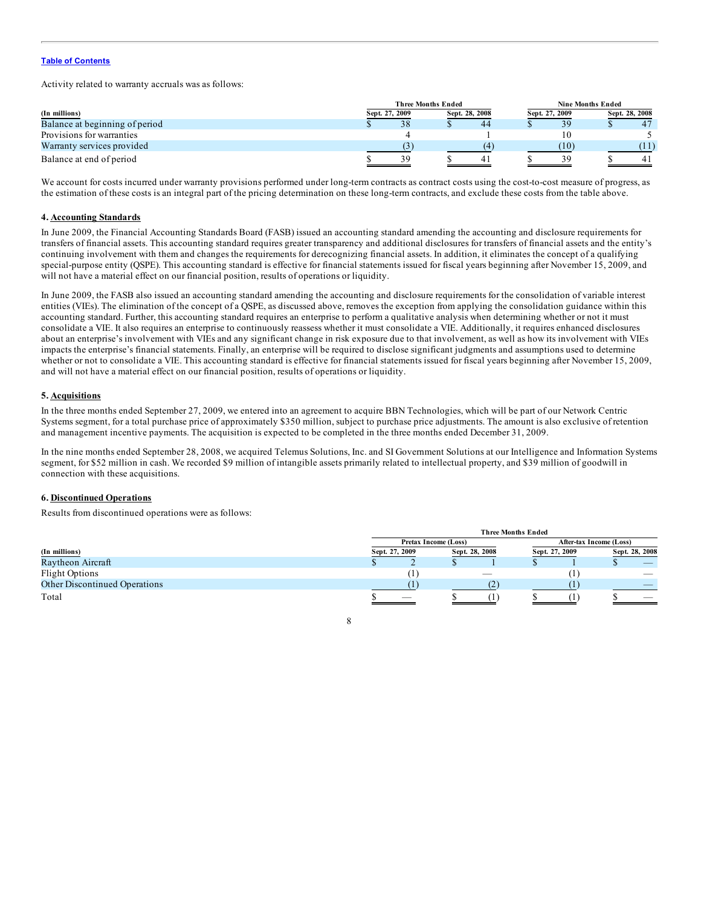Table of Contents

Activity related to warranty accruals was as follows:

| (In millions) | Three Months Ended Sept. 27, 2009 | Three Months Ended Sept. 28, 2008 | Nine Months Ended Sept. 27, 2009 | Nine Months Ended Sept. 28, 2008 |
|---|---|---|---|---|
| Balance at beginning of period | $ 38 | $ 44 | $ 39 | $ 47 |
| Provisions for warranties | 4 | 1 | 10 | 5 |
| Warranty services provided | (3) | (4) | (10) | (11) |
| Balance at end of period | $ 39 | $ 41 | $ 39 | $ 41 |

We account for costs incurred under warranty provisions performed under long-term contracts as contract costs using the cost-to-cost measure of progress, as the estimation of these costs is an integral part of the pricing determination on these long-term contracts, and exclude these costs from the table above.

### 4. Accounting Standards

In June 2009, the Financial Accounting Standards Board (FASB) issued an accounting standard amending the accounting and disclosure requirements for transfers of financial assets. This accounting standard requires greater transparency and additional disclosures for transfers of financial assets and the entity's continuing involvement with them and changes the requirements for derecognizing financial assets. In addition, it eliminates the concept of a qualifying special-purpose entity (QSPE). This accounting standard is effective for financial statements issued for fiscal years beginning after November 15, 2009, and will not have a material effect on our financial position, results of operations or liquidity.

In June 2009, the FASB also issued an accounting standard amending the accounting and disclosure requirements for the consolidation of variable interest entities (VIEs). The elimination of the concept of a QSPE, as discussed above, removes the exception from applying the consolidation guidance within this accounting standard. Further, this accounting standard requires an enterprise to perform a qualitative analysis when determining whether or not it must consolidate a VIE. It also requires an enterprise to continuously reassess whether it must consolidate a VIE. Additionally, it requires enhanced disclosures about an enterprise's involvement with VIEs and any significant change in risk exposure due to that involvement, as well as how its involvement with VIEs impacts the enterprise's financial statements. Finally, an enterprise will be required to disclose significant judgments and assumptions used to determine whether or not to consolidate a VIE. This accounting standard is effective for financial statements issued for fiscal years beginning after November 15, 2009, and will not have a material effect on our financial position, results of operations or liquidity.

### 5. Acquisitions

In the three months ended September 27, 2009, we entered into an agreement to acquire BBN Technologies, which will be part of our Network Centric Systems segment, for a total purchase price of approximately $350 million, subject to purchase price adjustments. The amount is also exclusive of retention and management incentive payments. The acquisition is expected to be completed in the three months ended December 31, 2009.

In the nine months ended September 28, 2008, we acquired Telemus Solutions, Inc. and SI Government Solutions at our Intelligence and Information Systems segment, for $52 million in cash. We recorded $9 million of intangible assets primarily related to intellectual property, and $39 million of goodwill in connection with these acquisitions.

### 6. Discontinued Operations

Results from discontinued operations were as follows:

| | Three Months Ended | | | |
|---|---|---|---|---|
| | Pretax Income (Loss) | | After-tax Income (Loss) | |
| (In millions) | Sept. 27, 2009 | Sept. 28, 2008 | Sept. 27, 2009 | Sept. 28, 2008 |
| Raytheon Aircraft | $ 2 | $ 1 | $ 1 | $ — |
| Flight Options | (1) | — | (1) | — |
| Other Discontinued Operations | (1) | (2) | (1) | — |
| Total | $ — | $ (1) | $ (1) | $ — |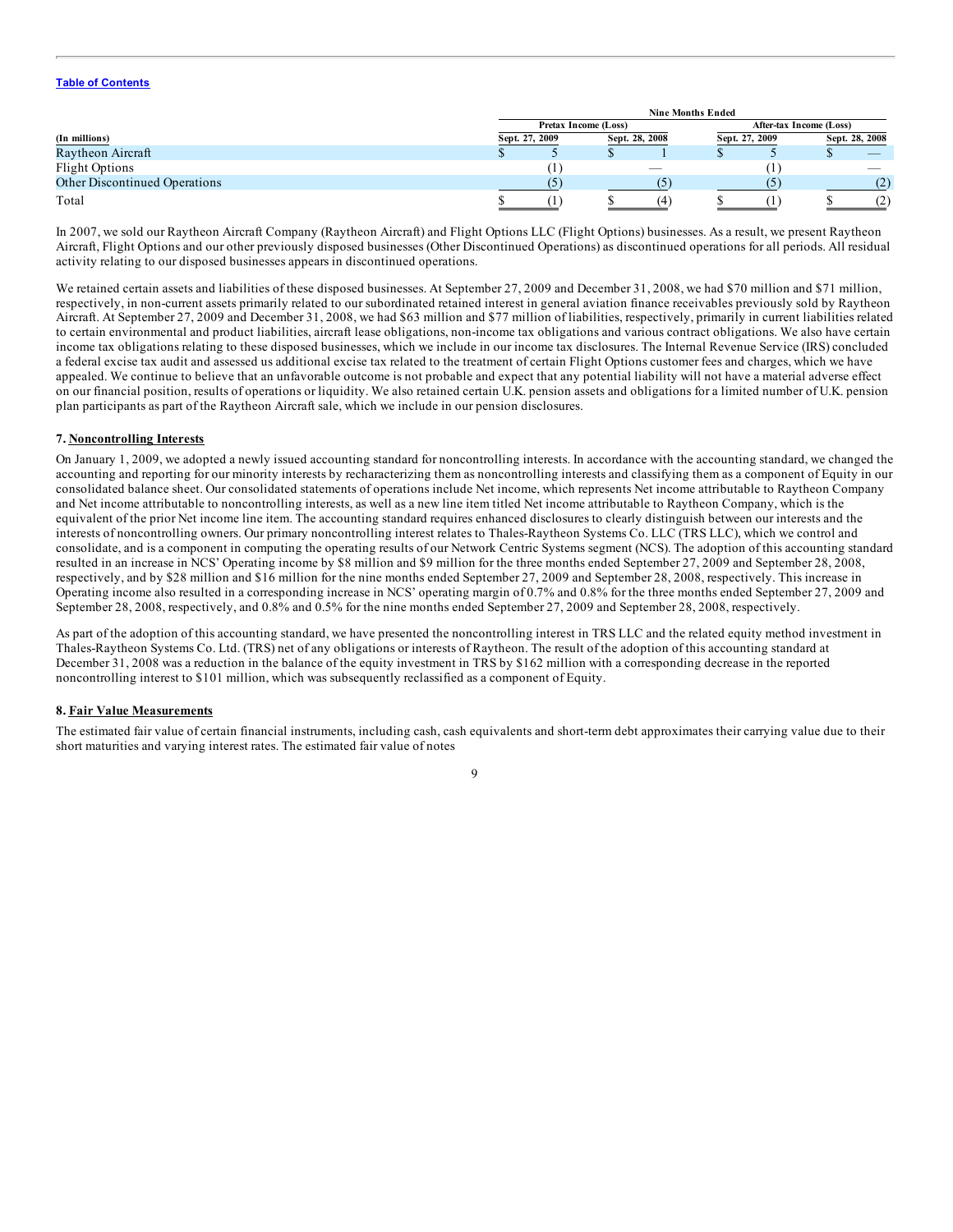| (In millions) | Nine Months Ended | | | |
|---|---|---|---|---|
| | Pretax Income (Loss) | | After-tax Income (Loss) | |
| | Sept. 27, 2009 | Sept. 28, 2008 | Sept. 27, 2009 | Sept. 28, 2008 |
| Raytheon Aircraft | $ 5 | $ 1 | $ 5 | $ — |
| Flight Options | (1) | — | (1) | — |
| Other Discontinued Operations | (5) | (5) | (5) | (2) |
| Total | $ (1) | $ (4) | $ (1) | $ (2) |

In 2007, we sold our Raytheon Aircraft Company (Raytheon Aircraft) and Flight Options LLC (Flight Options) businesses. As a result, we present Raytheon Aircraft, Flight Options and our other previously disposed businesses (Other Discontinued Operations) as discontinued operations for all periods. All residual activity relating to our disposed businesses appears in discontinued operations.

We retained certain assets and liabilities of these disposed businesses. At September 27, 2009 and December 31, 2008, we had $70 million and $71 million, respectively, in non-current assets primarily related to our subordinated retained interest in general aviation finance receivables previously sold by Raytheon Aircraft. At September 27, 2009 and December 31, 2008, we had $63 million and $77 million of liabilities, respectively, primarily in current liabilities related to certain environmental and product liabilities, aircraft lease obligations, non-income tax obligations and various contract obligations. We also have certain income tax obligations relating to these disposed businesses, which we include in our income tax disclosures. The Internal Revenue Service (IRS) concluded a federal excise tax audit and assessed us additional excise tax related to the treatment of certain Flight Options customer fees and charges, which we have appealed. We continue to believe that an unfavorable outcome is not probable and expect that any potential liability will not have a material adverse effect on our financial position, results of operations or liquidity. We also retained certain U.K. pension assets and obligations for a limited number of U.K. pension plan participants as part of the Raytheon Aircraft sale, which we include in our pension disclosures.

### 7. Noncontrolling Interests

On January 1, 2009, we adopted a newly issued accounting standard for noncontrolling interests. In accordance with the accounting standard, we changed the accounting and reporting for our minority interests by recharacterizing them as noncontrolling interests and classifying them as a component of Equity in our consolidated balance sheet. Our consolidated statements of operations include Net income, which represents Net income attributable to Raytheon Company and Net income attributable to noncontrolling interests, as well as a new line item titled Net income attributable to Raytheon Company, which is the equivalent of the prior Net income line item. The accounting standard requires enhanced disclosures to clearly distinguish between our interests and the interests of noncontrolling owners. Our primary noncontrolling interest relates to Thales-Raytheon Systems Co. LLC (TRS LLC), which we control and consolidate, and is a component in computing the operating results of our Network Centric Systems segment (NCS). The adoption of this accounting standard resulted in an increase in NCS' Operating income by $8 million and $9 million for the three months ended September 27, 2009 and September 28, 2008, respectively, and by $28 million and $16 million for the nine months ended September 27, 2009 and September 28, 2008, respectively. This increase in Operating income also resulted in a corresponding increase in NCS' operating margin of 0.7% and 0.8% for the three months ended September 27, 2009 and September 28, 2008, respectively, and 0.8% and 0.5% for the nine months ended September 27, 2009 and September 28, 2008, respectively.

As part of the adoption of this accounting standard, we have presented the noncontrolling interest in TRS LLC and the related equity method investment in Thales-Raytheon Systems Co. Ltd. (TRS) net of any obligations or interests of Raytheon. The result of the adoption of this accounting standard at December 31, 2008 was a reduction in the balance of the equity investment in TRS by $162 million with a corresponding decrease in the reported noncontrolling interest to $101 million, which was subsequently reclassified as a component of Equity.

### 8. Fair Value Measurements

The estimated fair value of certain financial instruments, including cash, cash equivalents and short-term debt approximates their carrying value due to their short maturities and varying interest rates. The estimated fair value of notes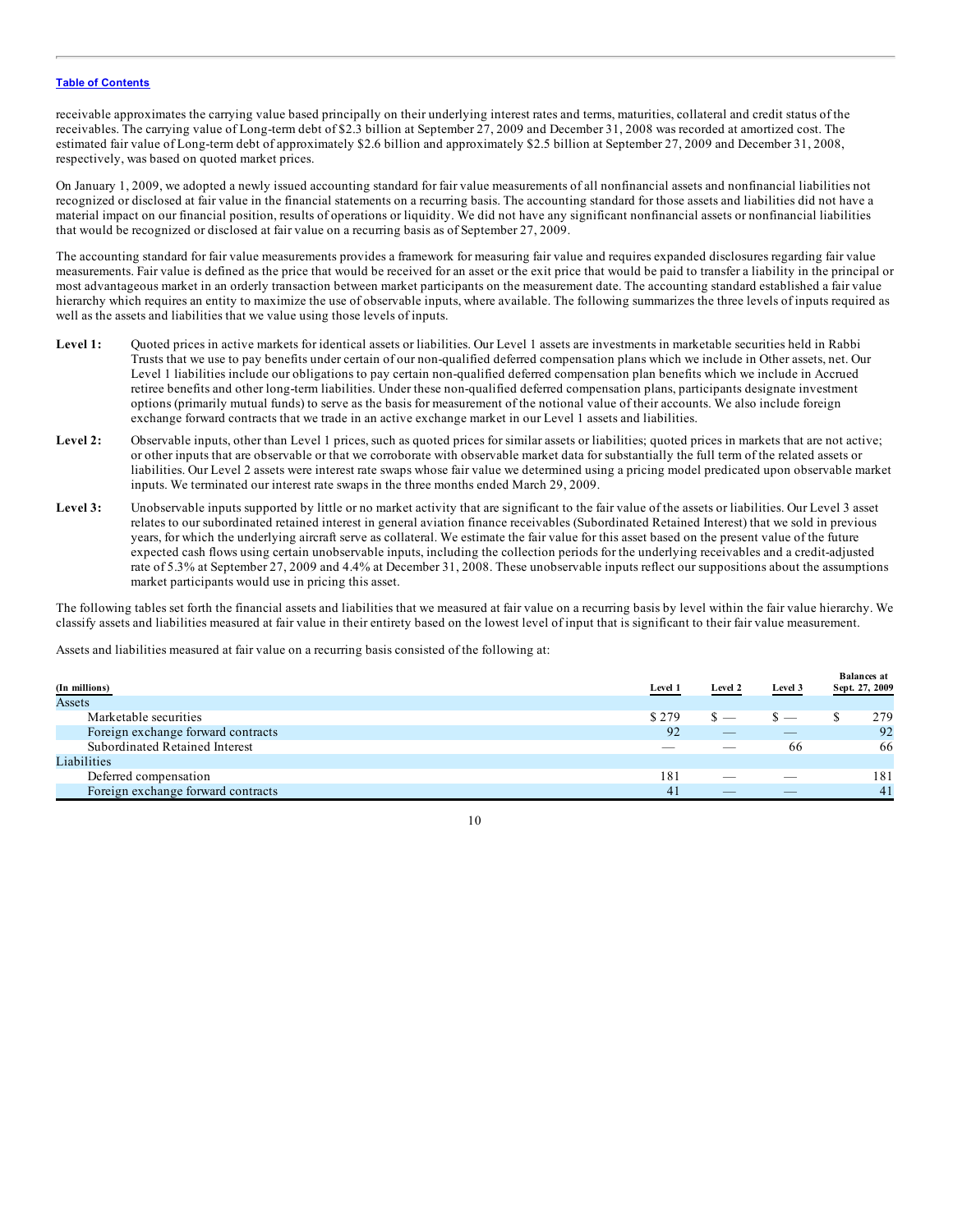receivable approximates the carrying value based principally on their underlying interest rates and terms, maturities, collateral and credit status of the receivables. The carrying value of Long-term debt of $2.3 billion at September 27, 2009 and December 31, 2008 was recorded at amortized cost. The estimated fair value of Long-term debt of approximately $2.6 billion and approximately $2.5 billion at September 27, 2009 and December 31, 2008, respectively, was based on quoted market prices.

On January 1, 2009, we adopted a newly issued accounting standard for fair value measurements of all nonfinancial assets and nonfinancial liabilities not recognized or disclosed at fair value in the financial statements on a recurring basis. The accounting standard for those assets and liabilities did not have a material impact on our financial position, results of operations or liquidity. We did not have any significant nonfinancial assets or nonfinancial liabilities that would be recognized or disclosed at fair value on a recurring basis as of September 27, 2009.

The accounting standard for fair value measurements provides a framework for measuring fair value and requires expanded disclosures regarding fair value measurements. Fair value is defined as the price that would be received for an asset or the exit price that would be paid to transfer a liability in the principal or most advantageous market in an orderly transaction between market participants on the measurement date. The accounting standard established a fair value hierarchy which requires an entity to maximize the use of observable inputs, where available. The following summarizes the three levels of inputs required as well as the assets and liabilities that we value using those levels of inputs.

**Level 1:** Quoted prices in active markets for identical assets or liabilities. Our Level 1 assets are investments in marketable securities held in Rabbi Trusts that we use to pay benefits under certain of our non-qualified deferred compensation plans which we include in Other assets, net. Our Level 1 liabilities include our obligations to pay certain non-qualified deferred compensation plan benefits which we include in Accrued retiree benefits and other long-term liabilities. Under these non-qualified deferred compensation plans, participants designate investment options (primarily mutual funds) to serve as the basis for measurement of the notional value of their accounts. We also include foreign exchange forward contracts that we trade in an active exchange market in our Level 1 assets and liabilities.

**Level 2:** Observable inputs, other than Level 1 prices, such as quoted prices for similar assets or liabilities; quoted prices in markets that are not active; or other inputs that are observable or that we corroborate with observable market data for substantially the full term of the related assets or liabilities. Our Level 2 assets were interest rate swaps whose fair value we determined using a pricing model predicated upon observable market inputs. We terminated our interest rate swaps in the three months ended March 29, 2009.

**Level 3:** Unobservable inputs supported by little or no market activity that are significant to the fair value of the assets or liabilities. Our Level 3 asset relates to our subordinated retained interest in general aviation finance receivables (Subordinated Retained Interest) that we sold in previous years, for which the underlying aircraft serve as collateral. We estimate the fair value for this asset based on the present value of the future expected cash flows using certain unobservable inputs, including the collection periods for the underlying receivables and a credit-adjusted rate of 5.3% at September 27, 2009 and 4.4% at December 31, 2008. These unobservable inputs reflect our suppositions about the assumptions market participants would use in pricing this asset.

The following tables set forth the financial assets and liabilities that we measured at fair value on a recurring basis by level within the fair value hierarchy. We classify assets and liabilities measured at fair value in their entirety based on the lowest level of input that is significant to their fair value measurement.

Assets and liabilities measured at fair value on a recurring basis consisted of the following at:

| (In millions) | Level 1 | Level 2 | Level 3 | Balances at Sept. 27, 2009 |
|---|---|---|---|---|
| Assets | | | | |
| Marketable securities | $ 279 | $ — | $ — | $ 279 |
| Foreign exchange forward contracts | 92 | — | — | 92 |
| Subordinated Retained Interest | — | — | 66 | 66 |
| Liabilities | | | | |
| Deferred compensation | 181 | — | — | 181 |
| Foreign exchange forward contracts | 41 | — | — | 41 |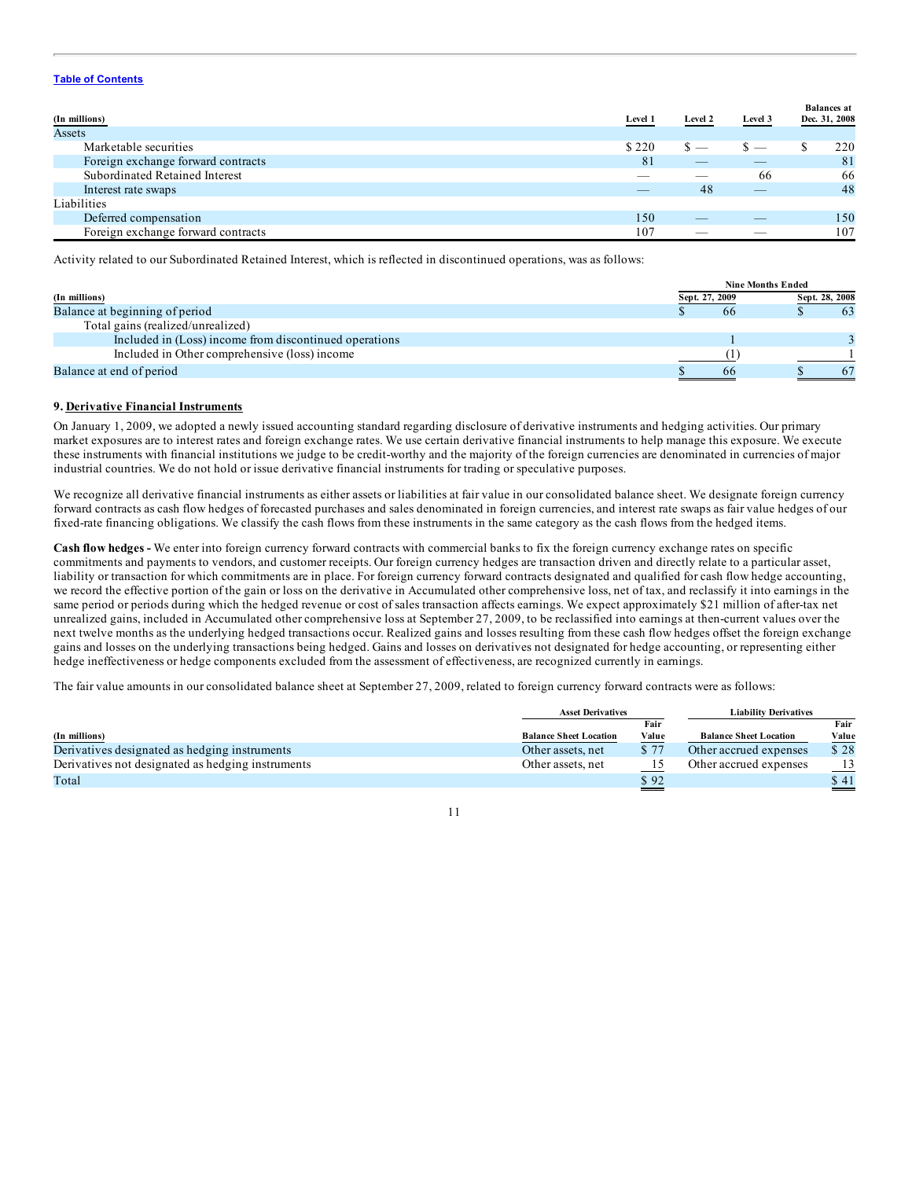| (In millions) | Level 1 | Level 2 | Level 3 | Balances at Dec. 31, 2008 |
|---|---|---|---|---|
| Assets | | | | |
| Marketable securities | $ 220 | $ — | $ — | $ 220 |
| Foreign exchange forward contracts | 81 | — | — | 81 |
| Subordinated Retained Interest | — | — | 66 | 66 |
| Interest rate swaps | — | 48 | — | 48 |
| Liabilities | | | | |
| Deferred compensation | 150 | — | — | 150 |
| Foreign exchange forward contracts | 107 | — | — | 107 |

Activity related to our Subordinated Retained Interest, which is reflected in discontinued operations, was as follows:

| (In millions) | Nine Months Ended Sept. 27, 2009 | Nine Months Ended Sept. 28, 2008 |
|---|---|---|
| Balance at beginning of period | $ 66 | $ 63 |
| Total gains (realized/unrealized) | | |
| Included in (Loss) income from discontinued operations | 1 | 3 |
| Included in Other comprehensive (loss) income | (1) | 1 |
| Balance at end of period | $ 66 | $ 67 |

### 9. Derivative Financial Instruments

On January 1, 2009, we adopted a newly issued accounting standard regarding disclosure of derivative instruments and hedging activities. Our primary market exposures are to interest rates and foreign exchange rates. We use certain derivative financial instruments to help manage this exposure. We execute these instruments with financial institutions we judge to be credit-worthy and the majority of the foreign currencies are denominated in currencies of major industrial countries. We do not hold or issue derivative financial instruments for trading or speculative purposes.

We recognize all derivative financial instruments as either assets or liabilities at fair value in our consolidated balance sheet. We designate foreign currency forward contracts as cash flow hedges of forecasted purchases and sales denominated in foreign currencies, and interest rate swaps as fair value hedges of our fixed-rate financing obligations. We classify the cash flows from these instruments in the same category as the cash flows from the hedged items.

**Cash flow hedges -** We enter into foreign currency forward contracts with commercial banks to fix the foreign currency exchange rates on specific commitments and payments to vendors, and customer receipts. Our foreign currency hedges are transaction driven and directly relate to a particular asset, liability or transaction for which commitments are in place. For foreign currency forward contracts designated and qualified for cash flow hedge accounting, we record the effective portion of the gain or loss on the derivative in Accumulated other comprehensive loss, net of tax, and reclassify it into earnings in the same period or periods during which the hedged revenue or cost of sales transaction affects earnings. We expect approximately $21 million of after-tax net unrealized gains, included in Accumulated other comprehensive loss at September 27, 2009, to be reclassified into earnings at then-current values over the next twelve months as the underlying hedged transactions occur. Realized gains and losses resulting from these cash flow hedges offset the foreign exchange gains and losses on the underlying transactions being hedged. Gains and losses on derivatives not designated for hedge accounting, or representing either hedge ineffectiveness or hedge components excluded from the assessment of effectiveness, are recognized currently in earnings.

The fair value amounts in our consolidated balance sheet at September 27, 2009, related to foreign currency forward contracts were as follows:

| (In millions) | Asset Derivatives: Balance Sheet Location | Asset Derivatives: Fair Value | Liability Derivatives: Balance Sheet Location | Liability Derivatives: Fair Value |
|---|---|---|---|---|
| Derivatives designated as hedging instruments | Other assets, net | $ 77 | Other accrued expenses | $ 28 |
| Derivatives not designated as hedging instruments | Other assets, net | 15 | Other accrued expenses | 13 |
| Total | | $ 92 | | $ 41 |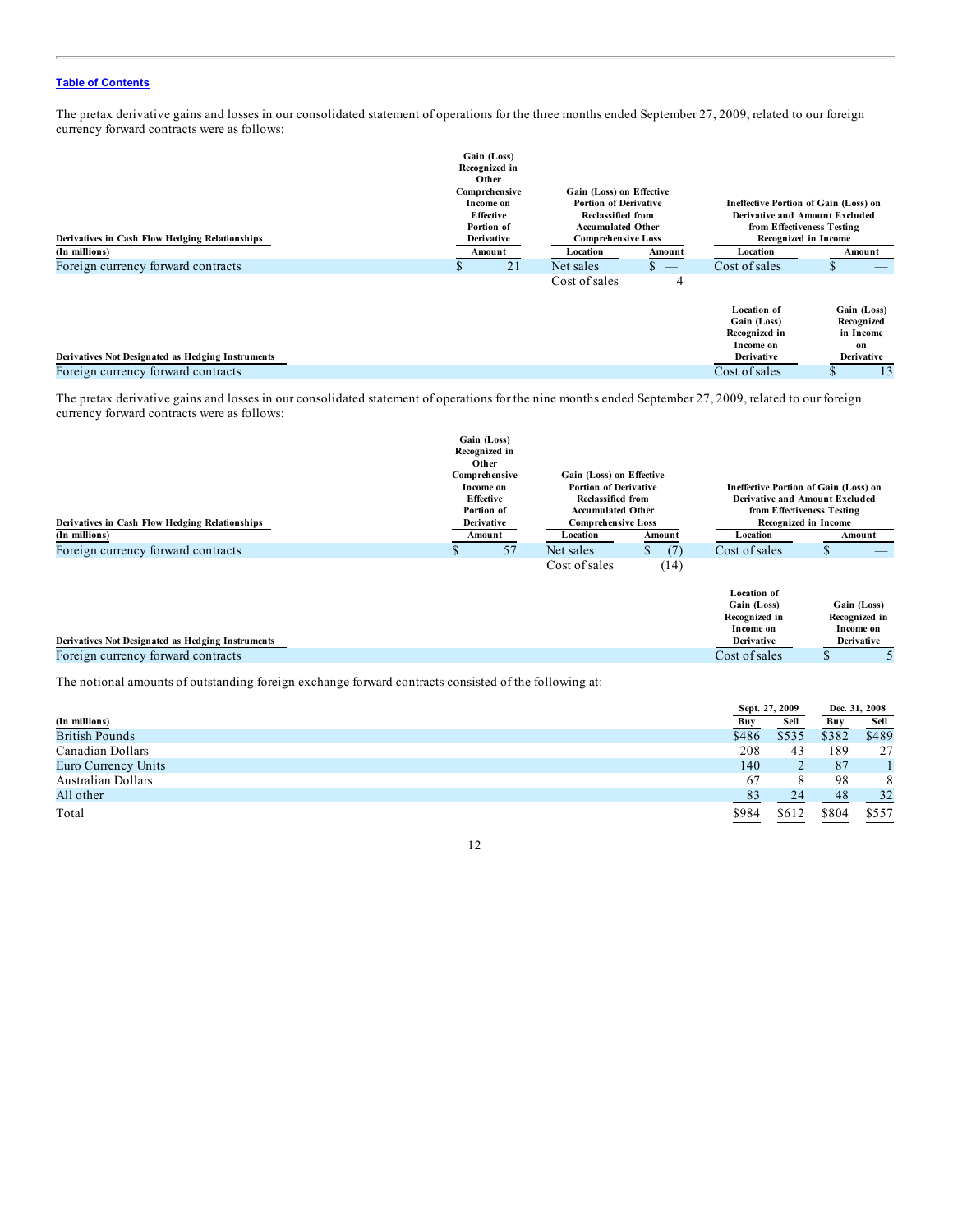Table of Contents

The pretax derivative gains and losses in our consolidated statement of operations for the three months ended September 27, 2009, related to our foreign currency forward contracts were as follows:

| Derivatives in Cash Flow Hedging Relationships | Gain (Loss) Recognized in Other Comprehensive Income on Effective Portion of Derivative | Gain (Loss) on Effective Portion of Derivative Reclassified from Accumulated Other Comprehensive Loss | | Ineffective Portion of Gain (Loss) on Derivative and Amount Excluded from Effectiveness Testing Recognized in Income | |
|---|---|---|---|---|---|
| (In millions) | Amount | Location | Amount | Location | Amount |
| Foreign currency forward contracts | $ 21 | Net sales | $ — | Cost of sales | $ — |
| | | Cost of sales | 4 | | |

| Derivatives Not Designated as Hedging Instruments | Location of Gain (Loss) Recognized in Income on Derivative | Gain (Loss) Recognized in Income on Derivative |
|---|---|---|
| Foreign currency forward contracts | Cost of sales | $ 13 |

The pretax derivative gains and losses in our consolidated statement of operations for the nine months ended September 27, 2009, related to our foreign currency forward contracts were as follows:

| Derivatives in Cash Flow Hedging Relationships | Gain (Loss) Recognized in Other Comprehensive Income on Effective Portion of Derivative | Gain (Loss) on Effective Portion of Derivative Reclassified from Accumulated Other Comprehensive Loss | | Ineffective Portion of Gain (Loss) on Derivative and Amount Excluded from Effectiveness Testing Recognized in Income | |
|---|---|---|---|---|---|
| (In millions) | Amount | Location | Amount | Location | Amount |
| Foreign currency forward contracts | $ 57 | Net sales | $ (7) | Cost of sales | $ — |
| | | Cost of sales | (14) | | |

| Derivatives Not Designated as Hedging Instruments | Location of Gain (Loss) Recognized in Income on Derivative | Gain (Loss) Recognized in Income on Derivative |
|---|---|---|
| Foreign currency forward contracts | Cost of sales | $ 5 |

The notional amounts of outstanding foreign exchange forward contracts consisted of the following at:

| | Sept. 27, 2009 | | Dec. 31, 2008 | |
|---|---|---|---|---|
| (In millions) | Buy | Sell | Buy | Sell |
| British Pounds | $486 | $535 | $382 | $489 |
| Canadian Dollars | 208 | 43 | 189 | 27 |
| Euro Currency Units | 140 | 2 | 87 | 1 |
| Australian Dollars | 67 | 8 | 98 | 8 |
| All other | 83 | 24 | 48 | 32 |
| Total | $984 | $612 | $804 | $557 |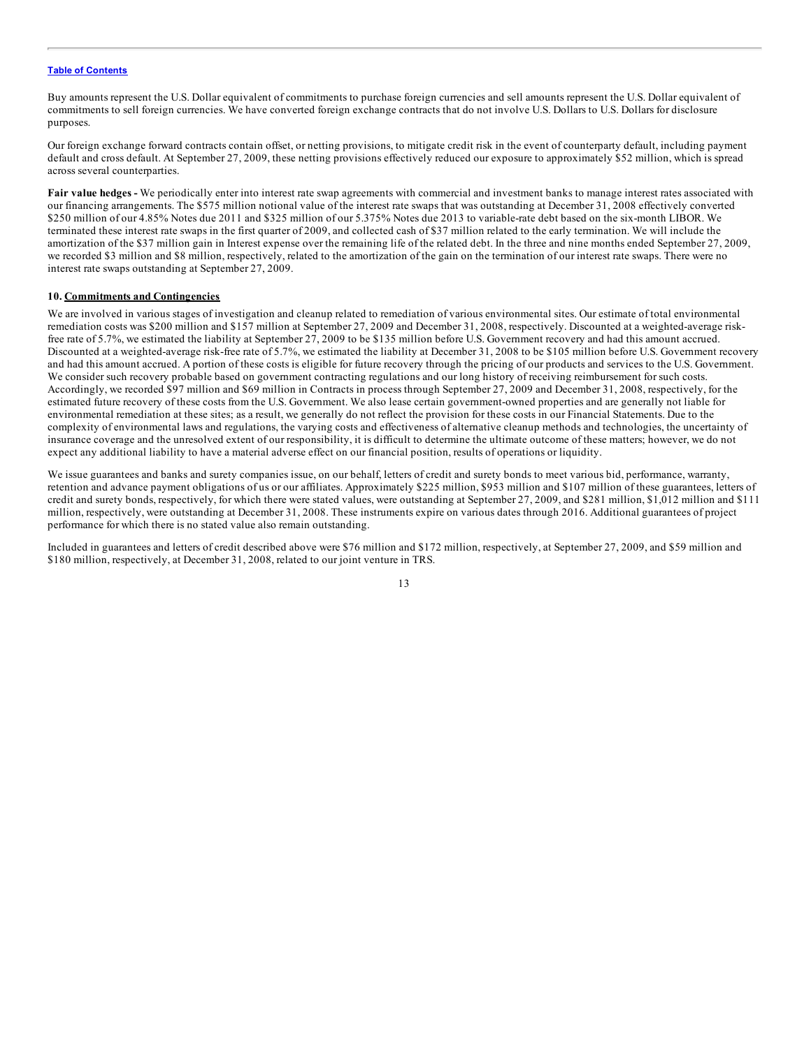Buy amounts represent the U.S. Dollar equivalent of commitments to purchase foreign currencies and sell amounts represent the U.S. Dollar equivalent of commitments to sell foreign currencies. We have converted foreign exchange contracts that do not involve U.S. Dollars to U.S. Dollars for disclosure purposes.

Our foreign exchange forward contracts contain offset, or netting provisions, to mitigate credit risk in the event of counterparty default, including payment default and cross default. At September 27, 2009, these netting provisions effectively reduced our exposure to approximately $52 million, which is spread across several counterparties.

**Fair value hedges -** We periodically enter into interest rate swap agreements with commercial and investment banks to manage interest rates associated with our financing arrangements. The $575 million notional value of the interest rate swaps that was outstanding at December 31, 2008 effectively converted $250 million of our 4.85% Notes due 2011 and $325 million of our 5.375% Notes due 2013 to variable-rate debt based on the six-month LIBOR. We terminated these interest rate swaps in the first quarter of 2009, and collected cash of $37 million related to the early termination. We will include the amortization of the $37 million gain in Interest expense over the remaining life of the related debt. In the three and nine months ended September 27, 2009, we recorded $3 million and $8 million, respectively, related to the amortization of the gain on the termination of our interest rate swaps. There were no interest rate swaps outstanding at September 27, 2009.

**10. Commitments and Contingencies**

We are involved in various stages of investigation and cleanup related to remediation of various environmental sites. Our estimate of total environmental remediation costs was $200 million and $157 million at September 27, 2009 and December 31, 2008, respectively. Discounted at a weighted-average risk-free rate of 5.7%, we estimated the liability at September 27, 2009 to be $135 million before U.S. Government recovery and had this amount accrued. Discounted at a weighted-average risk-free rate of 5.7%, we estimated the liability at December 31, 2008 to be $105 million before U.S. Government recovery and had this amount accrued. A portion of these costs is eligible for future recovery through the pricing of our products and services to the U.S. Government. We consider such recovery probable based on government contracting regulations and our long history of receiving reimbursement for such costs. Accordingly, we recorded $97 million and $69 million in Contracts in process through September 27, 2009 and December 31, 2008, respectively, for the estimated future recovery of these costs from the U.S. Government. We also lease certain government-owned properties and are generally not liable for environmental remediation at these sites; as a result, we generally do not reflect the provision for these costs in our Financial Statements. Due to the complexity of environmental laws and regulations, the varying costs and effectiveness of alternative cleanup methods and technologies, the uncertainty of insurance coverage and the unresolved extent of our responsibility, it is difficult to determine the ultimate outcome of these matters; however, we do not expect any additional liability to have a material adverse effect on our financial position, results of operations or liquidity.

We issue guarantees and banks and surety companies issue, on our behalf, letters of credit and surety bonds to meet various bid, performance, warranty, retention and advance payment obligations of us or our affiliates. Approximately $225 million, $953 million and $107 million of these guarantees, letters of credit and surety bonds, respectively, for which there were stated values, were outstanding at September 27, 2009, and $281 million, $1,012 million and $111 million, respectively, were outstanding at December 31, 2008. These instruments expire on various dates through 2016. Additional guarantees of project performance for which there is no stated value also remain outstanding.

Included in guarantees and letters of credit described above were $76 million and $172 million, respectively, at September 27, 2009, and $59 million and $180 million, respectively, at December 31, 2008, related to our joint venture in TRS.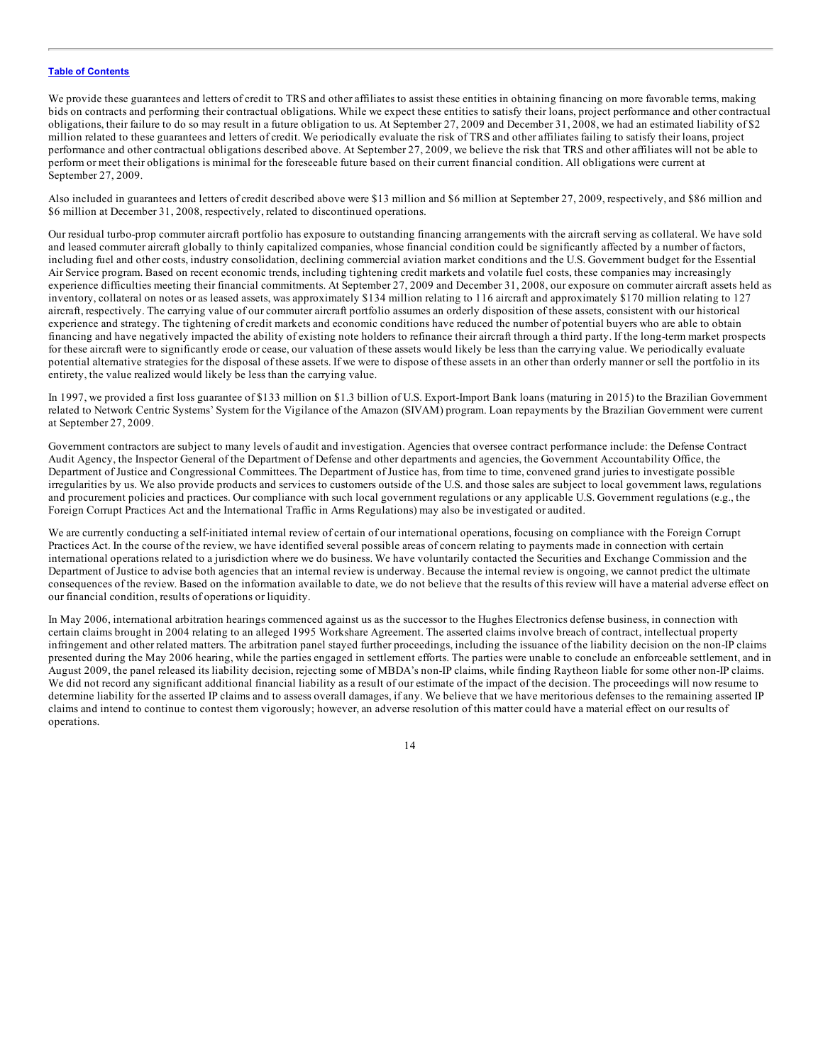[Table of Contents](#)

We provide these guarantees and letters of credit to TRS and other affiliates to assist these entities in obtaining financing on more favorable terms, making bids on contracts and performing their contractual obligations. While we expect these entities to satisfy their loans, project performance and other contractual obligations, their failure to do so may result in a future obligation to us. At September 27, 2009 and December 31, 2008, we had an estimated liability of $2 million related to these guarantees and letters of credit. We periodically evaluate the risk of TRS and other affiliates failing to satisfy their loans, project performance and other contractual obligations described above. At September 27, 2009, we believe the risk that TRS and other affiliates will not be able to perform or meet their obligations is minimal for the foreseeable future based on their current financial condition. All obligations were current at September 27, 2009.

Also included in guarantees and letters of credit described above were $13 million and $6 million at September 27, 2009, respectively, and $86 million and $6 million at December 31, 2008, respectively, related to discontinued operations.

Our residual turbo-prop commuter aircraft portfolio has exposure to outstanding financing arrangements with the aircraft serving as collateral. We have sold and leased commuter aircraft globally to thinly capitalized companies, whose financial condition could be significantly affected by a number of factors, including fuel and other costs, industry consolidation, declining commercial aviation market conditions and the U.S. Government budget for the Essential Air Service program. Based on recent economic trends, including tightening credit markets and volatile fuel costs, these companies may increasingly experience difficulties meeting their financial commitments. At September 27, 2009 and December 31, 2008, our exposure on commuter aircraft assets held as inventory, collateral on notes or as leased assets, was approximately $134 million relating to 116 aircraft and approximately $170 million relating to 127 aircraft, respectively. The carrying value of our commuter aircraft portfolio assumes an orderly disposition of these assets, consistent with our historical experience and strategy. The tightening of credit markets and economic conditions have reduced the number of potential buyers who are able to obtain financing and have negatively impacted the ability of existing note holders to refinance their aircraft through a third party. If the long-term market prospects for these aircraft were to significantly erode or cease, our valuation of these assets would likely be less than the carrying value. We periodically evaluate potential alternative strategies for the disposal of these assets. If we were to dispose of these assets in an other than orderly manner or sell the portfolio in its entirety, the value realized would likely be less than the carrying value.

In 1997, we provided a first loss guarantee of $133 million on $1.3 billion of U.S. Export-Import Bank loans (maturing in 2015) to the Brazilian Government related to Network Centric Systems' System for the Vigilance of the Amazon (SIVAM) program. Loan repayments by the Brazilian Government were current at September 27, 2009.

Government contractors are subject to many levels of audit and investigation. Agencies that oversee contract performance include: the Defense Contract Audit Agency, the Inspector General of the Department of Defense and other departments and agencies, the Government Accountability Office, the Department of Justice and Congressional Committees. The Department of Justice has, from time to time, convened grand juries to investigate possible irregularities by us. We also provide products and services to customers outside of the U.S. and those sales are subject to local government laws, regulations and procurement policies and practices. Our compliance with such local government regulations or any applicable U.S. Government regulations (e.g., the Foreign Corrupt Practices Act and the International Traffic in Arms Regulations) may also be investigated or audited.

We are currently conducting a self-initiated internal review of certain of our international operations, focusing on compliance with the Foreign Corrupt Practices Act. In the course of the review, we have identified several possible areas of concern relating to payments made in connection with certain international operations related to a jurisdiction where we do business. We have voluntarily contacted the Securities and Exchange Commission and the Department of Justice to advise both agencies that an internal review is underway. Because the internal review is ongoing, we cannot predict the ultimate consequences of the review. Based on the information available to date, we do not believe that the results of this review will have a material adverse effect on our financial condition, results of operations or liquidity.

In May 2006, international arbitration hearings commenced against us as the successor to the Hughes Electronics defense business, in connection with certain claims brought in 2004 relating to an alleged 1995 Workshare Agreement. The asserted claims involve breach of contract, intellectual property infringement and other related matters. The arbitration panel stayed further proceedings, including the issuance of the liability decision on the non-IP claims presented during the May 2006 hearing, while the parties engaged in settlement efforts. The parties were unable to conclude an enforceable settlement, and in August 2009, the panel released its liability decision, rejecting some of MBDA's non-IP claims, while finding Raytheon liable for some other non-IP claims. We did not record any significant additional financial liability as a result of our estimate of the impact of the decision. The proceedings will now resume to determine liability for the asserted IP claims and to assess overall damages, if any. We believe that we have meritorious defenses to the remaining asserted IP claims and intend to continue to contest them vigorously; however, an adverse resolution of this matter could have a material effect on our results of operations.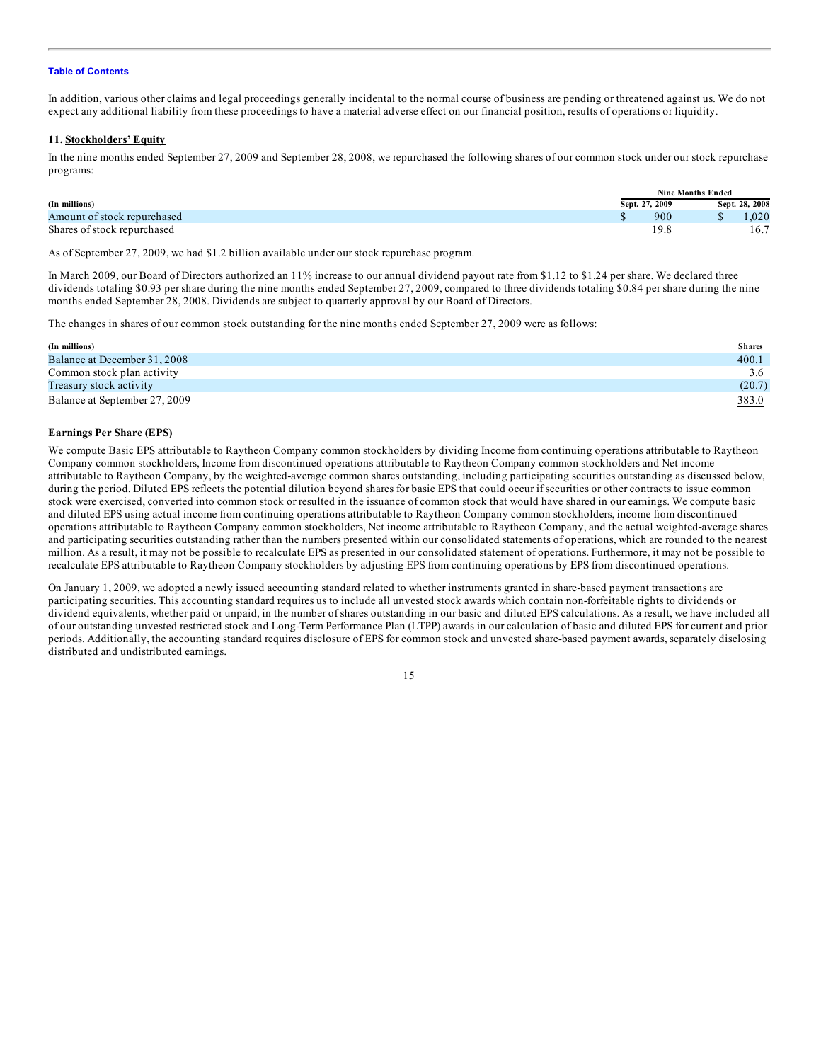In addition, various other claims and legal proceedings generally incidental to the normal course of business are pending or threatened against us. We do not expect any additional liability from these proceedings to have a material adverse effect on our financial position, results of operations or liquidity.

### 11. Stockholders' Equity

In the nine months ended September 27, 2009 and September 28, 2008, we repurchased the following shares of our common stock under our stock repurchase programs:

| | Nine Months Ended | |
|---|---|---|
| (In millions) | Sept. 27, 2009 | Sept. 28, 2008 |
| Amount of stock repurchased | $ 900 | $ 1,020 |
| Shares of stock repurchased | 19.8 | 16.7 |

As of September 27, 2009, we had $1.2 billion available under our stock repurchase program.

In March 2009, our Board of Directors authorized an 11% increase to our annual dividend payout rate from $1.12 to $1.24 per share. We declared three dividends totaling $0.93 per share during the nine months ended September 27, 2009, compared to three dividends totaling $0.84 per share during the nine months ended September 28, 2008. Dividends are subject to quarterly approval by our Board of Directors.

The changes in shares of our common stock outstanding for the nine months ended September 27, 2009 were as follows:

| (In millions) | Shares |
|---|---|
| Balance at December 31, 2008 | 400.1 |
| Common stock plan activity | 3.6 |
| Treasury stock activity | (20.7) |
| Balance at September 27, 2009 | 383.0 |

**Earnings Per Share (EPS)**

We compute Basic EPS attributable to Raytheon Company common stockholders by dividing Income from continuing operations attributable to Raytheon Company common stockholders, Income from discontinued operations attributable to Raytheon Company common stockholders and Net income attributable to Raytheon Company, by the weighted-average common shares outstanding, including participating securities outstanding as discussed below, during the period. Diluted EPS reflects the potential dilution beyond shares for basic EPS that could occur if securities or other contracts to issue common stock were exercised, converted into common stock or resulted in the issuance of common stock that would have shared in our earnings. We compute basic and diluted EPS using actual income from continuing operations attributable to Raytheon Company common stockholders, income from discontinued operations attributable to Raytheon Company common stockholders, Net income attributable to Raytheon Company, and the actual weighted-average shares and participating securities outstanding rather than the numbers presented within our consolidated statements of operations, which are rounded to the nearest million. As a result, it may not be possible to recalculate EPS as presented in our consolidated statement of operations. Furthermore, it may not be possible to recalculate EPS attributable to Raytheon Company stockholders by adjusting EPS from continuing operations by EPS from discontinued operations.

On January 1, 2009, we adopted a newly issued accounting standard related to whether instruments granted in share-based payment transactions are participating securities. This accounting standard requires us to include all unvested stock awards which contain non-forfeitable rights to dividends or dividend equivalents, whether paid or unpaid, in the number of shares outstanding in our basic and diluted EPS calculations. As a result, we have included all of our outstanding unvested restricted stock and Long-Term Performance Plan (LTPP) awards in our calculation of basic and diluted EPS for current and prior periods. Additionally, the accounting standard requires disclosure of EPS for common stock and unvested share-based payment awards, separately disclosing distributed and undistributed earnings.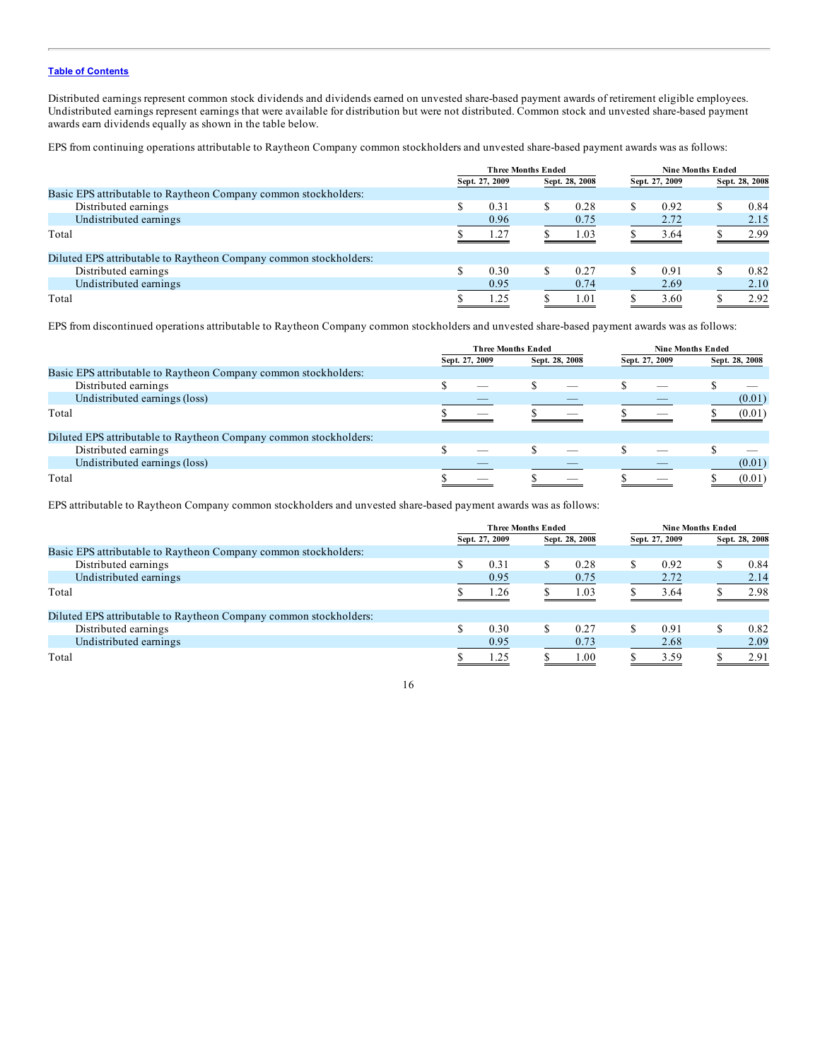Distributed earnings represent common stock dividends and dividends earned on unvested share-based payment awards of retirement eligible employees. Undistributed earnings represent earnings that were available for distribution but were not distributed. Common stock and unvested share-based payment awards earn dividends equally as shown in the table below.

EPS from continuing operations attributable to Raytheon Company common stockholders and unvested share-based payment awards was as follows:

| | Three Months Ended | | Nine Months Ended | |
|---|---|---|---|---|
| | Sept. 27, 2009 | Sept. 28, 2008 | Sept. 27, 2009 | Sept. 28, 2008 |
| Basic EPS attributable to Raytheon Company common stockholders: | | | | |
| Distributed earnings | $ 0.31 | $ 0.28 | $ 0.92 | $ 0.84 |
| Undistributed earnings | 0.96 | 0.75 | 2.72 | 2.15 |
| Total | $ 1.27 | $ 1.03 | $ 3.64 | $ 2.99 |
| Diluted EPS attributable to Raytheon Company common stockholders: | | | | |
| Distributed earnings | $ 0.30 | $ 0.27 | $ 0.91 | $ 0.82 |
| Undistributed earnings | 0.95 | 0.74 | 2.69 | 2.10 |
| Total | $ 1.25 | $ 1.01 | $ 3.60 | $ 2.92 |

EPS from discontinued operations attributable to Raytheon Company common stockholders and unvested share-based payment awards was as follows:

| | Three Months Ended | | Nine Months Ended | |
|---|---|---|---|---|
| | Sept. 27, 2009 | Sept. 28, 2008 | Sept. 27, 2009 | Sept. 28, 2008 |
| Basic EPS attributable to Raytheon Company common stockholders: | | | | |
| Distributed earnings | $ — | $ — | $ — | $ — |
| Undistributed earnings (loss) | — | — | — | (0.01) |
| Total | $ — | $ — | $ — | $ (0.01) |
| Diluted EPS attributable to Raytheon Company common stockholders: | | | | |
| Distributed earnings | $ — | $ — | $ — | $ — |
| Undistributed earnings (loss) | — | — | — | (0.01) |
| Total | $ — | $ — | $ — | $ (0.01) |

EPS attributable to Raytheon Company common stockholders and unvested share-based payment awards was as follows:

| | Three Months Ended | | Nine Months Ended | |
|---|---|---|---|---|
| | Sept. 27, 2009 | Sept. 28, 2008 | Sept. 27, 2009 | Sept. 28, 2008 |
| Basic EPS attributable to Raytheon Company common stockholders: | | | | |
| Distributed earnings | $ 0.31 | $ 0.28 | $ 0.92 | $ 0.84 |
| Undistributed earnings | 0.95 | 0.75 | 2.72 | 2.14 |
| Total | $ 1.26 | $ 1.03 | $ 3.64 | $ 2.98 |
| Diluted EPS attributable to Raytheon Company common stockholders: | | | | |
| Distributed earnings | $ 0.30 | $ 0.27 | $ 0.91 | $ 0.82 |
| Undistributed earnings | 0.95 | 0.73 | 2.68 | 2.09 |
| Total | $ 1.25 | $ 1.00 | $ 3.59 | $ 2.91 |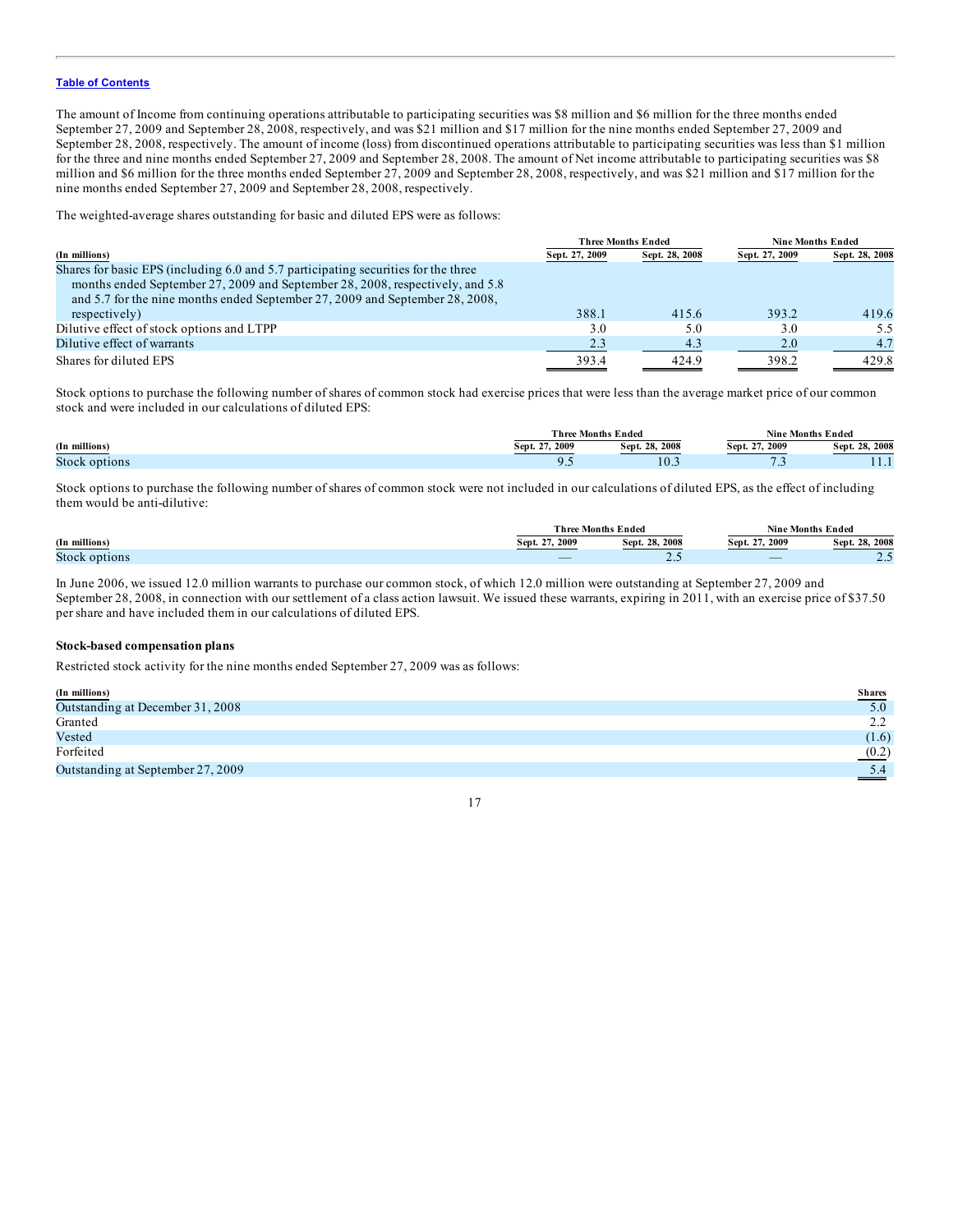[Table of Contents](#)

The amount of Income from continuing operations attributable to participating securities was $8 million and $6 million for the three months ended September 27, 2009 and September 28, 2008, respectively, and was $21 million and $17 million for the nine months ended September 27, 2009 and September 28, 2008, respectively. The amount of income (loss) from discontinued operations attributable to participating securities was less than $1 million for the three and nine months ended September 27, 2009 and September 28, 2008. The amount of Net income attributable to participating securities was $8 million and $6 million for the three months ended September 27, 2009 and September 28, 2008, respectively, and was $21 million and $17 million for the nine months ended September 27, 2009 and September 28, 2008, respectively.

The weighted-average shares outstanding for basic and diluted EPS were as follows:

| | Three Months Ended | | Nine Months Ended | |
|---|---|---|---|---|
| (In millions) | Sept. 27, 2009 | Sept. 28, 2008 | Sept. 27, 2009 | Sept. 28, 2008 |
| Shares for basic EPS (including 6.0 and 5.7 participating securities for the three months ended September 27, 2009 and September 28, 2008, respectively, and 5.8 and 5.7 for the nine months ended September 27, 2009 and September 28, 2008, respectively) | 388.1 | 415.6 | 393.2 | 419.6 |
| Dilutive effect of stock options and LTPP | 3.0 | 5.0 | 3.0 | 5.5 |
| Dilutive effect of warrants | 2.3 | 4.3 | 2.0 | 4.7 |
| Shares for diluted EPS | 393.4 | 424.9 | 398.2 | 429.8 |

Stock options to purchase the following number of shares of common stock had exercise prices that were less than the average market price of our common stock and were included in our calculations of diluted EPS:

| | Three Months Ended | | Nine Months Ended | |
|---|---|---|---|---|
| (In millions) | Sept. 27, 2009 | Sept. 28, 2008 | Sept. 27, 2009 | Sept. 28, 2008 |
| Stock options | 9.5 | 10.3 | 7.3 | 11.1 |

Stock options to purchase the following number of shares of common stock were not included in our calculations of diluted EPS, as the effect of including them would be anti-dilutive:

| | Three Months Ended | | Nine Months Ended | |
|---|---|---|---|---|
| (In millions) | Sept. 27, 2009 | Sept. 28, 2008 | Sept. 27, 2009 | Sept. 28, 2008 |
| Stock options | — | 2.5 | — | 2.5 |

In June 2006, we issued 12.0 million warrants to purchase our common stock, of which 12.0 million were outstanding at September 27, 2009 and September 28, 2008, in connection with our settlement of a class action lawsuit. We issued these warrants, expiring in 2011, with an exercise price of $37.50 per share and have included them in our calculations of diluted EPS.

**Stock-based compensation plans**

Restricted stock activity for the nine months ended September 27, 2009 was as follows:

| (In millions) | Shares |
|---|---|
| Outstanding at December 31, 2008 | 5.0 |
| Granted | 2.2 |
| Vested | (1.6) |
| Forfeited | (0.2) |
| Outstanding at September 27, 2009 | 5.4 |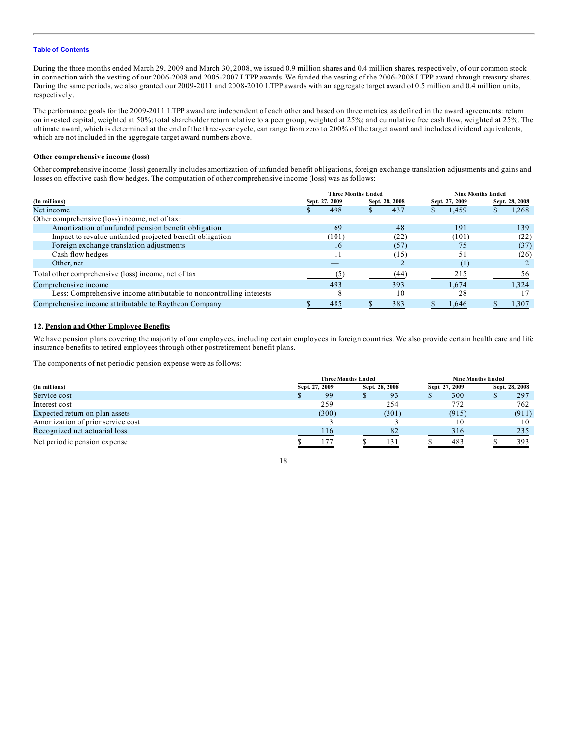Table of Contents

During the three months ended March 29, 2009 and March 30, 2008, we issued 0.9 million shares and 0.4 million shares, respectively, of our common stock in connection with the vesting of our 2006-2008 and 2005-2007 LTPP awards. We funded the vesting of the 2006-2008 LTPP award through treasury shares. During the same periods, we also granted our 2009-2011 and 2008-2010 LTPP awards with an aggregate target award of 0.5 million and 0.4 million units, respectively.

The performance goals for the 2009-2011 LTPP award are independent of each other and based on three metrics, as defined in the award agreements: return on invested capital, weighted at 50%; total shareholder return relative to a peer group, weighted at 25%; and cumulative free cash flow, weighted at 25%. The ultimate award, which is determined at the end of the three-year cycle, can range from zero to 200% of the target award and includes dividend equivalents, which are not included in the aggregate target award numbers above.

### Other comprehensive income (loss)

Other comprehensive income (loss) generally includes amortization of unfunded benefit obligations, foreign exchange translation adjustments and gains and losses on effective cash flow hedges. The computation of other comprehensive income (loss) was as follows:

| | Three Months Ended | | Nine Months Ended | |
|---|---|---|---|---|
| (In millions) | Sept. 27, 2009 | Sept. 28, 2008 | Sept. 27, 2009 | Sept. 28, 2008 |
| Net income | $ 498 | $ 437 | $ 1,459 | $ 1,268 |
| Other comprehensive (loss) income, net of tax: | | | | |
| Amortization of unfunded pension benefit obligation | 69 | 48 | 191 | 139 |
| Impact to revalue unfunded projected benefit obligation | (101) | (22) | (101) | (22) |
| Foreign exchange translation adjustments | 16 | (57) | 75 | (37) |
| Cash flow hedges | 11 | (15) | 51 | (26) |
| Other, net | — | 2 | (1) | 2 |
| Total other comprehensive (loss) income, net of tax | (5) | (44) | 215 | 56 |
| Comprehensive income | 493 | 393 | 1,674 | 1,324 |
| Less: Comprehensive income attributable to noncontrolling interests | 8 | 10 | 28 | 17 |
| Comprehensive income attributable to Raytheon Company | $ 485 | $ 383 | $ 1,646 | $ 1,307 |

## 12. Pension and Other Employee Benefits

We have pension plans covering the majority of our employees, including certain employees in foreign countries. We also provide certain health care and life insurance benefits to retired employees through other postretirement benefit plans.

The components of net periodic pension expense were as follows:

| | Three Months Ended | | Nine Months Ended | |
|---|---|---|---|---|
| (In millions) | Sept. 27, 2009 | Sept. 28, 2008 | Sept. 27, 2009 | Sept. 28, 2008 |
| Service cost | $ 99 | $ 93 | $ 300 | $ 297 |
| Interest cost | 259 | 254 | 772 | 762 |
| Expected return on plan assets | (300) | (301) | (915) | (911) |
| Amortization of prior service cost | 3 | 3 | 10 | 10 |
| Recognized net actuarial loss | 116 | 82 | 316 | 235 |
| Net periodic pension expense | $ 177 | $ 131 | $ 483 | $ 393 |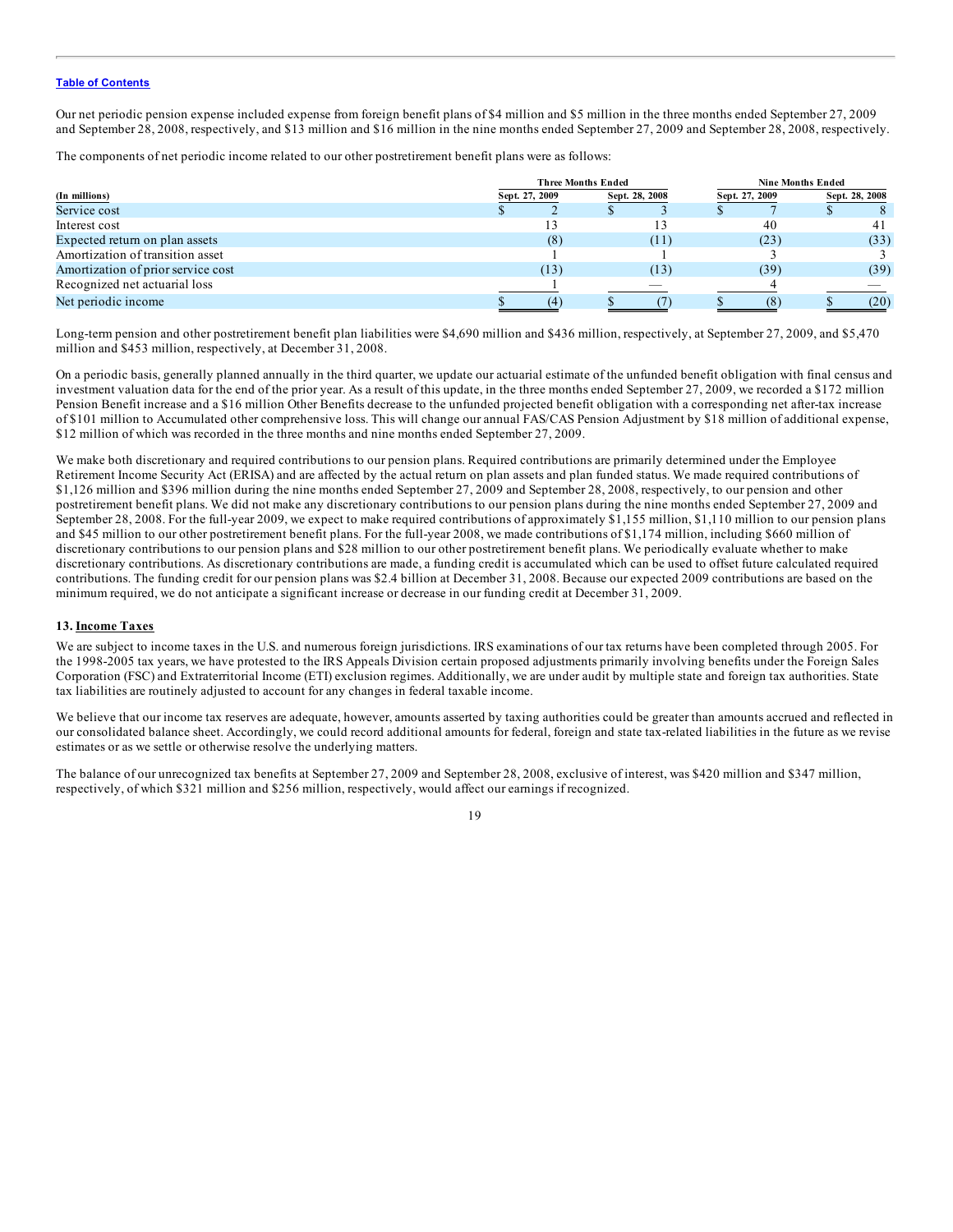Our net periodic pension expense included expense from foreign benefit plans of $4 million and $5 million in the three months ended September 27, 2009 and September 28, 2008, respectively, and $13 million and $16 million in the nine months ended September 27, 2009 and September 28, 2008, respectively.

The components of net periodic income related to our other postretirement benefit plans were as follows:

| | Three Months Ended | | Nine Months Ended | |
|---|---|---|---|---|
| (In millions) | Sept. 27, 2009 | Sept. 28, 2008 | Sept. 27, 2009 | Sept. 28, 2008 |
| Service cost | $ 2 | $ 3 | $ 7 | $ 8 |
| Interest cost | 13 | 13 | 40 | 41 |
| Expected return on plan assets | (8) | (11) | (23) | (33) |
| Amortization of transition asset | 1 | 1 | 3 | 3 |
| Amortization of prior service cost | (13) | (13) | (39) | (39) |
| Recognized net actuarial loss | 1 | — | 4 | — |
| Net periodic income | $ (4) | $ (7) | $ (8) | $ (20) |

Long-term pension and other postretirement benefit plan liabilities were $4,690 million and $436 million, respectively, at September 27, 2009, and $5,470 million and $453 million, respectively, at December 31, 2008.

On a periodic basis, generally planned annually in the third quarter, we update our actuarial estimate of the unfunded benefit obligation with final census and investment valuation data for the end of the prior year. As a result of this update, in the three months ended September 27, 2009, we recorded a $172 million Pension Benefit increase and a $16 million Other Benefits decrease to the unfunded projected benefit obligation with a corresponding net after-tax increase of $101 million to Accumulated other comprehensive loss. This will change our annual FAS/CAS Pension Adjustment by $18 million of additional expense, $12 million of which was recorded in the three months and nine months ended September 27, 2009.

We make both discretionary and required contributions to our pension plans. Required contributions are primarily determined under the Employee Retirement Income Security Act (ERISA) and are affected by the actual return on plan assets and plan funded status. We made required contributions of $1,126 million and $396 million during the nine months ended September 27, 2009 and September 28, 2008, respectively, to our pension and other postretirement benefit plans. We did not make any discretionary contributions to our pension plans during the nine months ended September 27, 2009 and September 28, 2008. For the full-year 2009, we expect to make required contributions of approximately $1,155 million, $1,110 million to our pension plans and $45 million to our other postretirement benefit plans. For the full-year 2008, we made contributions of $1,174 million, including $660 million of discretionary contributions to our pension plans and $28 million to our other postretirement benefit plans. We periodically evaluate whether to make discretionary contributions. As discretionary contributions are made, a funding credit is accumulated which can be used to offset future calculated required contributions. The funding credit for our pension plans was $2.4 billion at December 31, 2008. Because our expected 2009 contributions are based on the minimum required, we do not anticipate a significant increase or decrease in our funding credit at December 31, 2009.

### 13. Income Taxes

We are subject to income taxes in the U.S. and numerous foreign jurisdictions. IRS examinations of our tax returns have been completed through 2005. For the 1998-2005 tax years, we have protested to the IRS Appeals Division certain proposed adjustments primarily involving benefits under the Foreign Sales Corporation (FSC) and Extraterritorial Income (ETI) exclusion regimes. Additionally, we are under audit by multiple state and foreign tax authorities. State tax liabilities are routinely adjusted to account for any changes in federal taxable income.

We believe that our income tax reserves are adequate, however, amounts asserted by taxing authorities could be greater than amounts accrued and reflected in our consolidated balance sheet. Accordingly, we could record additional amounts for federal, foreign and state tax-related liabilities in the future as we revise estimates or as we settle or otherwise resolve the underlying matters.

The balance of our unrecognized tax benefits at September 27, 2009 and September 28, 2008, exclusive of interest, was $420 million and $347 million, respectively, of which $321 million and $256 million, respectively, would affect our earnings if recognized.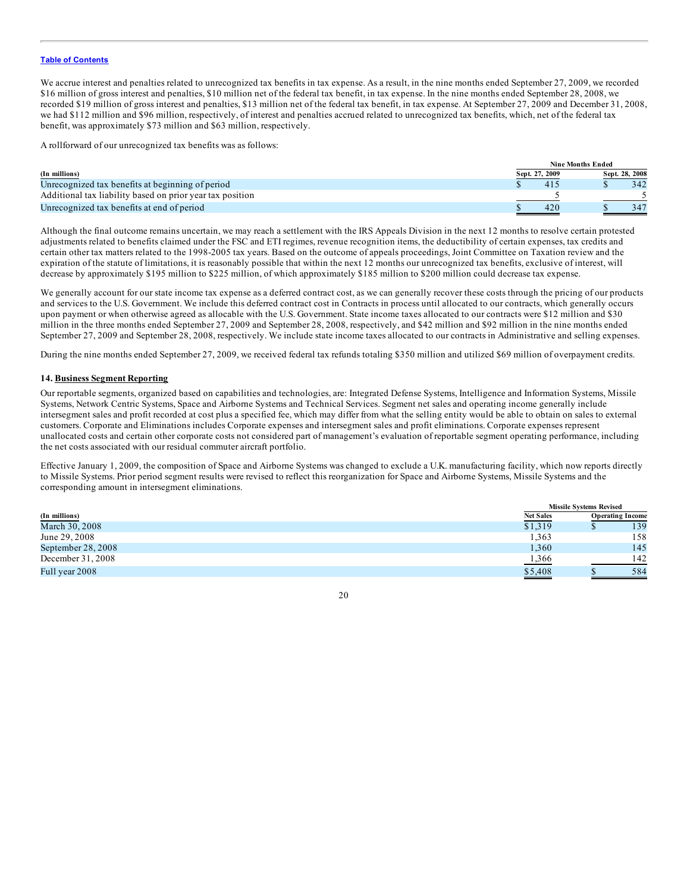We accrue interest and penalties related to unrecognized tax benefits in tax expense. As a result, in the nine months ended September 27, 2009, we recorded $16 million of gross interest and penalties, $10 million net of the federal tax benefit, in tax expense. In the nine months ended September 28, 2008, we recorded $19 million of gross interest and penalties, $13 million net of the federal tax benefit, in tax expense. At September 27, 2009 and December 31, 2008, we had $112 million and $96 million, respectively, of interest and penalties accrued related to unrecognized tax benefits, which, net of the federal tax benefit, was approximately $73 million and $63 million, respectively.

A rollforward of our unrecognized tax benefits was as follows:

| (In millions) | Nine Months Ended Sept. 27, 2009 | Nine Months Ended Sept. 28, 2008 |
|---|---|---|
| Unrecognized tax benefits at beginning of period | $ 415 | $ 342 |
| Additional tax liability based on prior year tax position | 5 | 5 |
| Unrecognized tax benefits at end of period | $ 420 | $ 347 |

Although the final outcome remains uncertain, we may reach a settlement with the IRS Appeals Division in the next 12 months to resolve certain protested adjustments related to benefits claimed under the FSC and ETI regimes, revenue recognition items, the deductibility of certain expenses, tax credits and certain other tax matters related to the 1998-2005 tax years. Based on the outcome of appeals proceedings, Joint Committee on Taxation review and the expiration of the statute of limitations, it is reasonably possible that within the next 12 months our unrecognized tax benefits, exclusive of interest, will decrease by approximately $195 million to $225 million, of which approximately $185 million to $200 million could decrease tax expense.

We generally account for our state income tax expense as a deferred contract cost, as we can generally recover these costs through the pricing of our products and services to the U.S. Government. We include this deferred contract cost in Contracts in process until allocated to our contracts, which generally occurs upon payment or when otherwise agreed as allocable with the U.S. Government. State income taxes allocated to our contracts were $12 million and $30 million in the three months ended September 27, 2009 and September 28, 2008, respectively, and $42 million and $92 million in the nine months ended September 27, 2009 and September 28, 2008, respectively. We include state income taxes allocated to our contracts in Administrative and selling expenses.

During the nine months ended September 27, 2009, we received federal tax refunds totaling $350 million and utilized $69 million of overpayment credits.

## 14. Business Segment Reporting

Our reportable segments, organized based on capabilities and technologies, are: Integrated Defense Systems, Intelligence and Information Systems, Missile Systems, Network Centric Systems, Space and Airborne Systems and Technical Services. Segment net sales and operating income generally include intersegment sales and profit recorded at cost plus a specified fee, which may differ from what the selling entity would be able to obtain on sales to external customers. Corporate and Eliminations includes Corporate expenses and intersegment sales and profit eliminations. Corporate expenses represent unallocated costs and certain other corporate costs not considered part of management's evaluation of reportable segment operating performance, including the net costs associated with our residual commuter aircraft portfolio.

Effective January 1, 2009, the composition of Space and Airborne Systems was changed to exclude a U.K. manufacturing facility, which now reports directly to Missile Systems. Prior period segment results were revised to reflect this reorganization for Space and Airborne Systems, Missile Systems and the corresponding amount in intersegment eliminations.

| (In millions) | Missile Systems Revised Net Sales | Missile Systems Revised Operating Income |
|---|---|---|
| March 30, 2008 | $1,319 | $ 139 |
| June 29, 2008 | 1,363 | 158 |
| September 28, 2008 | 1,360 | 145 |
| December 31, 2008 | 1,366 | 142 |
| Full year 2008 | $5,408 | $ 584 |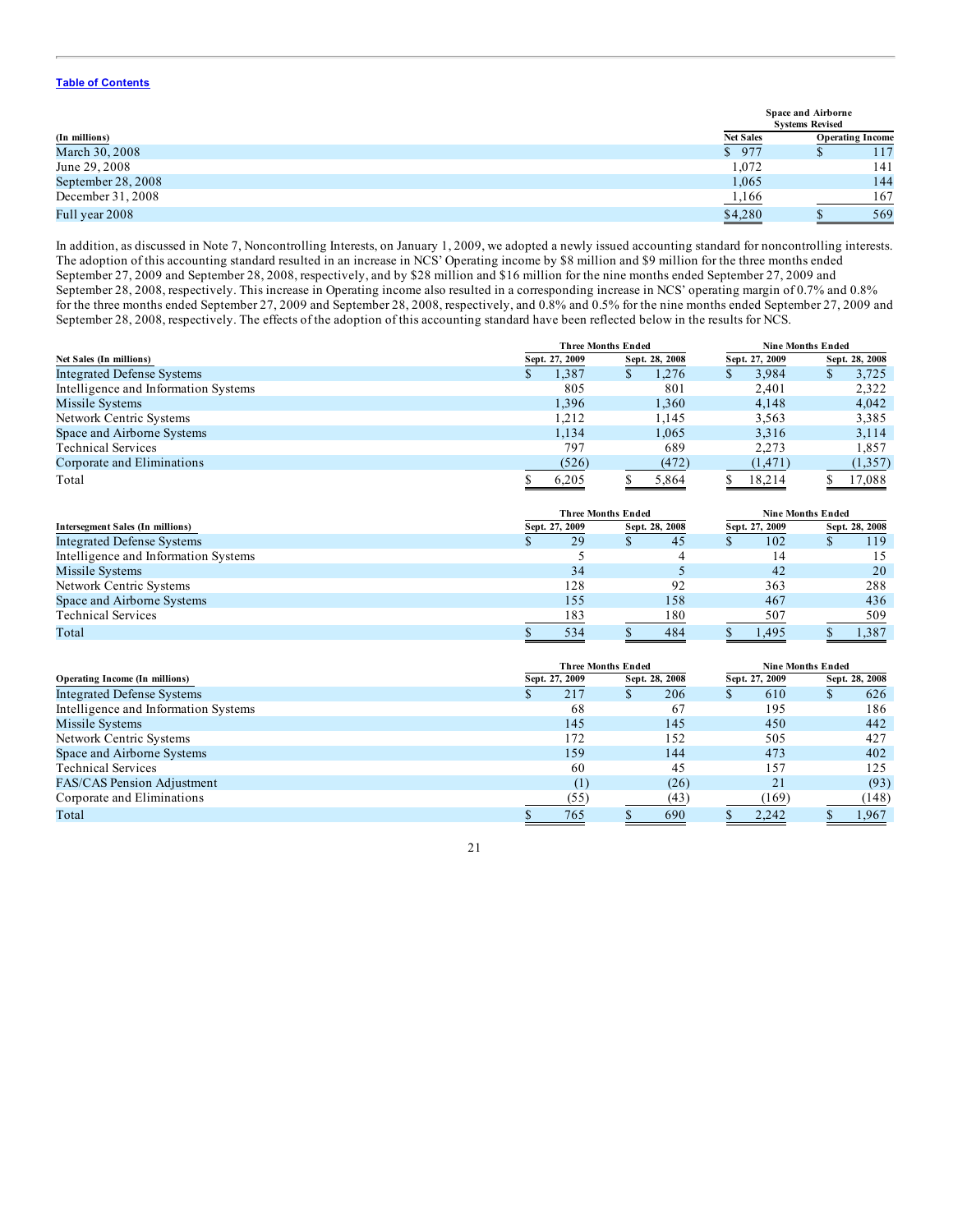[Table of Contents](#)

| (In millions) | Space and Airborne Systems Revised | |
|---|---|---|
| | Net Sales | Operating Income |
| March 30, 2008 | $ 977 | $ 117 |
| June 29, 2008 | 1,072 | 141 |
| September 28, 2008 | 1,065 | 144 |
| December 31, 2008 | 1,166 | 167 |
| Full year 2008 | $4,280 | $ 569 |

In addition, as discussed in Note 7, Noncontrolling Interests, on January 1, 2009, we adopted a newly issued accounting standard for noncontrolling interests. The adoption of this accounting standard resulted in an increase in NCS' Operating income by $8 million and $9 million for the three months ended September 27, 2009 and September 28, 2008, respectively, and by $28 million and $16 million for the nine months ended September 27, 2009 and September 28, 2008, respectively. This increase in Operating income also resulted in a corresponding increase in NCS' operating margin of 0.7% and 0.8% for the three months ended September 27, 2009 and September 28, 2008, respectively, and 0.8% and 0.5% for the nine months ended September 27, 2009 and September 28, 2008, respectively. The effects of the adoption of this accounting standard have been reflected below in the results for NCS.

| Net Sales (In millions) | Three Months Ended | | Nine Months Ended | |
|---|---|---|---|---|
| | Sept. 27, 2009 | Sept. 28, 2008 | Sept. 27, 2009 | Sept. 28, 2008 |
| Integrated Defense Systems | $ 1,387 | $ 1,276 | $ 3,984 | $ 3,725 |
| Intelligence and Information Systems | 805 | 801 | 2,401 | 2,322 |
| Missile Systems | 1,396 | 1,360 | 4,148 | 4,042 |
| Network Centric Systems | 1,212 | 1,145 | 3,563 | 3,385 |
| Space and Airborne Systems | 1,134 | 1,065 | 3,316 | 3,114 |
| Technical Services | 797 | 689 | 2,273 | 1,857 |
| Corporate and Eliminations | (526) | (472) | (1,471) | (1,357) |
| Total | $ 6,205 | $ 5,864 | $ 18,214 | $ 17,088 |

| Intersegment Sales (In millions) | Three Months Ended | | Nine Months Ended | |
|---|---|---|---|---|
| | Sept. 27, 2009 | Sept. 28, 2008 | Sept. 27, 2009 | Sept. 28, 2008 |
| Integrated Defense Systems | $ 29 | $ 45 | $ 102 | $ 119 |
| Intelligence and Information Systems | 5 | 4 | 14 | 15 |
| Missile Systems | 34 | 5 | 42 | 20 |
| Network Centric Systems | 128 | 92 | 363 | 288 |
| Space and Airborne Systems | 155 | 158 | 467 | 436 |
| Technical Services | 183 | 180 | 507 | 509 |
| Total | $ 534 | $ 484 | $ 1,495 | $ 1,387 |

| Operating Income (In millions) | Three Months Ended | | Nine Months Ended | |
|---|---|---|---|---|
| | Sept. 27, 2009 | Sept. 28, 2008 | Sept. 27, 2009 | Sept. 28, 2008 |
| Integrated Defense Systems | $ 217 | $ 206 | $ 610 | $ 626 |
| Intelligence and Information Systems | 68 | 67 | 195 | 186 |
| Missile Systems | 145 | 145 | 450 | 442 |
| Network Centric Systems | 172 | 152 | 505 | 427 |
| Space and Airborne Systems | 159 | 144 | 473 | 402 |
| Technical Services | 60 | 45 | 157 | 125 |
| FAS/CAS Pension Adjustment | (1) | (26) | 21 | (93) |
| Corporate and Eliminations | (55) | (43) | (169) | (148) |
| Total | $ 765 | $ 690 | $ 2,242 | $ 1,967 |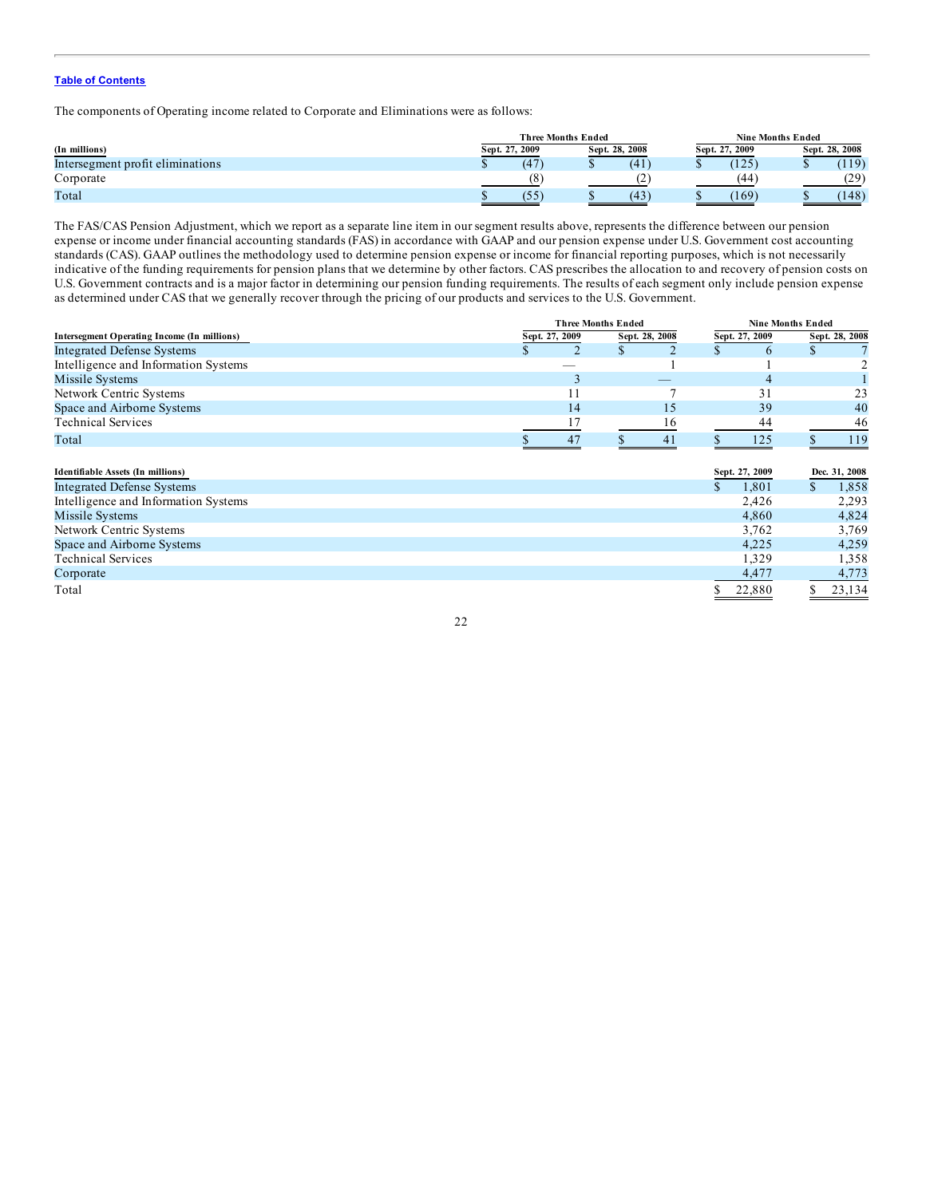Table of Contents

The components of Operating income related to Corporate and Eliminations were as follows:

| (In millions) | Three Months Ended Sept. 27, 2009 | Three Months Ended Sept. 28, 2008 | Nine Months Ended Sept. 27, 2009 | Nine Months Ended Sept. 28, 2008 |
|---|---|---|---|---|
| Intersegment profit eliminations | $ (47) | $ (41) | $ (125) | $ (119) |
| Corporate | (8) | (2) | (44) | (29) |
| Total | $ (55) | $ (43) | $ (169) | $ (148) |

The FAS/CAS Pension Adjustment, which we report as a separate line item in our segment results above, represents the difference between our pension expense or income under financial accounting standards (FAS) in accordance with GAAP and our pension expense under U.S. Government cost accounting standards (CAS). GAAP outlines the methodology used to determine pension expense or income for financial reporting purposes, which is not necessarily indicative of the funding requirements for pension plans that we determine by other factors. CAS prescribes the allocation to and recovery of pension costs on U.S. Government contracts and is a major factor in determining our pension funding requirements. The results of each segment only include pension expense as determined under CAS that we generally recover through the pricing of our products and services to the U.S. Government.

| Intersegment Operating Income (In millions) | Three Months Ended Sept. 27, 2009 | Three Months Ended Sept. 28, 2008 | Nine Months Ended Sept. 27, 2009 | Nine Months Ended Sept. 28, 2008 |
|---|---|---|---|---|
| Integrated Defense Systems | $ 2 | $ 2 | $ 6 | $ 7 |
| Intelligence and Information Systems | — | 1 | 1 | 2 |
| Missile Systems | 3 | — | 4 | 1 |
| Network Centric Systems | 11 | 7 | 31 | 23 |
| Space and Airborne Systems | 14 | 15 | 39 | 40 |
| Technical Services | 17 | 16 | 44 | 46 |
| Total | $ 47 | $ 41 | $ 125 | $ 119 |

| Identifiable Assets (In millions) | Sept. 27, 2009 | Dec. 31, 2008 |
|---|---|---|
| Integrated Defense Systems | $ 1,801 | $ 1,858 |
| Intelligence and Information Systems | 2,426 | 2,293 |
| Missile Systems | 4,860 | 4,824 |
| Network Centric Systems | 3,762 | 3,769 |
| Space and Airborne Systems | 4,225 | 4,259 |
| Technical Services | 1,329 | 1,358 |
| Corporate | 4,477 | 4,773 |
| Total | $ 22,880 | $ 23,134 |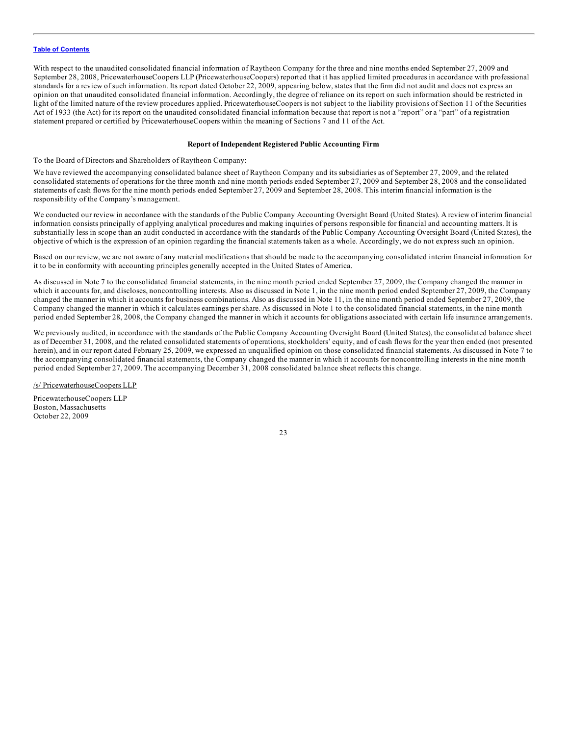With respect to the unaudited consolidated financial information of Raytheon Company for the three and nine months ended September 27, 2009 and September 28, 2008, PricewaterhouseCoopers LLP (PricewaterhouseCoopers) reported that it has applied limited procedures in accordance with professional standards for a review of such information. Its report dated October 22, 2009, appearing below, states that the firm did not audit and does not express an opinion on that unaudited consolidated financial information. Accordingly, the degree of reliance on its report on such information should be restricted in light of the limited nature of the review procedures applied. PricewaterhouseCoopers is not subject to the liability provisions of Section 11 of the Securities Act of 1933 (the Act) for its report on the unaudited consolidated financial information because that report is not a "report" or a "part" of a registration statement prepared or certified by PricewaterhouseCoopers within the meaning of Sections 7 and 11 of the Act.

**Report of Independent Registered Public Accounting Firm**

To the Board of Directors and Shareholders of Raytheon Company:

We have reviewed the accompanying consolidated balance sheet of Raytheon Company and its subsidiaries as of September 27, 2009, and the related consolidated statements of operations for the three month and nine month periods ended September 27, 2009 and September 28, 2008 and the consolidated statements of cash flows for the nine month periods ended September 27, 2009 and September 28, 2008. This interim financial information is the responsibility of the Company's management.

We conducted our review in accordance with the standards of the Public Company Accounting Oversight Board (United States). A review of interim financial information consists principally of applying analytical procedures and making inquiries of persons responsible for financial and accounting matters. It is substantially less in scope than an audit conducted in accordance with the standards of the Public Company Accounting Oversight Board (United States), the objective of which is the expression of an opinion regarding the financial statements taken as a whole. Accordingly, we do not express such an opinion.

Based on our review, we are not aware of any material modifications that should be made to the accompanying consolidated interim financial information for it to be in conformity with accounting principles generally accepted in the United States of America.

As discussed in Note 7 to the consolidated financial statements, in the nine month period ended September 27, 2009, the Company changed the manner in which it accounts for, and discloses, noncontrolling interests. Also as discussed in Note 1, in the nine month period ended September 27, 2009, the Company changed the manner in which it accounts for business combinations. Also as discussed in Note 11, in the nine month period ended September 27, 2009, the Company changed the manner in which it calculates earnings per share. As discussed in Note 1 to the consolidated financial statements, in the nine month period ended September 28, 2008, the Company changed the manner in which it accounts for obligations associated with certain life insurance arrangements.

We previously audited, in accordance with the standards of the Public Company Accounting Oversight Board (United States), the consolidated balance sheet as of December 31, 2008, and the related consolidated statements of operations, stockholders' equity, and of cash flows for the year then ended (not presented herein), and in our report dated February 25, 2009, we expressed an unqualified opinion on those consolidated financial statements. As discussed in Note 7 to the accompanying consolidated financial statements, the Company changed the manner in which it accounts for noncontrolling interests in the nine month period ended September 27, 2009. The accompanying December 31, 2008 consolidated balance sheet reflects this change.

/s/ PricewaterhouseCoopers LLP

PricewaterhouseCoopers LLP
Boston, Massachusetts
October 22, 2009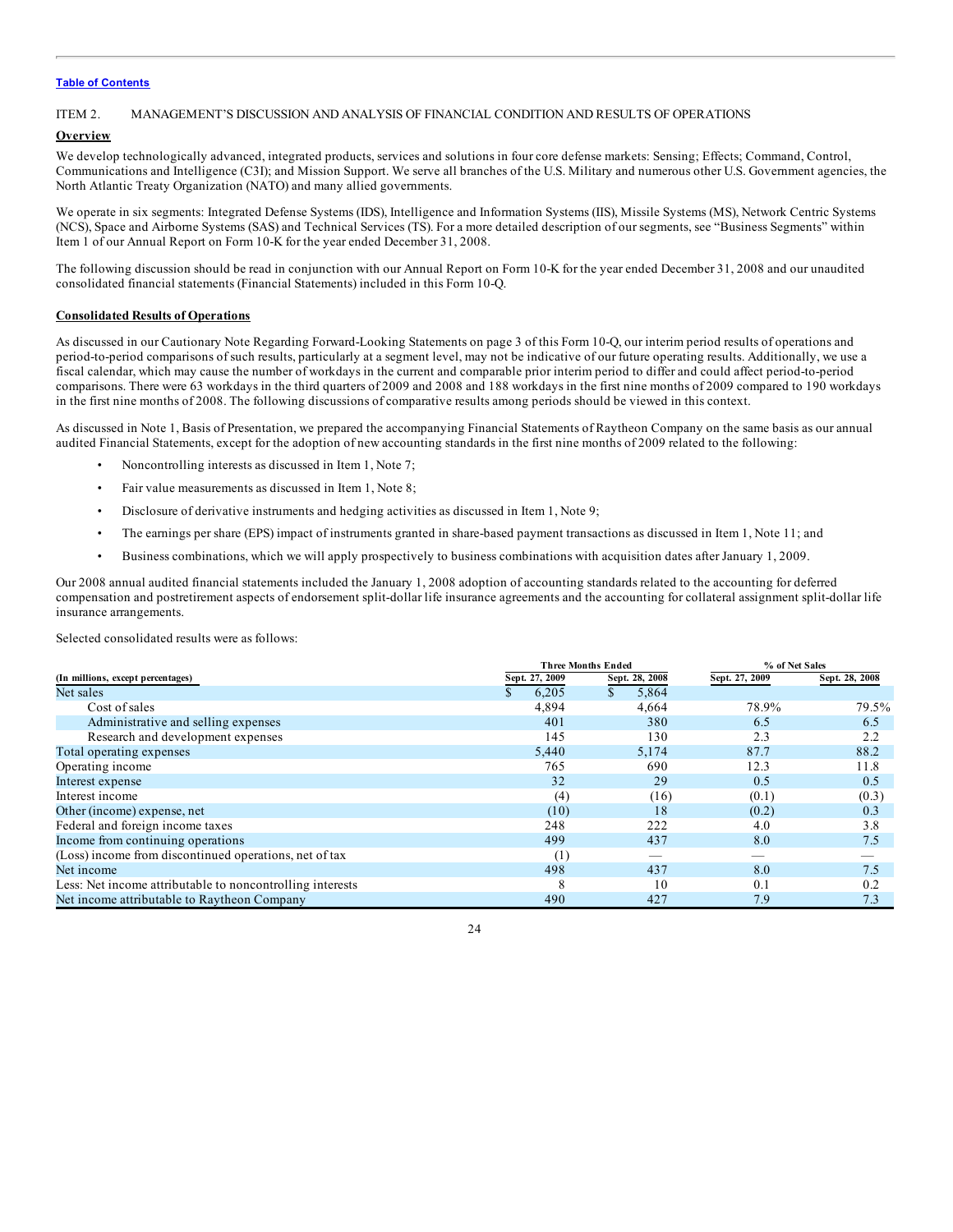[Table of Contents](#)

ITEM 2. MANAGEMENT'S DISCUSSION AND ANALYSIS OF FINANCIAL CONDITION AND RESULTS OF OPERATIONS

**Overview**

We develop technologically advanced, integrated products, services and solutions in four core defense markets: Sensing; Effects; Command, Control, Communications and Intelligence (C3I); and Mission Support. We serve all branches of the U.S. Military and numerous other U.S. Government agencies, the North Atlantic Treaty Organization (NATO) and many allied governments.

We operate in six segments: Integrated Defense Systems (IDS), Intelligence and Information Systems (IIS), Missile Systems (MS), Network Centric Systems (NCS), Space and Airborne Systems (SAS) and Technical Services (TS). For a more detailed description of our segments, see "Business Segments" within Item 1 of our Annual Report on Form 10-K for the year ended December 31, 2008.

The following discussion should be read in conjunction with our Annual Report on Form 10-K for the year ended December 31, 2008 and our unaudited consolidated financial statements (Financial Statements) included in this Form 10-Q.

**Consolidated Results of Operations**

As discussed in our Cautionary Note Regarding Forward-Looking Statements on page 3 of this Form 10-Q, our interim period results of operations and period-to-period comparisons of such results, particularly at a segment level, may not be indicative of our future operating results. Additionally, we use a fiscal calendar, which may cause the number of workdays in the current and comparable prior interim period to differ and could affect period-to-period comparisons. There were 63 workdays in the third quarters of 2009 and 2008 and 188 workdays in the first nine months of 2009 compared to 190 workdays in the first nine months of 2008. The following discussions of comparative results among periods should be viewed in this context.

As discussed in Note 1, Basis of Presentation, we prepared the accompanying Financial Statements of Raytheon Company on the same basis as our annual audited Financial Statements, except for the adoption of new accounting standards in the first nine months of 2009 related to the following:

- Noncontrolling interests as discussed in Item 1, Note 7;
- Fair value measurements as discussed in Item 1, Note 8;
- Disclosure of derivative instruments and hedging activities as discussed in Item 1, Note 9;
- The earnings per share (EPS) impact of instruments granted in share-based payment transactions as discussed in Item 1, Note 11; and
- Business combinations, which we will apply prospectively to business combinations with acquisition dates after January 1, 2009.

Our 2008 annual audited financial statements included the January 1, 2008 adoption of accounting standards related to the accounting for deferred compensation and postretirement aspects of endorsement split-dollar life insurance agreements and the accounting for collateral assignment split-dollar life insurance arrangements.

Selected consolidated results were as follows:

| | Three Months Ended | | % of Net Sales | |
|---|---|---|---|---|
| (In millions, except percentages) | Sept. 27, 2009 | Sept. 28, 2008 | Sept. 27, 2009 | Sept. 28, 2008 |
| Net sales | $ 6,205 | $ 5,864 | | |
| Cost of sales | 4,894 | 4,664 | 78.9% | 79.5% |
| Administrative and selling expenses | 401 | 380 | 6.5 | 6.5 |
| Research and development expenses | 145 | 130 | 2.3 | 2.2 |
| Total operating expenses | 5,440 | 5,174 | 87.7 | 88.2 |
| Operating income | 765 | 690 | 12.3 | 11.8 |
| Interest expense | 32 | 29 | 0.5 | 0.5 |
| Interest income | (4) | (16) | (0.1) | (0.3) |
| Other (income) expense, net | (10) | 18 | (0.2) | 0.3 |
| Federal and foreign income taxes | 248 | 222 | 4.0 | 3.8 |
| Income from continuing operations | 499 | 437 | 8.0 | 7.5 |
| (Loss) income from discontinued operations, net of tax | (1) | — | — | — |
| Net income | 498 | 437 | 8.0 | 7.5 |
| Less: Net income attributable to noncontrolling interests | 8 | 10 | 0.1 | 0.2 |
| Net income attributable to Raytheon Company | 490 | 427 | 7.9 | 7.3 |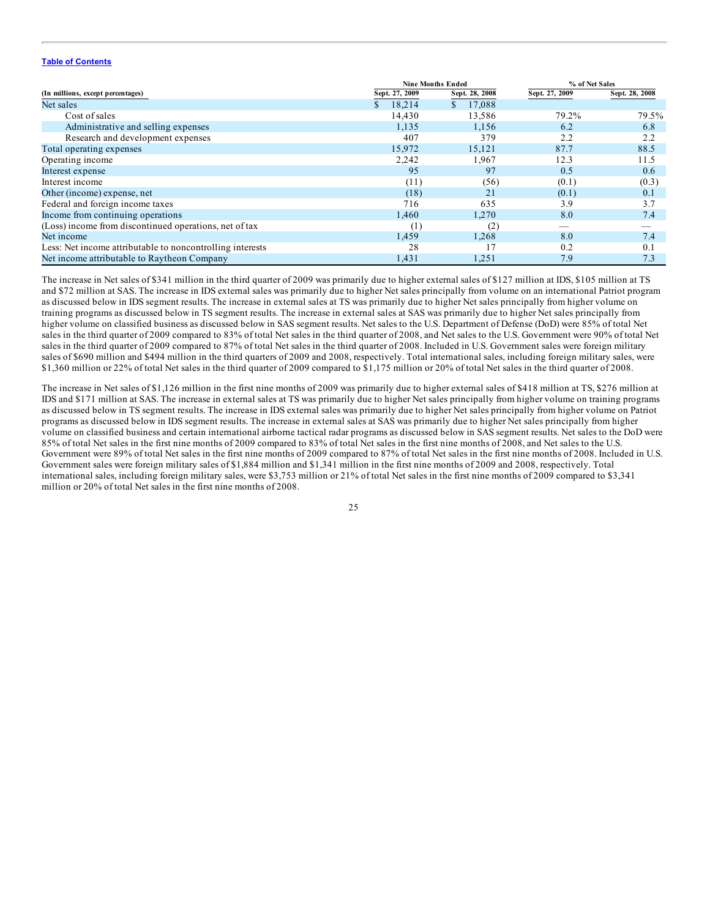[Table of Contents]

| (In millions, except percentages) | Nine Months Ended | | % of Net Sales | |
|---|---|---|---|---|
| | Sept. 27, 2009 | Sept. 28, 2008 | Sept. 27, 2009 | Sept. 28, 2008 |
| Net sales | $ 18,214 | $ 17,088 | | |
| Cost of sales | 14,430 | 13,586 | 79.2% | 79.5% |
| Administrative and selling expenses | 1,135 | 1,156 | 6.2 | 6.8 |
| Research and development expenses | 407 | 379 | 2.2 | 2.2 |
| Total operating expenses | 15,972 | 15,121 | 87.7 | 88.5 |
| Operating income | 2,242 | 1,967 | 12.3 | 11.5 |
| Interest expense | 95 | 97 | 0.5 | 0.6 |
| Interest income | (11) | (56) | (0.1) | (0.3) |
| Other (income) expense, net | (18) | 21 | (0.1) | 0.1 |
| Federal and foreign income taxes | 716 | 635 | 3.9 | 3.7 |
| Income from continuing operations | 1,460 | 1,270 | 8.0 | 7.4 |
| (Loss) income from discontinued operations, net of tax | (1) | (2) | — | — |
| Net income | 1,459 | 1,268 | 8.0 | 7.4 |
| Less: Net income attributable to noncontrolling interests | 28 | 17 | 0.2 | 0.1 |
| Net income attributable to Raytheon Company | 1,431 | 1,251 | 7.9 | 7.3 |

The increase in Net sales of $341 million in the third quarter of 2009 was primarily due to higher external sales of $127 million at IDS, $105 million at TS and $72 million at SAS. The increase in IDS external sales was primarily due to higher Net sales principally from volume on an international Patriot program as discussed below in IDS segment results. The increase in external sales at TS was primarily due to higher Net sales principally from higher volume on training programs as discussed below in TS segment results. The increase in external sales at SAS was primarily due to higher Net sales principally from higher volume on classified business as discussed below in SAS segment results. Net sales to the U.S. Department of Defense (DoD) were 85% of total Net sales in the third quarter of 2009 compared to 83% of total Net sales in the third quarter of 2008, and Net sales to the U.S. Government were 90% of total Net sales in the third quarter of 2009 compared to 87% of total Net sales in the third quarter of 2008. Included in U.S. Government sales were foreign military sales of $690 million and $494 million in the third quarters of 2009 and 2008, respectively. Total international sales, including foreign military sales, were $1,360 million or 22% of total Net sales in the third quarter of 2009 compared to $1,175 million or 20% of total Net sales in the third quarter of 2008.

The increase in Net sales of $1,126 million in the first nine months of 2009 was primarily due to higher external sales of $418 million at TS, $276 million at IDS and $171 million at SAS. The increase in external sales at TS was primarily due to higher Net sales principally from higher volume on training programs as discussed below in TS segment results. The increase in IDS external sales was primarily due to higher Net sales principally from higher volume on Patriot programs as discussed below in IDS segment results. The increase in external sales at SAS was primarily due to higher Net sales principally from higher volume on classified business and certain international airborne tactical radar programs as discussed below in SAS segment results. Net sales to the DoD were 85% of total Net sales in the first nine months of 2009 compared to 83% of total Net sales in the first nine months of 2008, and Net sales to the U.S. Government were 89% of total Net sales in the first nine months of 2009 compared to 87% of total Net sales in the first nine months of 2008. Included in U.S. Government sales were foreign military sales of $1,884 million and $1,341 million in the first nine months of 2009 and 2008, respectively. Total international sales, including foreign military sales, were $3,753 million or 21% of total Net sales in the first nine months of 2009 compared to $3,341 million or 20% of total Net sales in the first nine months of 2008.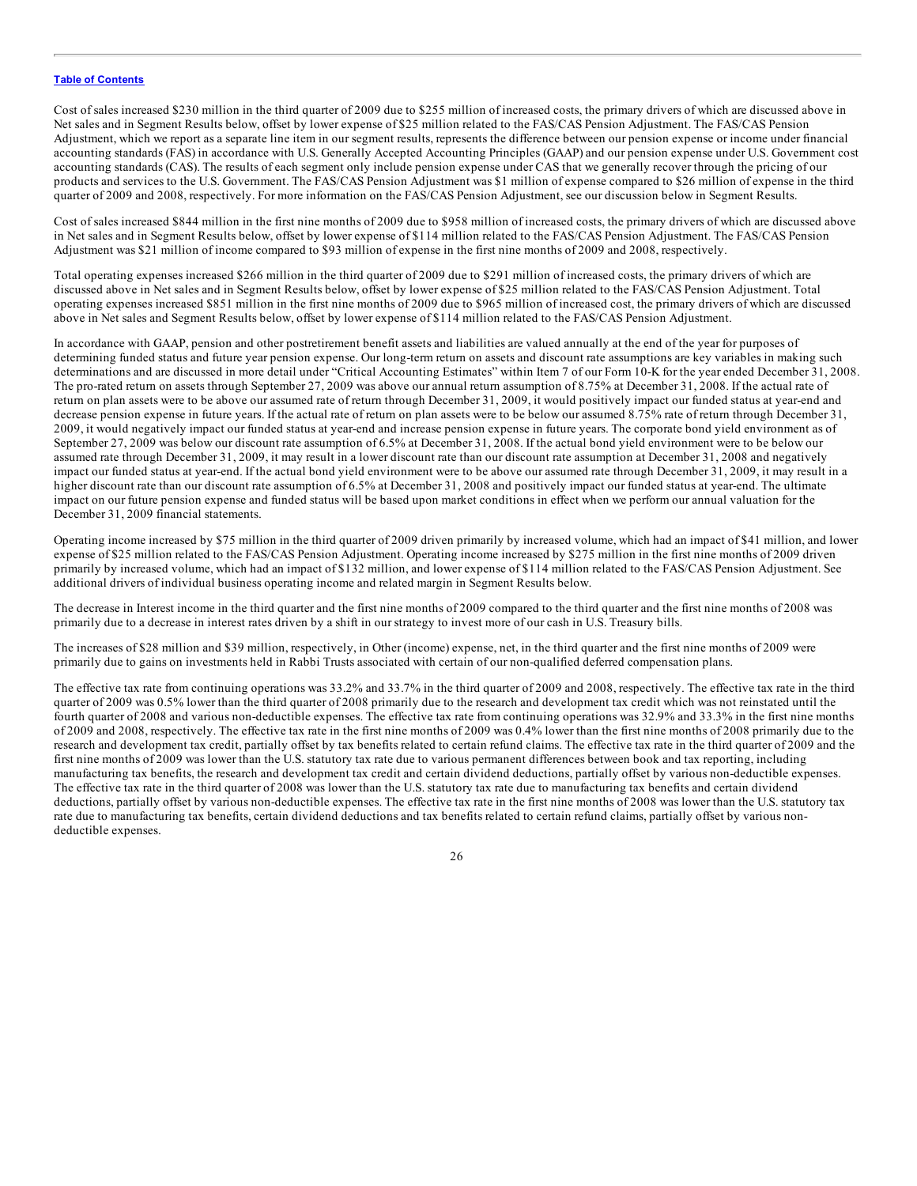Cost of sales increased $230 million in the third quarter of 2009 due to $255 million of increased costs, the primary drivers of which are discussed above in Net sales and in Segment Results below, offset by lower expense of $25 million related to the FAS/CAS Pension Adjustment. The FAS/CAS Pension Adjustment, which we report as a separate line item in our segment results, represents the difference between our pension expense or income under financial accounting standards (FAS) in accordance with U.S. Generally Accepted Accounting Principles (GAAP) and our pension expense under U.S. Government cost accounting standards (CAS). The results of each segment only include pension expense under CAS that we generally recover through the pricing of our products and services to the U.S. Government. The FAS/CAS Pension Adjustment was $1 million of expense compared to $26 million of expense in the third quarter of 2009 and 2008, respectively. For more information on the FAS/CAS Pension Adjustment, see our discussion below in Segment Results.

Cost of sales increased $844 million in the first nine months of 2009 due to $958 million of increased costs, the primary drivers of which are discussed above in Net sales and in Segment Results below, offset by lower expense of $114 million related to the FAS/CAS Pension Adjustment. The FAS/CAS Pension Adjustment was $21 million of income compared to $93 million of expense in the first nine months of 2009 and 2008, respectively.

Total operating expenses increased $266 million in the third quarter of 2009 due to $291 million of increased costs, the primary drivers of which are discussed above in Net sales and in Segment Results below, offset by lower expense of $25 million related to the FAS/CAS Pension Adjustment. Total operating expenses increased $851 million in the first nine months of 2009 due to $965 million of increased cost, the primary drivers of which are discussed above in Net sales and Segment Results below, offset by lower expense of $114 million related to the FAS/CAS Pension Adjustment.

In accordance with GAAP, pension and other postretirement benefit assets and liabilities are valued annually at the end of the year for purposes of determining funded status and future year pension expense. Our long-term return on assets and discount rate assumptions are key variables in making such determinations and are discussed in more detail under "Critical Accounting Estimates" within Item 7 of our Form 10-K for the year ended December 31, 2008. The pro-rated return on assets through September 27, 2009 was above our annual return assumption of 8.75% at December 31, 2008. If the actual rate of return on plan assets were to be above our assumed rate of return through December 31, 2009, it would positively impact our funded status at year-end and decrease pension expense in future years. If the actual rate of return on plan assets were to be below our assumed 8.75% rate of return through December 31, 2009, it would negatively impact our funded status at year-end and increase pension expense in future years. The corporate bond yield environment as of September 27, 2009 was below our discount rate assumption of 6.5% at December 31, 2008. If the actual bond yield environment were to be below our assumed rate through December 31, 2009, it may result in a lower discount rate than our discount rate assumption at December 31, 2008 and negatively impact our funded status at year-end. If the actual bond yield environment were to be above our assumed rate through December 31, 2009, it may result in a higher discount rate than our discount rate assumption of 6.5% at December 31, 2008 and positively impact our funded status at year-end. The ultimate impact on our future pension expense and funded status will be based upon market conditions in effect when we perform our annual valuation for the December 31, 2009 financial statements.

Operating income increased by $75 million in the third quarter of 2009 driven primarily by increased volume, which had an impact of $41 million, and lower expense of $25 million related to the FAS/CAS Pension Adjustment. Operating income increased by $275 million in the first nine months of 2009 driven primarily by increased volume, which had an impact of $132 million, and lower expense of $114 million related to the FAS/CAS Pension Adjustment. See additional drivers of individual business operating income and related margin in Segment Results below.

The decrease in Interest income in the third quarter and the first nine months of 2009 compared to the third quarter and the first nine months of 2008 was primarily due to a decrease in interest rates driven by a shift in our strategy to invest more of our cash in U.S. Treasury bills.

The increases of $28 million and $39 million, respectively, in Other (income) expense, net, in the third quarter and the first nine months of 2009 were primarily due to gains on investments held in Rabbi Trusts associated with certain of our non-qualified deferred compensation plans.

The effective tax rate from continuing operations was 33.2% and 33.7% in the third quarter of 2009 and 2008, respectively. The effective tax rate in the third quarter of 2009 was 0.5% lower than the third quarter of 2008 primarily due to the research and development tax credit which was not reinstated until the fourth quarter of 2008 and various non-deductible expenses. The effective tax rate from continuing operations was 32.9% and 33.3% in the first nine months of 2009 and 2008, respectively. The effective tax rate in the first nine months of 2009 was 0.4% lower than the first nine months of 2008 primarily due to the research and development tax credit, partially offset by tax benefits related to certain refund claims. The effective tax rate in the third quarter of 2009 and the first nine months of 2009 was lower than the U.S. statutory tax rate due to various permanent differences between book and tax reporting, including manufacturing tax benefits, the research and development tax credit and certain dividend deductions, partially offset by various non-deductible expenses. The effective tax rate in the third quarter of 2008 was lower than the U.S. statutory tax rate due to manufacturing tax benefits and certain dividend deductions, partially offset by various non-deductible expenses. The effective tax rate in the first nine months of 2008 was lower than the U.S. statutory tax rate due to manufacturing tax benefits, certain dividend deductions and tax benefits related to certain refund claims, partially offset by various non-deductible expenses.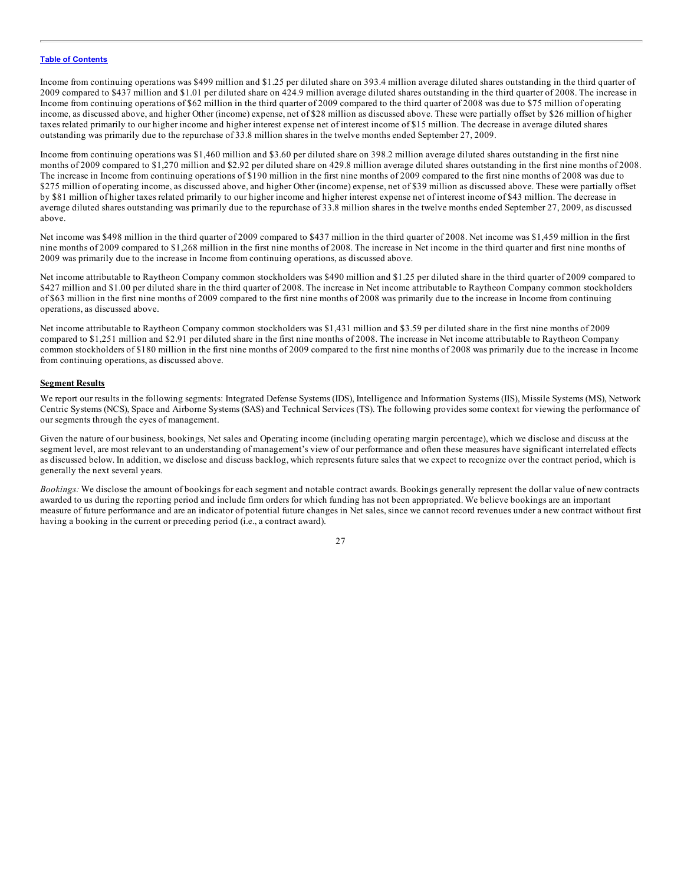Income from continuing operations was $499 million and $1.25 per diluted share on 393.4 million average diluted shares outstanding in the third quarter of 2009 compared to $437 million and $1.01 per diluted share on 424.9 million average diluted shares outstanding in the third quarter of 2008. The increase in Income from continuing operations of $62 million in the third quarter of 2009 compared to the third quarter of 2008 was due to $75 million of operating income, as discussed above, and higher Other (income) expense, net of $28 million as discussed above. These were partially offset by $26 million of higher taxes related primarily to our higher income and higher interest expense net of interest income of $15 million. The decrease in average diluted shares outstanding was primarily due to the repurchase of 33.8 million shares in the twelve months ended September 27, 2009.

Income from continuing operations was $1,460 million and $3.60 per diluted share on 398.2 million average diluted shares outstanding in the first nine months of 2009 compared to $1,270 million and $2.92 per diluted share on 429.8 million average diluted shares outstanding in the first nine months of 2008. The increase in Income from continuing operations of $190 million in the first nine months of 2009 compared to the first nine months of 2008 was due to $275 million of operating income, as discussed above, and higher Other (income) expense, net of $39 million as discussed above. These were partially offset by $81 million of higher taxes related primarily to our higher income and higher interest expense net of interest income of $43 million. The decrease in average diluted shares outstanding was primarily due to the repurchase of 33.8 million shares in the twelve months ended September 27, 2009, as discussed above.

Net income was $498 million in the third quarter of 2009 compared to $437 million in the third quarter of 2008. Net income was $1,459 million in the first nine months of 2009 compared to $1,268 million in the first nine months of 2008. The increase in Net income in the third quarter and first nine months of 2009 was primarily due to the increase in Income from continuing operations, as discussed above.

Net income attributable to Raytheon Company common stockholders was $490 million and $1.25 per diluted share in the third quarter of 2009 compared to $427 million and $1.00 per diluted share in the third quarter of 2008. The increase in Net income attributable to Raytheon Company common stockholders of $63 million in the first nine months of 2009 compared to the first nine months of 2008 was primarily due to the increase in Income from continuing operations, as discussed above.

Net income attributable to Raytheon Company common stockholders was $1,431 million and $3.59 per diluted share in the first nine months of 2009 compared to $1,251 million and $2.91 per diluted share in the first nine months of 2008. The increase in Net income attributable to Raytheon Company common stockholders of $180 million in the first nine months of 2009 compared to the first nine months of 2008 was primarily due to the increase in Income from continuing operations, as discussed above.

**Segment Results**

We report our results in the following segments: Integrated Defense Systems (IDS), Intelligence and Information Systems (IIS), Missile Systems (MS), Network Centric Systems (NCS), Space and Airborne Systems (SAS) and Technical Services (TS). The following provides some context for viewing the performance of our segments through the eyes of management.

Given the nature of our business, bookings, Net sales and Operating income (including operating margin percentage), which we disclose and discuss at the segment level, are most relevant to an understanding of management's view of our performance and often these measures have significant interrelated effects as discussed below. In addition, we disclose and discuss backlog, which represents future sales that we expect to recognize over the contract period, which is generally the next several years.

*Bookings:* We disclose the amount of bookings for each segment and notable contract awards. Bookings generally represent the dollar value of new contracts awarded to us during the reporting period and include firm orders for which funding has not been appropriated. We believe bookings are an important measure of future performance and are an indicator of potential future changes in Net sales, since we cannot record revenues under a new contract without first having a booking in the current or preceding period (i.e., a contract award).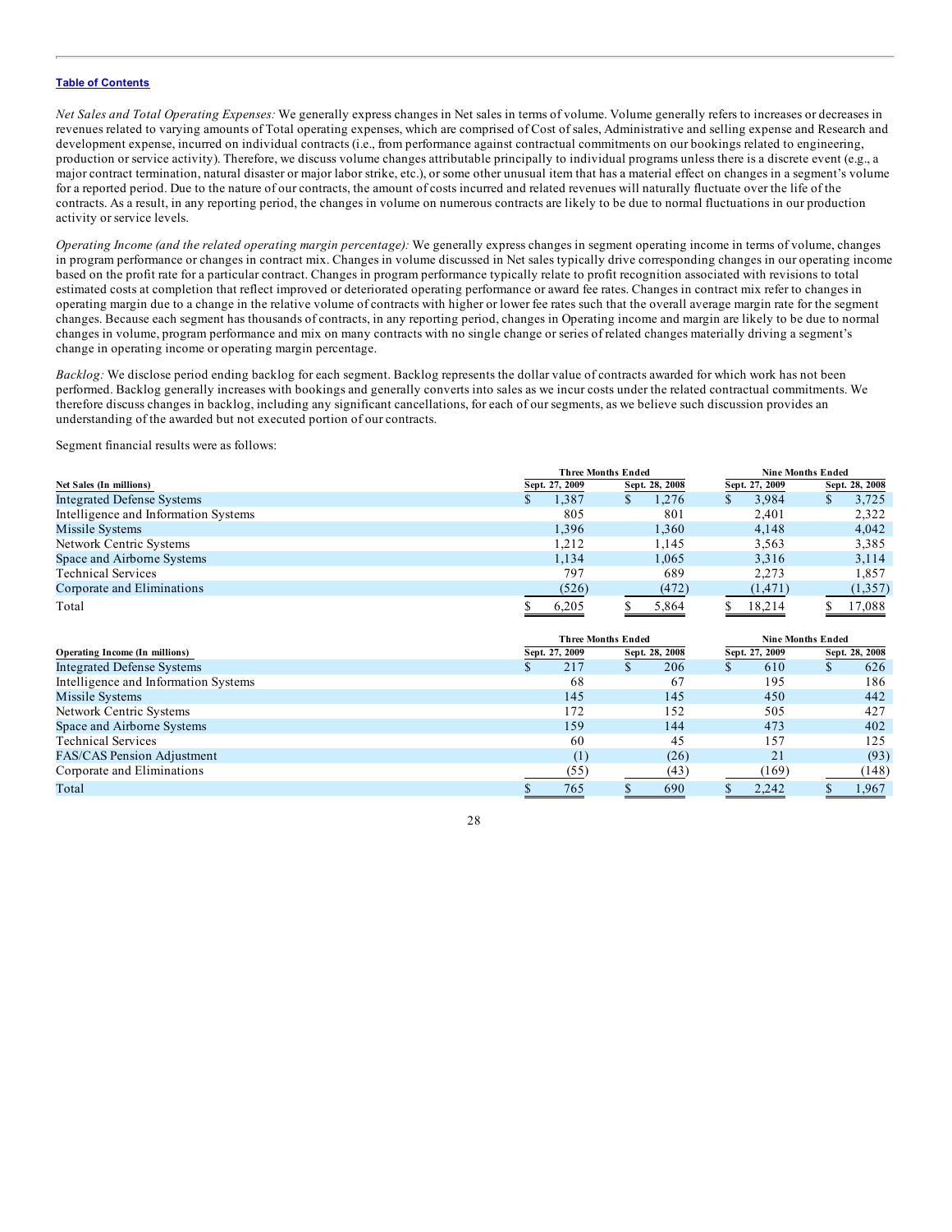[Table of Contents](#)

*Net Sales and Total Operating Expenses:* We generally express changes in Net sales in terms of volume. Volume generally refers to increases or decreases in revenues related to varying amounts of Total operating expenses, which are comprised of Cost of sales, Administrative and selling expense and Research and development expense, incurred on individual contracts (i.e., from performance against contractual commitments on our bookings related to engineering, production or service activity). Therefore, we discuss volume changes attributable principally to individual programs unless there is a discrete event (e.g., a major contract termination, natural disaster or major labor strike, etc.), or some other unusual item that has a material effect on changes in a segment's volume for a reported period. Due to the nature of our contracts, the amount of costs incurred and related revenues will naturally fluctuate over the life of the contracts. As a result, in any reporting period, the changes in volume on numerous contracts are likely to be due to normal fluctuations in our production activity or service levels.

*Operating Income (and the related operating margin percentage):* We generally express changes in segment operating income in terms of volume, changes in program performance or changes in contract mix. Changes in volume discussed in Net sales typically drive corresponding changes in our operating income based on the profit rate for a particular contract. Changes in program performance typically relate to profit recognition associated with revisions to total estimated costs at completion that reflect improved or deteriorated operating performance or award fee rates. Changes in contract mix refer to changes in operating margin due to a change in the relative volume of contracts with higher or lower fee rates such that the overall average margin rate for the segment changes. Because each segment has thousands of contracts, in any reporting period, changes in Operating income and margin are likely to be due to normal changes in volume, program performance and mix on many contracts with no single change or series of related changes materially driving a segment's change in operating income or operating margin percentage.

*Backlog:* We disclose period ending backlog for each segment. Backlog represents the dollar value of contracts awarded for which work has not been performed. Backlog generally increases with bookings and generally converts into sales as we incur costs under the related contractual commitments. We therefore discuss changes in backlog, including any significant cancellations, for each of our segments, as we believe such discussion provides an understanding of the awarded but not executed portion of our contracts.

Segment financial results were as follows:

| | Three Months Ended | | Nine Months Ended | |
|---|---|---|---|---|
| **Net Sales (In millions)** | **Sept. 27, 2009** | **Sept. 28, 2008** | **Sept. 27, 2009** | **Sept. 28, 2008** |
| Integrated Defense Systems | $ 1,387 | $ 1,276 | $ 3,984 | $ 3,725 |
| Intelligence and Information Systems | 805 | 801 | 2,401 | 2,322 |
| Missile Systems | 1,396 | 1,360 | 4,148 | 4,042 |
| Network Centric Systems | 1,212 | 1,145 | 3,563 | 3,385 |
| Space and Airborne Systems | 1,134 | 1,065 | 3,316 | 3,114 |
| Technical Services | 797 | 689 | 2,273 | 1,857 |
| Corporate and Eliminations | (526) | (472) | (1,471) | (1,357) |
| Total | $ 6,205 | $ 5,864 | $ 18,214 | $ 17,088 |

| | Three Months Ended | | Nine Months Ended | |
|---|---|---|---|---|
| **Operating Income (In millions)** | **Sept. 27, 2009** | **Sept. 28, 2008** | **Sept. 27, 2009** | **Sept. 28, 2008** |
| Integrated Defense Systems | $ 217 | $ 206 | $ 610 | $ 626 |
| Intelligence and Information Systems | 68 | 67 | 195 | 186 |
| Missile Systems | 145 | 145 | 450 | 442 |
| Network Centric Systems | 172 | 152 | 505 | 427 |
| Space and Airborne Systems | 159 | 144 | 473 | 402 |
| Technical Services | 60 | 45 | 157 | 125 |
| FAS/CAS Pension Adjustment | (1) | (26) | 21 | (93) |
| Corporate and Eliminations | (55) | (43) | (169) | (148) |
| Total | $ 765 | $ 690 | $ 2,242 | $ 1,967 |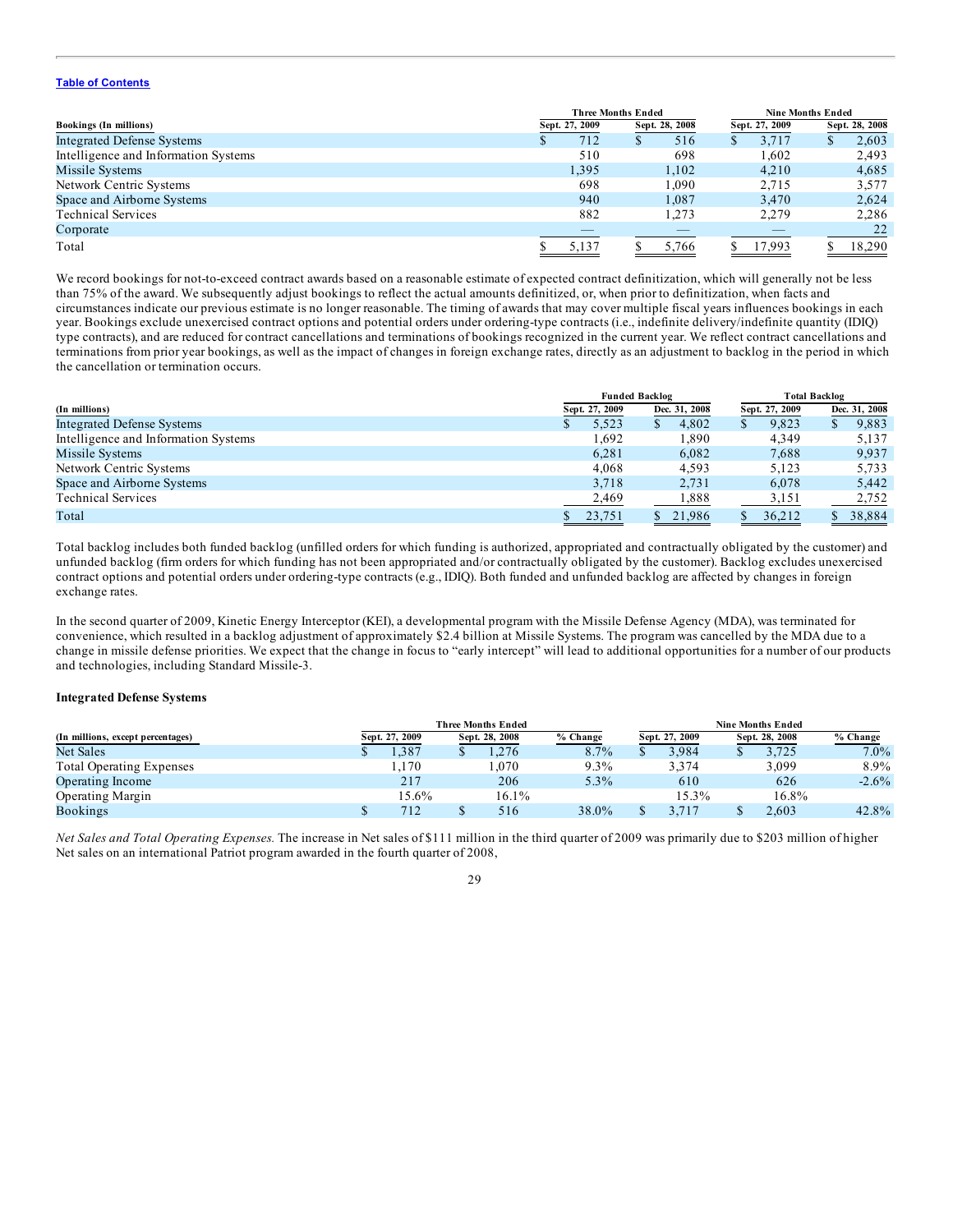[Table of Contents](#)

| Bookings (In millions) | Three Months Ended | | Nine Months Ended | |
|---|---|---|---|---|
| | Sept. 27, 2009 | Sept. 28, 2008 | Sept. 27, 2009 | Sept. 28, 2008 |
| Integrated Defense Systems | $ 712 | $ 516 | $ 3,717 | $ 2,603 |
| Intelligence and Information Systems | 510 | 698 | 1,602 | 2,493 |
| Missile Systems | 1,395 | 1,102 | 4,210 | 4,685 |
| Network Centric Systems | 698 | 1,090 | 2,715 | 3,577 |
| Space and Airborne Systems | 940 | 1,087 | 3,470 | 2,624 |
| Technical Services | 882 | 1,273 | 2,279 | 2,286 |
| Corporate | — | — | — | 22 |
| Total | $ 5,137 | $ 5,766 | $ 17,993 | $ 18,290 |

We record bookings for not-to-exceed contract awards based on a reasonable estimate of expected contract definitization, which will generally not be less than 75% of the award. We subsequently adjust bookings to reflect the actual amounts definitized, or, when prior to definitization, when facts and circumstances indicate our previous estimate is no longer reasonable. The timing of awards that may cover multiple fiscal years influences bookings in each year. Bookings exclude unexercised contract options and potential orders under ordering-type contracts (i.e., indefinite delivery/indefinite quantity (IDIQ) type contracts), and are reduced for contract cancellations and terminations of bookings recognized in the current year. We reflect contract cancellations and terminations from prior year bookings, as well as the impact of changes in foreign exchange rates, directly as an adjustment to backlog in the period in which the cancellation or termination occurs.

| (In millions) | Funded Backlog | | Total Backlog | |
|---|---|---|---|---|
| | Sept. 27, 2009 | Dec. 31, 2008 | Sept. 27, 2009 | Dec. 31, 2008 |
| Integrated Defense Systems | $ 5,523 | $ 4,802 | $ 9,823 | $ 9,883 |
| Intelligence and Information Systems | 1,692 | 1,890 | 4,349 | 5,137 |
| Missile Systems | 6,281 | 6,082 | 7,688 | 9,937 |
| Network Centric Systems | 4,068 | 4,593 | 5,123 | 5,733 |
| Space and Airborne Systems | 3,718 | 2,731 | 6,078 | 5,442 |
| Technical Services | 2,469 | 1,888 | 3,151 | 2,752 |
| Total | $ 23,751 | $ 21,986 | $ 36,212 | $ 38,884 |

Total backlog includes both funded backlog (unfilled orders for which funding is authorized, appropriated and contractually obligated by the customer) and unfunded backlog (firm orders for which funding has not been appropriated and/or contractually obligated by the customer). Backlog excludes unexercised contract options and potential orders under ordering-type contracts (e.g., IDIQ). Both funded and unfunded backlog are affected by changes in foreign exchange rates.

In the second quarter of 2009, Kinetic Energy Interceptor (KEI), a developmental program with the Missile Defense Agency (MDA), was terminated for convenience, which resulted in a backlog adjustment of approximately $2.4 billion at Missile Systems. The program was cancelled by the MDA due to a change in missile defense priorities. We expect that the change in focus to "early intercept" will lead to additional opportunities for a number of our products and technologies, including Standard Missile-3.

### Integrated Defense Systems

| (In millions, except percentages) | Three Months Ended | | | Nine Months Ended | | |
|---|---|---|---|---|---|---|
| | Sept. 27, 2009 | Sept. 28, 2008 | % Change | Sept. 27, 2009 | Sept. 28, 2008 | % Change |
| Net Sales | $ 1,387 | $ 1,276 | 8.7% | $ 3,984 | $ 3,725 | 7.0% |
| Total Operating Expenses | 1,170 | 1,070 | 9.3% | 3,374 | 3,099 | 8.9% |
| Operating Income | 217 | 206 | 5.3% | 610 | 626 | -2.6% |
| Operating Margin | 15.6% | 16.1% | | 15.3% | 16.8% | |
| Bookings | $ 712 | $ 516 | 38.0% | $ 3,717 | $ 2,603 | 42.8% |

*Net Sales and Total Operating Expenses.* The increase in Net sales of $111 million in the third quarter of 2009 was primarily due to $203 million of higher Net sales on an international Patriot program awarded in the fourth quarter of 2008,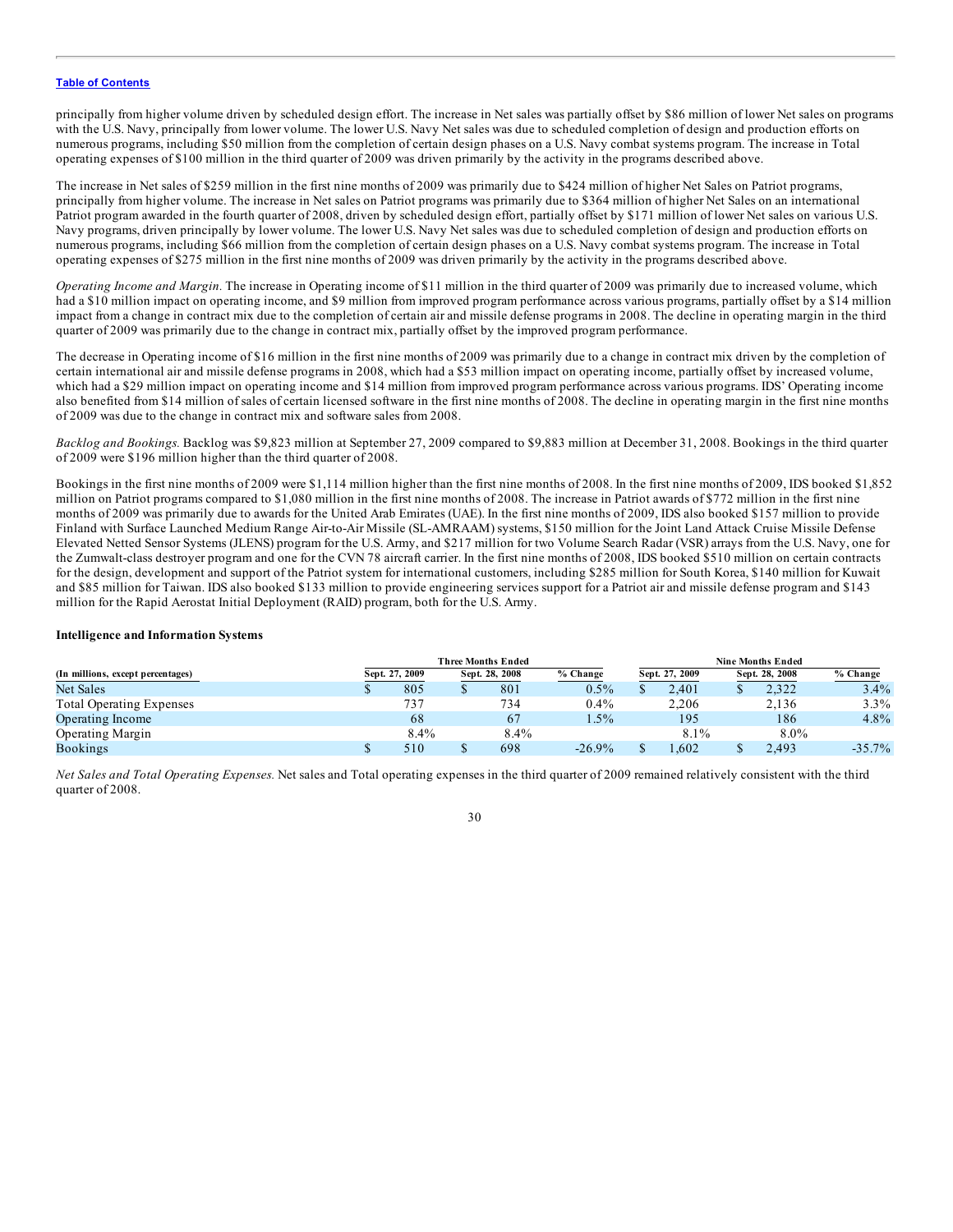principally from higher volume driven by scheduled design effort. The increase in Net sales was partially offset by $86 million of lower Net sales on programs with the U.S. Navy, principally from lower volume. The lower U.S. Navy Net sales was due to scheduled completion of design and production efforts on numerous programs, including $50 million from the completion of certain design phases on a U.S. Navy combat systems program. The increase in Total operating expenses of $100 million in the third quarter of 2009 was driven primarily by the activity in the programs described above.

The increase in Net sales of $259 million in the first nine months of 2009 was primarily due to $424 million of higher Net Sales on Patriot programs, principally from higher volume. The increase in Net sales on Patriot programs was primarily due to $364 million of higher Net Sales on an international Patriot program awarded in the fourth quarter of 2008, driven by scheduled design effort, partially offset by $171 million of lower Net sales on various U.S. Navy programs, driven principally by lower volume. The lower U.S. Navy Net sales was due to scheduled completion of design and production efforts on numerous programs, including $66 million from the completion of certain design phases on a U.S. Navy combat systems program. The increase in Total operating expenses of $275 million in the first nine months of 2009 was driven primarily by the activity in the programs described above.

*Operating Income and Margin.* The increase in Operating income of $11 million in the third quarter of 2009 was primarily due to increased volume, which had a $10 million impact on operating income, and $9 million from improved program performance across various programs, partially offset by a $14 million impact from a change in contract mix due to the completion of certain air and missile defense programs in 2008. The decline in operating margin in the third quarter of 2009 was primarily due to the change in contract mix, partially offset by the improved program performance.

The decrease in Operating income of $16 million in the first nine months of 2009 was primarily due to a change in contract mix driven by the completion of certain international air and missile defense programs in 2008, which had a $53 million impact on operating income, partially offset by increased volume, which had a $29 million impact on operating income and $14 million from improved program performance across various programs. IDS' Operating income also benefited from $14 million of sales of certain licensed software in the first nine months of 2008. The decline in operating margin in the first nine months of 2009 was due to the change in contract mix and software sales from 2008.

*Backlog and Bookings.* Backlog was $9,823 million at September 27, 2009 compared to $9,883 million at December 31, 2008. Bookings in the third quarter of 2009 were $196 million higher than the third quarter of 2008.

Bookings in the first nine months of 2009 were $1,114 million higher than the first nine months of 2008. In the first nine months of 2009, IDS booked $1,852 million on Patriot programs compared to $1,080 million in the first nine months of 2008. The increase in Patriot awards of $772 million in the first nine months of 2009 was primarily due to awards for the United Arab Emirates (UAE). In the first nine months of 2009, IDS also booked $157 million to provide Finland with Surface Launched Medium Range Air-to-Air Missile (SL-AMRAAM) systems, $150 million for the Joint Land Attack Cruise Missile Defense Elevated Netted Sensor Systems (JLENS) program for the U.S. Army, and $217 million for two Volume Search Radar (VSR) arrays from the U.S. Navy, one for the Zumwalt-class destroyer program and one for the CVN 78 aircraft carrier. In the first nine months of 2008, IDS booked $510 million on certain contracts for the design, development and support of the Patriot system for international customers, including $285 million for South Korea, $140 million for Kuwait and $85 million for Taiwan. IDS also booked $133 million to provide engineering services support for a Patriot air and missile defense program and $143 million for the Rapid Aerostat Initial Deployment (RAID) program, both for the U.S. Army.

**Intelligence and Information Systems**

| | Three Months Ended | | | Nine Months Ended | | |
|---|---|---|---|---|---|---|
| (In millions, except percentages) | Sept. 27, 2009 | Sept. 28, 2008 | % Change | Sept. 27, 2009 | Sept. 28, 2008 | % Change |
| Net Sales | $ 805 | $ 801 | 0.5% | $ 2,401 | $ 2,322 | 3.4% |
| Total Operating Expenses | 737 | 734 | 0.4% | 2,206 | 2,136 | 3.3% |
| Operating Income | 68 | 67 | 1.5% | 195 | 186 | 4.8% |
| Operating Margin | 8.4% | 8.4% | | 8.1% | 8.0% | |
| Bookings | $ 510 | $ 698 | -26.9% | $ 1,602 | $ 2,493 | -35.7% |

*Net Sales and Total Operating Expenses.* Net sales and Total operating expenses in the third quarter of 2009 remained relatively consistent with the third quarter of 2008.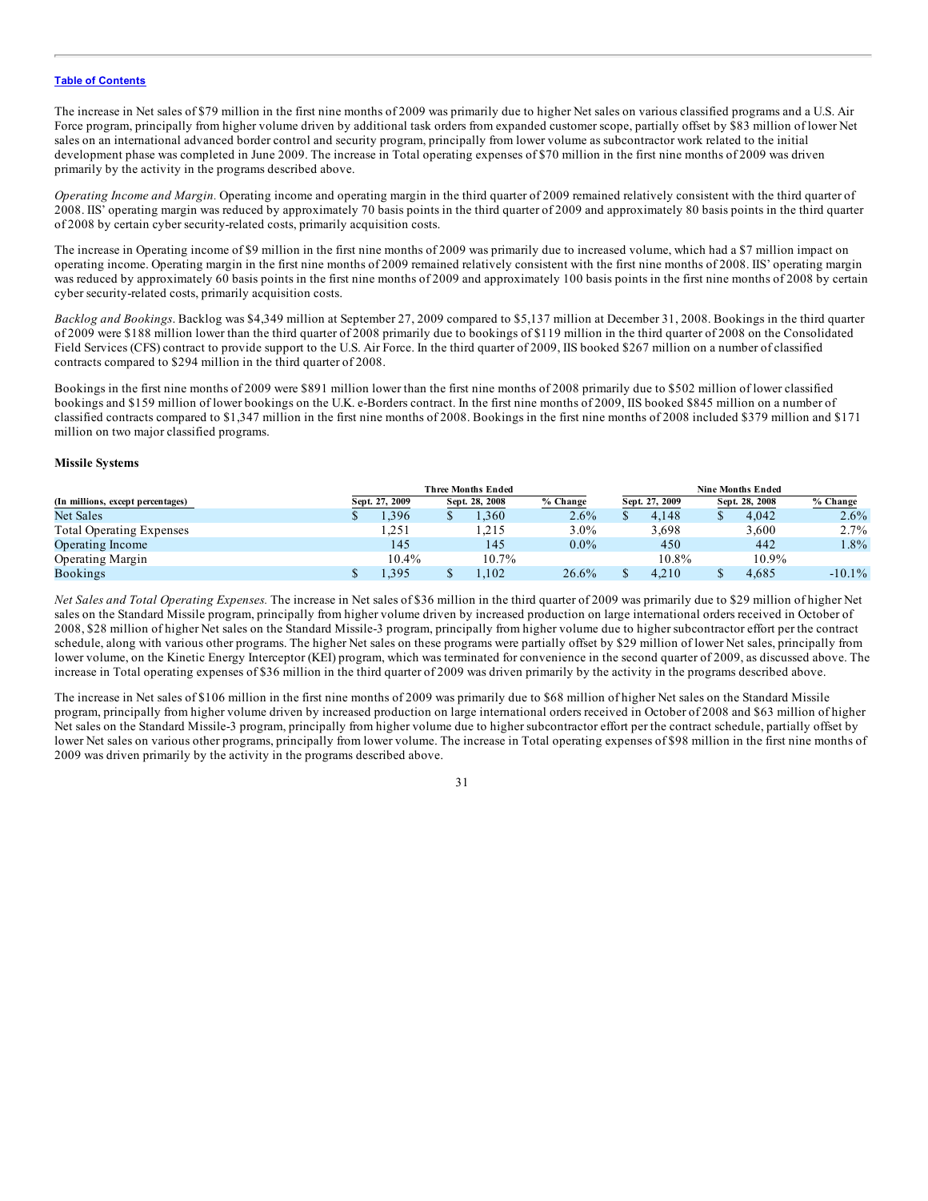[Table of Contents](#)

The increase in Net sales of $79 million in the first nine months of 2009 was primarily due to higher Net sales on various classified programs and a U.S. Air Force program, principally from higher volume driven by additional task orders from expanded customer scope, partially offset by $83 million of lower Net sales on an international advanced border control and security program, principally from lower volume as subcontractor work related to the initial development phase was completed in June 2009. The increase in Total operating expenses of $70 million in the first nine months of 2009 was driven primarily by the activity in the programs described above.

*Operating Income and Margin.* Operating income and operating margin in the third quarter of 2009 remained relatively consistent with the third quarter of 2008. IIS' operating margin was reduced by approximately 70 basis points in the third quarter of 2009 and approximately 80 basis points in the third quarter of 2008 by certain cyber security-related costs, primarily acquisition costs.

The increase in Operating income of $9 million in the first nine months of 2009 was primarily due to increased volume, which had a $7 million impact on operating income. Operating margin in the first nine months of 2009 remained relatively consistent with the first nine months of 2008. IIS' operating margin was reduced by approximately 60 basis points in the first nine months of 2009 and approximately 100 basis points in the first nine months of 2008 by certain cyber security-related costs, primarily acquisition costs.

*Backlog and Bookings.* Backlog was $4,349 million at September 27, 2009 compared to $5,137 million at December 31, 2008. Bookings in the third quarter of 2009 were $188 million lower than the third quarter of 2008 primarily due to bookings of $119 million in the third quarter of 2008 on the Consolidated Field Services (CFS) contract to provide support to the U.S. Air Force. In the third quarter of 2009, IIS booked $267 million on a number of classified contracts compared to $294 million in the third quarter of 2008.

Bookings in the first nine months of 2009 were $891 million lower than the first nine months of 2008 primarily due to $502 million of lower classified bookings and $159 million of lower bookings on the U.K. e-Borders contract. In the first nine months of 2009, IIS booked $845 million on a number of classified contracts compared to $1,347 million in the first nine months of 2008. Bookings in the first nine months of 2008 included $379 million and $171 million on two major classified programs.

**Missile Systems**

| | Three Months Ended | | | Nine Months Ended | | |
|---|---|---|---|---|---|---|
| (In millions, except percentages) | Sept. 27, 2009 | Sept. 28, 2008 | % Change | Sept. 27, 2009 | Sept. 28, 2008 | % Change |
| Net Sales | $ 1,396 | $ 1,360 | 2.6% | $ 4,148 | $ 4,042 | 2.6% |
| Total Operating Expenses | 1,251 | 1,215 | 3.0% | 3,698 | 3,600 | 2.7% |
| Operating Income | 145 | 145 | 0.0% | 450 | 442 | 1.8% |
| Operating Margin | 10.4% | 10.7% | | 10.8% | 10.9% | |
| Bookings | $ 1,395 | $ 1,102 | 26.6% | $ 4,210 | $ 4,685 | -10.1% |

*Net Sales and Total Operating Expenses.* The increase in Net sales of $36 million in the third quarter of 2009 was primarily due to $29 million of higher Net sales on the Standard Missile program, principally from higher volume driven by increased production on large international orders received in October of 2008, $28 million of higher Net sales on the Standard Missile-3 program, principally from higher volume due to higher subcontractor effort per the contract schedule, along with various other programs. The higher Net sales on these programs were partially offset by $29 million of lower Net sales, principally from lower volume, on the Kinetic Energy Interceptor (KEI) program, which was terminated for convenience in the second quarter of 2009, as discussed above. The increase in Total operating expenses of $36 million in the third quarter of 2009 was driven primarily by the activity in the programs described above.

The increase in Net sales of $106 million in the first nine months of 2009 was primarily due to $68 million of higher Net sales on the Standard Missile program, principally from higher volume driven by increased production on large international orders received in October of 2008 and $63 million of higher Net sales on the Standard Missile-3 program, principally from higher volume due to higher subcontractor effort per the contract schedule, partially offset by lower Net sales on various other programs, principally from lower volume. The increase in Total operating expenses of $98 million in the first nine months of 2009 was driven primarily by the activity in the programs described above.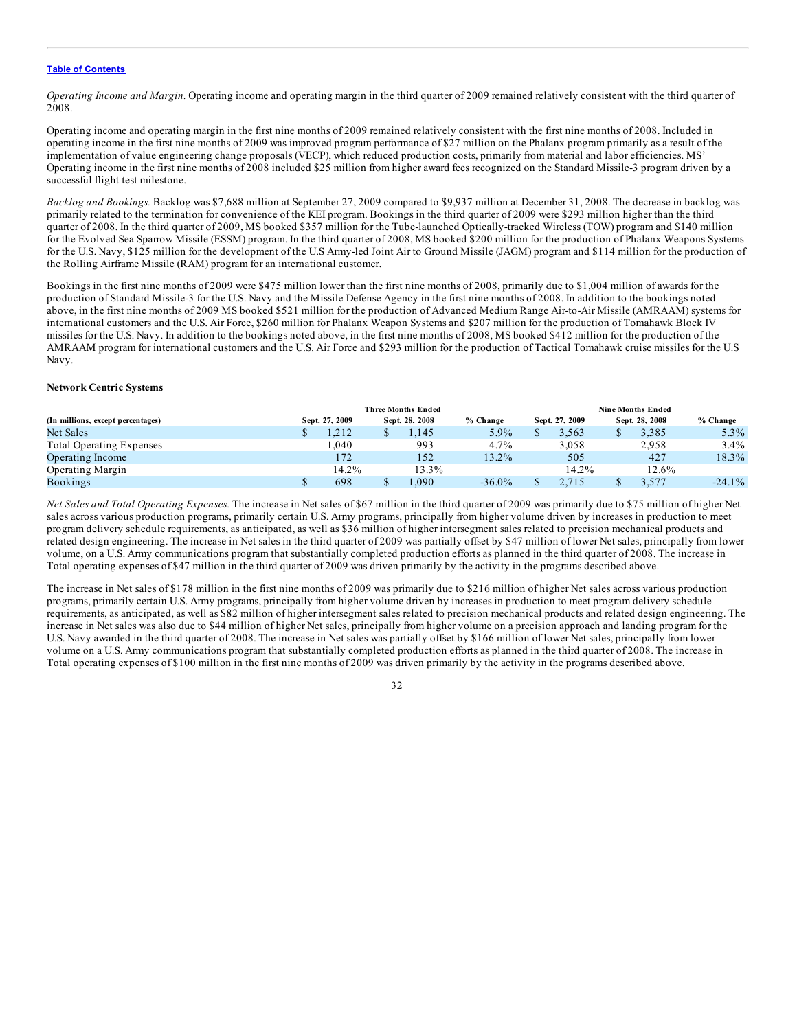*Operating Income and Margin.* Operating income and operating margin in the third quarter of 2009 remained relatively consistent with the third quarter of 2008.

Operating income and operating margin in the first nine months of 2009 remained relatively consistent with the first nine months of 2008. Included in operating income in the first nine months of 2009 was improved program performance of $27 million on the Phalanx program primarily as a result of the implementation of value engineering change proposals (VECP), which reduced production costs, primarily from material and labor efficiencies. MS' Operating income in the first nine months of 2008 included $25 million from higher award fees recognized on the Standard Missile-3 program driven by a successful flight test milestone.

*Backlog and Bookings.* Backlog was $7,688 million at September 27, 2009 compared to $9,937 million at December 31, 2008. The decrease in backlog was primarily related to the termination for convenience of the KEI program. Bookings in the third quarter of 2009 were $293 million higher than the third quarter of 2008. In the third quarter of 2009, MS booked $357 million for the Tube-launched Optically-tracked Wireless (TOW) program and $140 million for the Evolved Sea Sparrow Missile (ESSM) program. In the third quarter of 2008, MS booked $200 million for the production of Phalanx Weapons Systems for the U.S. Navy, $125 million for the development of the U.S Army-led Joint Air to Ground Missile (JAGM) program and $114 million for the production of the Rolling Airframe Missile (RAM) program for an international customer.

Bookings in the first nine months of 2009 were $475 million lower than the first nine months of 2008, primarily due to $1,004 million of awards for the production of Standard Missile-3 for the U.S. Navy and the Missile Defense Agency in the first nine months of 2008. In addition to the bookings noted above, in the first nine months of 2009 MS booked $521 million for the production of Advanced Medium Range Air-to-Air Missile (AMRAAM) systems for international customers and the U.S. Air Force, $260 million for Phalanx Weapon Systems and $207 million for the production of Tomahawk Block IV missiles for the U.S. Navy. In addition to the bookings noted above, in the first nine months of 2008, MS booked $412 million for the production of the AMRAAM program for international customers and the U.S. Air Force and $293 million for the production of Tactical Tomahawk cruise missiles for the U.S Navy.

**Network Centric Systems**

| | Three Months Ended | | | Nine Months Ended | | |
|---|---|---|---|---|---|---|
| (In millions, except percentages) | Sept. 27, 2009 | Sept. 28, 2008 | % Change | Sept. 27, 2009 | Sept. 28, 2008 | % Change |
| Net Sales | $ 1,212 | $ 1,145 | 5.9% | $ 3,563 | $ 3,385 | 5.3% |
| Total Operating Expenses | 1,040 | 993 | 4.7% | 3,058 | 2,958 | 3.4% |
| Operating Income | 172 | 152 | 13.2% | 505 | 427 | 18.3% |
| Operating Margin | 14.2% | 13.3% | | 14.2% | 12.6% | |
| Bookings | $ 698 | $ 1,090 | -36.0% | $ 2,715 | $ 3,577 | -24.1% |

*Net Sales and Total Operating Expenses.* The increase in Net sales of $67 million in the third quarter of 2009 was primarily due to $75 million of higher Net sales across various production programs, primarily certain U.S. Army programs, principally from higher volume driven by increases in production to meet program delivery schedule requirements, as anticipated, as well as $36 million of higher intersegment sales related to precision mechanical products and related design engineering. The increase in Net sales in the third quarter of 2009 was partially offset by $47 million of lower Net sales, principally from lower volume, on a U.S. Army communications program that substantially completed production efforts as planned in the third quarter of 2008. The increase in Total operating expenses of $47 million in the third quarter of 2009 was driven primarily by the activity in the programs described above.

The increase in Net sales of $178 million in the first nine months of 2009 was primarily due to $216 million of higher Net sales across various production programs, primarily certain U.S. Army programs, principally from higher volume driven by increases in production to meet program delivery schedule requirements, as anticipated, as well as $82 million of higher intersegment sales related to precision mechanical products and related design engineering. The increase in Net sales was also due to $44 million of higher Net sales, principally from higher volume on a precision approach and landing program for the U.S. Navy awarded in the third quarter of 2008. The increase in Net sales was partially offset by $166 million of lower Net sales, principally from lower volume on a U.S. Army communications program that substantially completed production efforts as planned in the third quarter of 2008. The increase in Total operating expenses of $100 million in the first nine months of 2009 was driven primarily by the activity in the programs described above.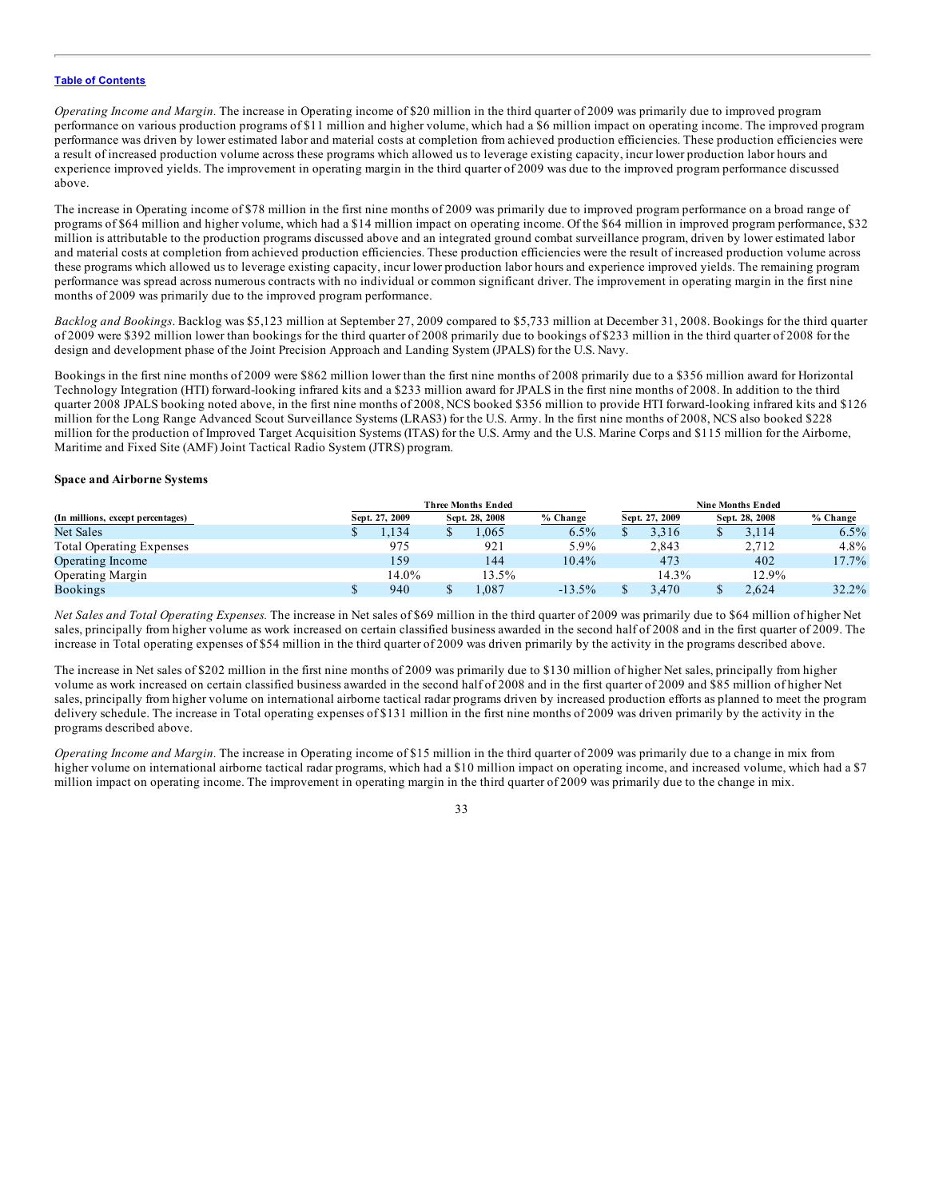Table of Contents

*Operating Income and Margin.* The increase in Operating income of $20 million in the third quarter of 2009 was primarily due to improved program performance on various production programs of $11 million and higher volume, which had a $6 million impact on operating income. The improved program performance was driven by lower estimated labor and material costs at completion from achieved production efficiencies. These production efficiencies were a result of increased production volume across these programs which allowed us to leverage existing capacity, incur lower production labor hours and experience improved yields. The improvement in operating margin in the third quarter of 2009 was due to the improved program performance discussed above.

The increase in Operating income of $78 million in the first nine months of 2009 was primarily due to improved program performance on a broad range of programs of $64 million and higher volume, which had a $14 million impact on operating income. Of the $64 million in improved program performance, $32 million is attributable to the production programs discussed above and an integrated ground combat surveillance program, driven by lower estimated labor and material costs at completion from achieved production efficiencies. These production efficiencies were the result of increased production volume across these programs which allowed us to leverage existing capacity, incur lower production labor hours and experience improved yields. The remaining program performance was spread across numerous contracts with no individual or common significant driver. The improvement in operating margin in the first nine months of 2009 was primarily due to the improved program performance.

*Backlog and Bookings.* Backlog was $5,123 million at September 27, 2009 compared to $5,733 million at December 31, 2008. Bookings for the third quarter of 2009 were $392 million lower than bookings for the third quarter of 2008 primarily due to bookings of $233 million in the third quarter of 2008 for the design and development phase of the Joint Precision Approach and Landing System (JPALS) for the U.S. Navy.

Bookings in the first nine months of 2009 were $862 million lower than the first nine months of 2008 primarily due to a $356 million award for Horizontal Technology Integration (HTI) forward-looking infrared kits and a $233 million award for JPALS in the first nine months of 2008. In addition to the third quarter 2008 JPALS booking noted above, in the first nine months of 2008, NCS booked $356 million to provide HTI forward-looking infrared kits and $126 million for the Long Range Advanced Scout Surveillance Systems (LRAS3) for the U.S. Army. In the first nine months of 2008, NCS also booked $228 million for the production of Improved Target Acquisition Systems (ITAS) for the U.S. Army and the U.S. Marine Corps and $115 million for the Airborne, Maritime and Fixed Site (AMF) Joint Tactical Radio System (JTRS) program.

**Space and Airborne Systems**

| | Three Months Ended | | | Nine Months Ended | | |
|---|---|---|---|---|---|---|
| (In millions, except percentages) | Sept. 27, 2009 | Sept. 28, 2008 | % Change | Sept. 27, 2009 | Sept. 28, 2008 | % Change |
| Net Sales | $ 1,134 | $ 1,065 | 6.5% | $ 3,316 | $ 3,114 | 6.5% |
| Total Operating Expenses | 975 | 921 | 5.9% | 2,843 | 2,712 | 4.8% |
| Operating Income | 159 | 144 | 10.4% | 473 | 402 | 17.7% |
| Operating Margin | 14.0% | 13.5% | | 14.3% | 12.9% | |
| Bookings | $ 940 | $ 1,087 | -13.5% | $ 3,470 | $ 2,624 | 32.2% |

*Net Sales and Total Operating Expenses.* The increase in Net sales of $69 million in the third quarter of 2009 was primarily due to $64 million of higher Net sales, principally from higher volume as work increased on certain classified business awarded in the second half of 2008 and in the first quarter of 2009. The increase in Total operating expenses of $54 million in the third quarter of 2009 was driven primarily by the activity in the programs described above.

The increase in Net sales of $202 million in the first nine months of 2009 was primarily due to $130 million of higher Net sales, principally from higher volume as work increased on certain classified business awarded in the second half of 2008 and in the first quarter of 2009 and $85 million of higher Net sales, principally from higher volume on international airborne tactical radar programs driven by increased production efforts as planned to meet the program delivery schedule. The increase in Total operating expenses of $131 million in the first nine months of 2009 was driven primarily by the activity in the programs described above.

*Operating Income and Margin.* The increase in Operating income of $15 million in the third quarter of 2009 was primarily due to a change in mix from higher volume on international airborne tactical radar programs, which had a $10 million impact on operating income, and increased volume, which had a $7 million impact on operating income. The improvement in operating margin in the third quarter of 2009 was primarily due to the change in mix.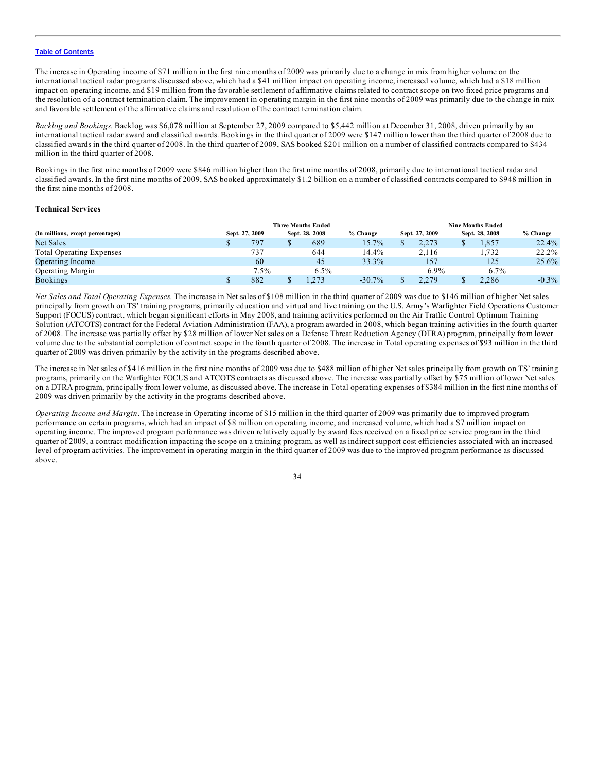The increase in Operating income of $71 million in the first nine months of 2009 was primarily due to a change in mix from higher volume on the international tactical radar programs discussed above, which had a $41 million impact on operating income, increased volume, which had a $18 million impact on operating income, and $19 million from the favorable settlement of affirmative claims related to contract scope on two fixed price programs and the resolution of a contract termination claim. The improvement in operating margin in the first nine months of 2009 was primarily due to the change in mix and favorable settlement of the affirmative claims and resolution of the contract termination claim.

*Backlog and Bookings.* Backlog was $6,078 million at September 27, 2009 compared to $5,442 million at December 31, 2008, driven primarily by an international tactical radar award and classified awards. Bookings in the third quarter of 2009 were $147 million lower than the third quarter of 2008 due to classified awards in the third quarter of 2008. In the third quarter of 2009, SAS booked $201 million on a number of classified contracts compared to $434 million in the third quarter of 2008.

Bookings in the first nine months of 2009 were $846 million higher than the first nine months of 2008, primarily due to international tactical radar and classified awards. In the first nine months of 2009, SAS booked approximately $1.2 billion on a number of classified contracts compared to $948 million in the first nine months of 2008.

**Technical Services**

| | Three Months Ended | | | Nine Months Ended | | |
|---|---|---|---|---|---|---|
| (In millions, except percentages) | Sept. 27, 2009 | Sept. 28, 2008 | % Change | Sept. 27, 2009 | Sept. 28, 2008 | % Change |
| Net Sales | $ 797 | $ 689 | 15.7% | $ 2,273 | $ 1,857 | 22.4% |
| Total Operating Expenses | 737 | 644 | 14.4% | 2,116 | 1,732 | 22.2% |
| Operating Income | 60 | 45 | 33.3% | 157 | 125 | 25.6% |
| Operating Margin | 7.5% | 6.5% | | 6.9% | 6.7% | |
| Bookings | $ 882 | $ 1,273 | -30.7% | $ 2,279 | $ 2,286 | -0.3% |

*Net Sales and Total Operating Expenses.* The increase in Net sales of $108 million in the third quarter of 2009 was due to $146 million of higher Net sales principally from growth on TS' training programs, primarily education and virtual and live training on the U.S. Army's Warfighter Field Operations Customer Support (FOCUS) contract, which began significant efforts in May 2008, and training activities performed on the Air Traffic Control Optimum Training Solution (ATCOTS) contract for the Federal Aviation Administration (FAA), a program awarded in 2008, which began training activities in the fourth quarter of 2008. The increase was partially offset by $28 million of lower Net sales on a Defense Threat Reduction Agency (DTRA) program, principally from lower volume due to the substantial completion of contract scope in the fourth quarter of 2008. The increase in Total operating expenses of $93 million in the third quarter of 2009 was driven primarily by the activity in the programs described above.

The increase in Net sales of $416 million in the first nine months of 2009 was due to $488 million of higher Net sales principally from growth on TS' training programs, primarily on the Warfighter FOCUS and ATCOTS contracts as discussed above. The increase was partially offset by $75 million of lower Net sales on a DTRA program, principally from lower volume, as discussed above. The increase in Total operating expenses of $384 million in the first nine months of 2009 was driven primarily by the activity in the programs described above.

*Operating Income and Margin*. The increase in Operating income of $15 million in the third quarter of 2009 was primarily due to improved program performance on certain programs, which had an impact of $8 million on operating income, and increased volume, which had a $7 million impact on operating income. The improved program performance was driven relatively equally by award fees received on a fixed price service program in the third quarter of 2009, a contract modification impacting the scope on a training program, as well as indirect support cost efficiencies associated with an increased level of program activities. The improvement in operating margin in the third quarter of 2009 was due to the improved program performance as discussed above.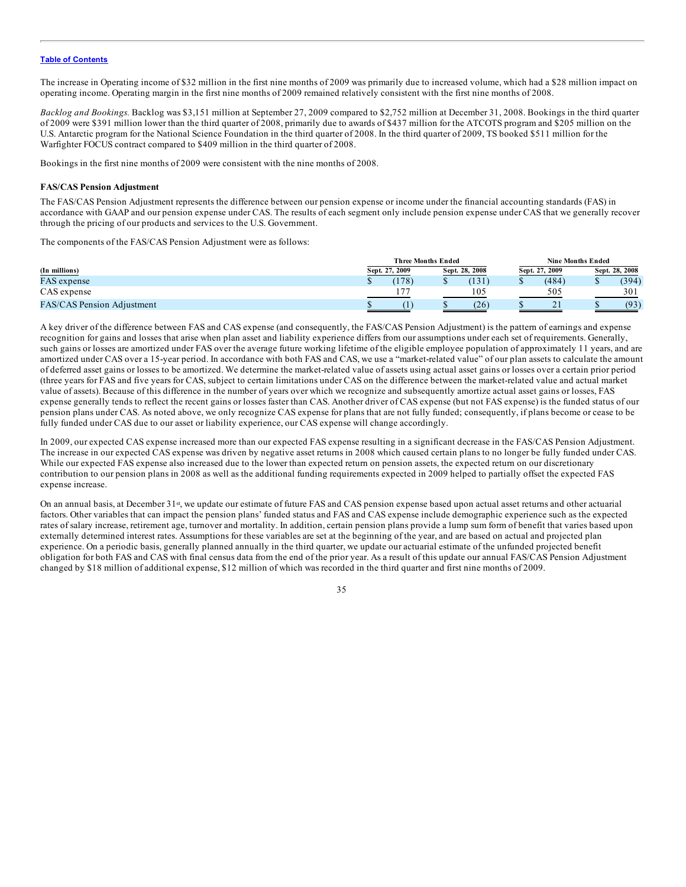The increase in Operating income of $32 million in the first nine months of 2009 was primarily due to increased volume, which had a $28 million impact on operating income. Operating margin in the first nine months of 2009 remained relatively consistent with the first nine months of 2008.

*Backlog and Bookings.* Backlog was $3,151 million at September 27, 2009 compared to $2,752 million at December 31, 2008. Bookings in the third quarter of 2009 were $391 million lower than the third quarter of 2008, primarily due to awards of $437 million for the ATCOTS program and $205 million on the U.S. Antarctic program for the National Science Foundation in the third quarter of 2008. In the third quarter of 2009, TS booked $511 million for the Warfighter FOCUS contract compared to $409 million in the third quarter of 2008.

Bookings in the first nine months of 2009 were consistent with the nine months of 2008.

**FAS/CAS Pension Adjustment**

The FAS/CAS Pension Adjustment represents the difference between our pension expense or income under the financial accounting standards (FAS) in accordance with GAAP and our pension expense under CAS. The results of each segment only include pension expense under CAS that we generally recover through the pricing of our products and services to the U.S. Government.

The components of the FAS/CAS Pension Adjustment were as follows:

| | Three Months Ended | | Nine Months Ended | |
|---|---|---|---|---|
| (In millions) | Sept. 27, 2009 | Sept. 28, 2008 | Sept. 27, 2009 | Sept. 28, 2008 |
| FAS expense | $ (178) | $ (131) | $ (484) | $ (394) |
| CAS expense | 177 | 105 | 505 | 301 |
| FAS/CAS Pension Adjustment | $ (1) | $ (26) | $ 21 | $ (93) |

A key driver of the difference between FAS and CAS expense (and consequently, the FAS/CAS Pension Adjustment) is the pattern of earnings and expense recognition for gains and losses that arise when plan asset and liability experience differs from our assumptions under each set of requirements. Generally, such gains or losses are amortized under FAS over the average future working lifetime of the eligible employee population of approximately 11 years, and are amortized under CAS over a 15-year period. In accordance with both FAS and CAS, we use a "market-related value" of our plan assets to calculate the amount of deferred asset gains or losses to be amortized. We determine the market-related value of assets using actual asset gains or losses over a certain prior period (three years for FAS and five years for CAS, subject to certain limitations under CAS on the difference between the market-related value and actual market value of assets). Because of this difference in the number of years over which we recognize and subsequently amortize actual asset gains or losses, FAS expense generally tends to reflect the recent gains or losses faster than CAS. Another driver of CAS expense (but not FAS expense) is the funded status of our pension plans under CAS. As noted above, we only recognize CAS expense for plans that are not fully funded; consequently, if plans become or cease to be fully funded under CAS due to our asset or liability experience, our CAS expense will change accordingly.

In 2009, our expected CAS expense increased more than our expected FAS expense resulting in a significant decrease in the FAS/CAS Pension Adjustment. The increase in our expected CAS expense was driven by negative asset returns in 2008 which caused certain plans to no longer be fully funded under CAS. While our expected FAS expense also increased due to the lower than expected return on pension assets, the expected return on our discretionary contribution to our pension plans in 2008 as well as the additional funding requirements expected in 2009 helped to partially offset the expected FAS expense increase.

On an annual basis, at December 31st, we update our estimate of future FAS and CAS pension expense based upon actual asset returns and other actuarial factors. Other variables that can impact the pension plans' funded status and FAS and CAS expense include demographic experience such as the expected rates of salary increase, retirement age, turnover and mortality. In addition, certain pension plans provide a lump sum form of benefit that varies based upon externally determined interest rates. Assumptions for these variables are set at the beginning of the year, and are based on actual and projected plan experience. On a periodic basis, generally planned annually in the third quarter, we update our actuarial estimate of the unfunded projected benefit obligation for both FAS and CAS with final census data from the end of the prior year. As a result of this update our annual FAS/CAS Pension Adjustment changed by $18 million of additional expense, $12 million of which was recorded in the third quarter and first nine months of 2009.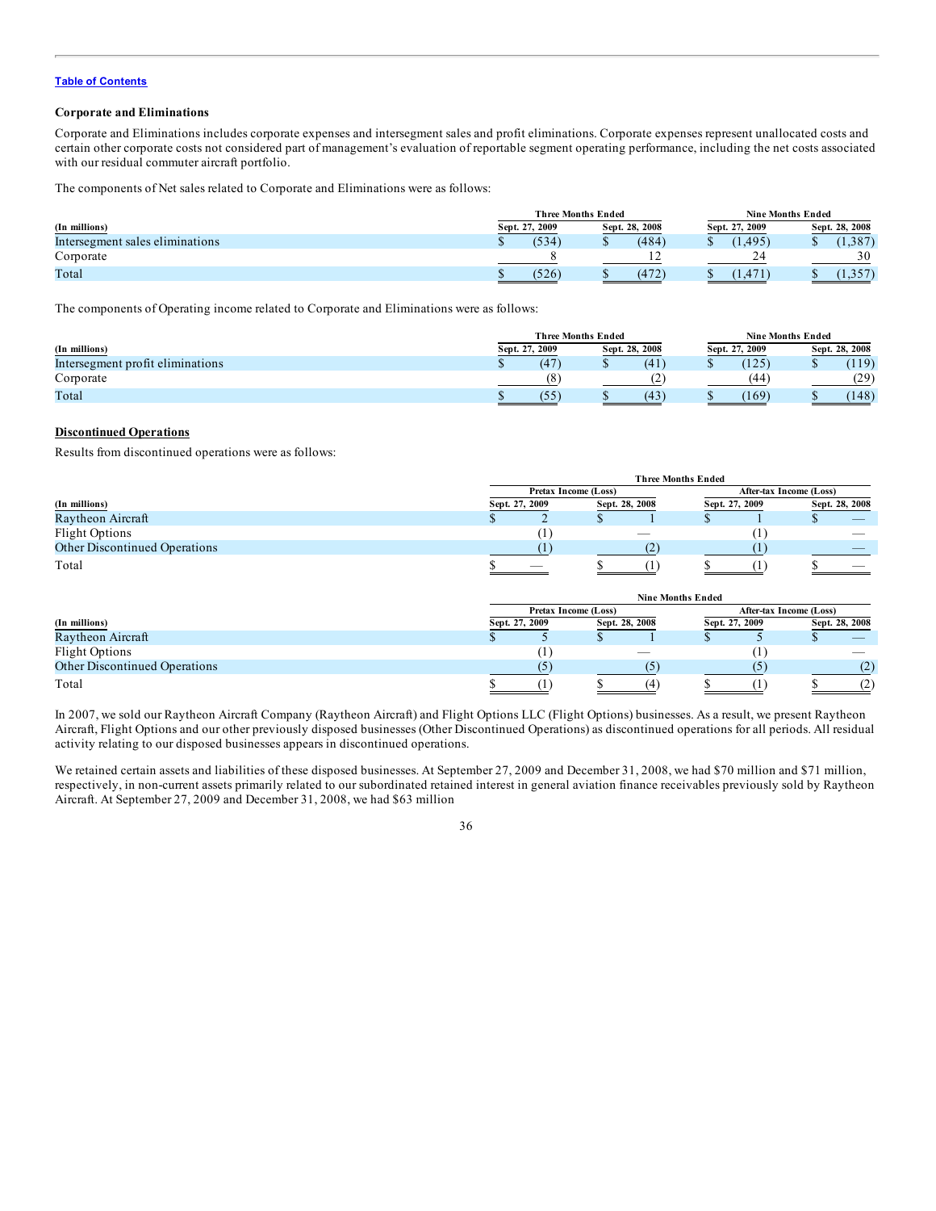[Table of Contents](#)

### Corporate and Eliminations

Corporate and Eliminations includes corporate expenses and intersegment sales and profit eliminations. Corporate expenses represent unallocated costs and certain other corporate costs not considered part of management's evaluation of reportable segment operating performance, including the net costs associated with our residual commuter aircraft portfolio.

The components of Net sales related to Corporate and Eliminations were as follows:

| (In millions) | Three Months Ended Sept. 27, 2009 | Three Months Ended Sept. 28, 2008 | Nine Months Ended Sept. 27, 2009 | Nine Months Ended Sept. 28, 2008 |
|---|---|---|---|---|
| Intersegment sales eliminations | $ (534) | $ (484) | $ (1,495) | $ (1,387) |
| Corporate | 8 | 12 | 24 | 30 |
| Total | $ (526) | $ (472) | $ (1,471) | $ (1,357) |

The components of Operating income related to Corporate and Eliminations were as follows:

| (In millions) | Three Months Ended Sept. 27, 2009 | Three Months Ended Sept. 28, 2008 | Nine Months Ended Sept. 27, 2009 | Nine Months Ended Sept. 28, 2008 |
|---|---|---|---|---|
| Intersegment profit eliminations | $ (47) | $ (41) | $ (125) | $ (119) |
| Corporate | (8) | (2) | (44) | (29) |
| Total | $ (55) | $ (43) | $ (169) | $ (148) |

### Discontinued Operations

Results from discontinued operations were as follows:

| | Three Months Ended | | | |
|---|---|---|---|---|
| | Pretax Income (Loss) | | After-tax Income (Loss) | |
| (In millions) | Sept. 27, 2009 | Sept. 28, 2008 | Sept. 27, 2009 | Sept. 28, 2008 |
| Raytheon Aircraft | $ 2 | $ 1 | $ 1 | $ — |
| Flight Options | (1) | — | (1) | — |
| Other Discontinued Operations | (1) | (2) | (1) | — |
| Total | $ — | $ (1) | $ (1) | $ — |

| | Nine Months Ended | | | |
|---|---|---|---|---|
| | Pretax Income (Loss) | | After-tax Income (Loss) | |
| (In millions) | Sept. 27, 2009 | Sept. 28, 2008 | Sept. 27, 2009 | Sept. 28, 2008 |
| Raytheon Aircraft | $ 5 | $ 1 | $ 5 | $ — |
| Flight Options | (1) | — | (1) | — |
| Other Discontinued Operations | (5) | (5) | (5) | (2) |
| Total | $ (1) | $ (4) | $ (1) | $ (2) |

In 2007, we sold our Raytheon Aircraft Company (Raytheon Aircraft) and Flight Options LLC (Flight Options) businesses. As a result, we present Raytheon Aircraft, Flight Options and our other previously disposed businesses (Other Discontinued Operations) as discontinued operations for all periods. All residual activity relating to our disposed businesses appears in discontinued operations.

We retained certain assets and liabilities of these disposed businesses. At September 27, 2009 and December 31, 2008, we had $70 million and $71 million, respectively, in non-current assets primarily related to our subordinated retained interest in general aviation finance receivables previously sold by Raytheon Aircraft. At September 27, 2009 and December 31, 2008, we had $63 million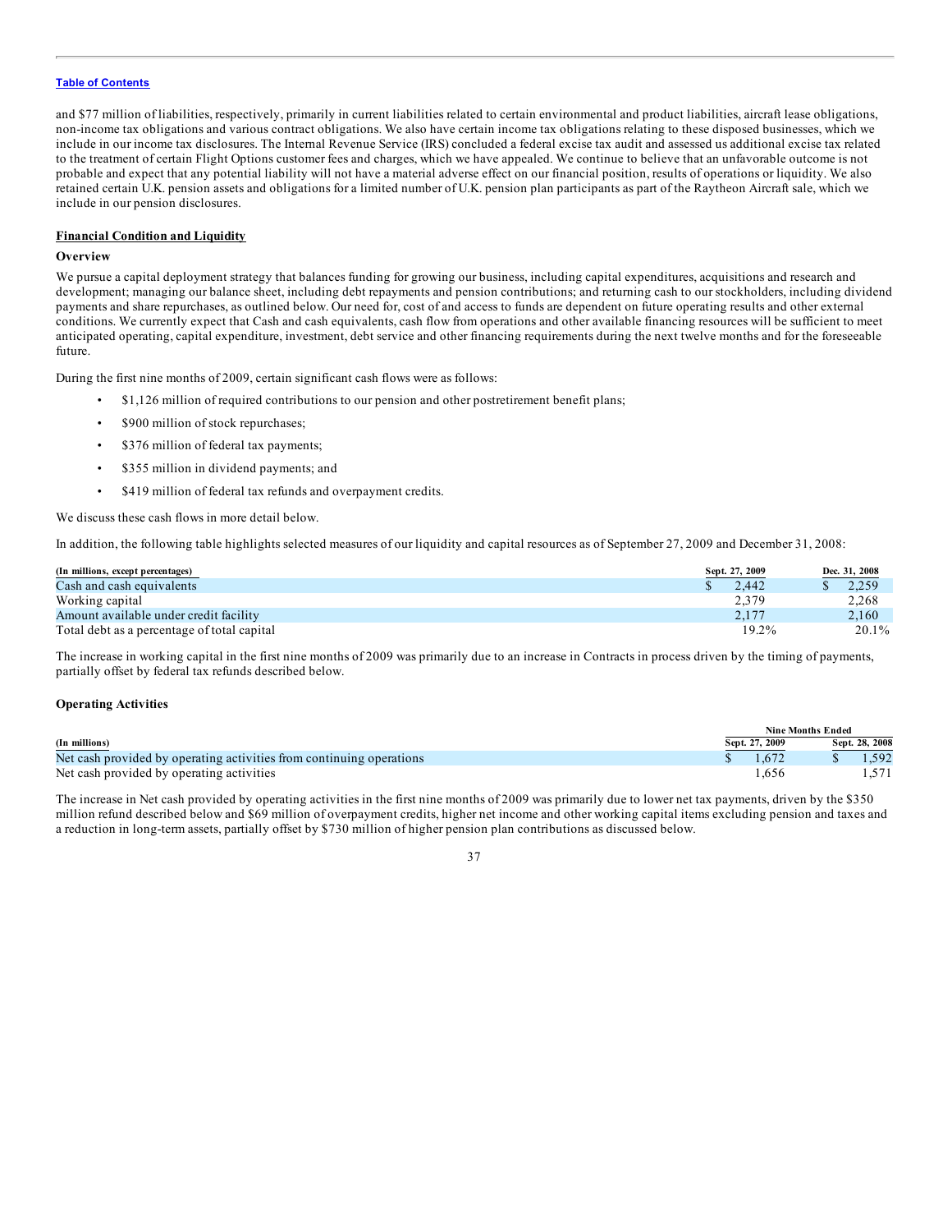and $77 million of liabilities, respectively, primarily in current liabilities related to certain environmental and product liabilities, aircraft lease obligations, non-income tax obligations and various contract obligations. We also have certain income tax obligations relating to these disposed businesses, which we include in our income tax disclosures. The Internal Revenue Service (IRS) concluded a federal excise tax audit and assessed us additional excise tax related to the treatment of certain Flight Options customer fees and charges, which we have appealed. We continue to believe that an unfavorable outcome is not probable and expect that any potential liability will not have a material adverse effect on our financial position, results of operations or liquidity. We also retained certain U.K. pension assets and obligations for a limited number of U.K. pension plan participants as part of the Raytheon Aircraft sale, which we include in our pension disclosures.

## Financial Condition and Liquidity

### Overview

We pursue a capital deployment strategy that balances funding for growing our business, including capital expenditures, acquisitions and research and development; managing our balance sheet, including debt repayments and pension contributions; and returning cash to our stockholders, including dividend payments and share repurchases, as outlined below. Our need for, cost of and access to funds are dependent on future operating results and other external conditions. We currently expect that Cash and cash equivalents, cash flow from operations and other available financing resources will be sufficient to meet anticipated operating, capital expenditure, investment, debt service and other financing requirements during the next twelve months and for the foreseeable future.

During the first nine months of 2009, certain significant cash flows were as follows:

- $1,126 million of required contributions to our pension and other postretirement benefit plans;
- $900 million of stock repurchases;
- $376 million of federal tax payments;
- $355 million in dividend payments; and
- $419 million of federal tax refunds and overpayment credits.

We discuss these cash flows in more detail below.

In addition, the following table highlights selected measures of our liquidity and capital resources as of September 27, 2009 and December 31, 2008:

| (In millions, except percentages) | Sept. 27, 2009 | Dec. 31, 2008 |
|---|---|---|
| Cash and cash equivalents | $ 2,442 | $ 2,259 |
| Working capital | 2,379 | 2,268 |
| Amount available under credit facility | 2,177 | 2,160 |
| Total debt as a percentage of total capital | 19.2% | 20.1% |

The increase in working capital in the first nine months of 2009 was primarily due to an increase in Contracts in process driven by the timing of payments, partially offset by federal tax refunds described below.

### Operating Activities

| | Nine Months Ended | |
|---|---|---|
| (In millions) | Sept. 27, 2009 | Sept. 28, 2008 |
| Net cash provided by operating activities from continuing operations | $ 1,672 | $ 1,592 |
| Net cash provided by operating activities | 1,656 | 1,571 |

The increase in Net cash provided by operating activities in the first nine months of 2009 was primarily due to lower net tax payments, driven by the $350 million refund described below and $69 million of overpayment credits, higher net income and other working capital items excluding pension and taxes and a reduction in long-term assets, partially offset by $730 million of higher pension plan contributions as discussed below.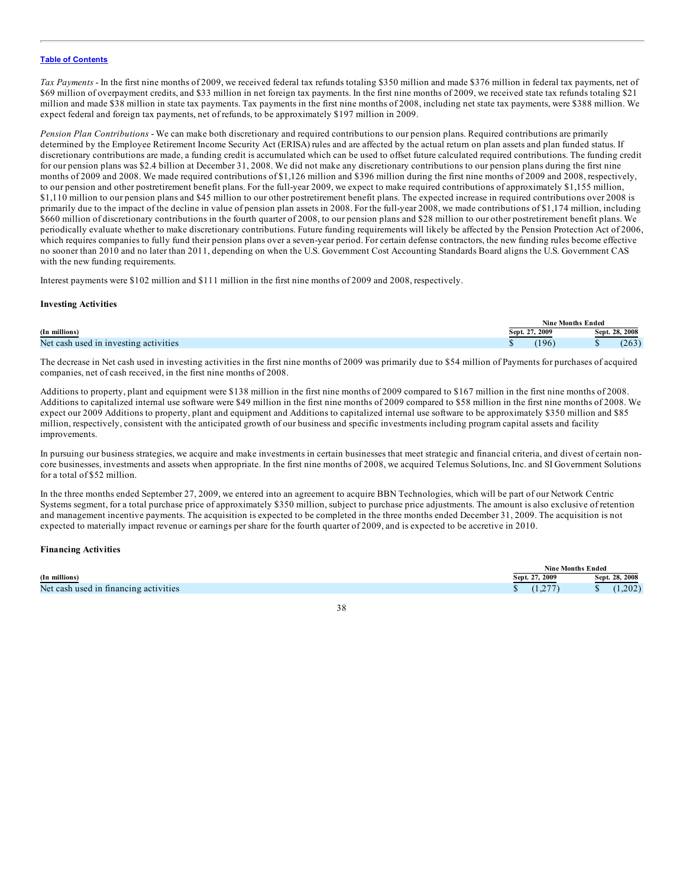*Tax Payments* - In the first nine months of 2009, we received federal tax refunds totaling $350 million and made $376 million in federal tax payments, net of $69 million of overpayment credits, and $33 million in net foreign tax payments. In the first nine months of 2009, we received state tax refunds totaling $21 million and made $38 million in state tax payments. Tax payments in the first nine months of 2008, including net state tax payments, were $388 million. We expect federal and foreign tax payments, net of refunds, to be approximately $197 million in 2009.

*Pension Plan Contributions* - We can make both discretionary and required contributions to our pension plans. Required contributions are primarily determined by the Employee Retirement Income Security Act (ERISA) rules and are affected by the actual return on plan assets and plan funded status. If discretionary contributions are made, a funding credit is accumulated which can be used to offset future calculated required contributions. The funding credit for our pension plans was $2.4 billion at December 31, 2008. We did not make any discretionary contributions to our pension plans during the first nine months of 2009 and 2008. We made required contributions of $1,126 million and $396 million during the first nine months of 2009 and 2008, respectively, to our pension and other postretirement benefit plans. For the full-year 2009, we expect to make required contributions of approximately $1,155 million, $1,110 million to our pension plans and $45 million to our other postretirement benefit plans. The expected increase in required contributions over 2008 is primarily due to the impact of the decline in value of pension plan assets in 2008. For the full-year 2008, we made contributions of $1,174 million, including $660 million of discretionary contributions in the fourth quarter of 2008, to our pension plans and $28 million to our other postretirement benefit plans. We periodically evaluate whether to make discretionary contributions. Future funding requirements will likely be affected by the Pension Protection Act of 2006, which requires companies to fully fund their pension plans over a seven-year period. For certain defense contractors, the new funding rules become effective no sooner than 2010 and no later than 2011, depending on when the U.S. Government Cost Accounting Standards Board aligns the U.S. Government CAS with the new funding requirements.

Interest payments were $102 million and $111 million in the first nine months of 2009 and 2008, respectively.

**Investing Activities**

| | Nine Months Ended | |
|---|---|---|
| (In millions) | Sept. 27, 2009 | Sept. 28, 2008 |
| Net cash used in investing activities | $ (196) | $ (263) |

The decrease in Net cash used in investing activities in the first nine months of 2009 was primarily due to $54 million of Payments for purchases of acquired companies, net of cash received, in the first nine months of 2008.

Additions to property, plant and equipment were $138 million in the first nine months of 2009 compared to $167 million in the first nine months of 2008. Additions to capitalized internal use software were $49 million in the first nine months of 2009 compared to $58 million in the first nine months of 2008. We expect our 2009 Additions to property, plant and equipment and Additions to capitalized internal use software to be approximately $350 million and $85 million, respectively, consistent with the anticipated growth of our business and specific investments including program capital assets and facility improvements.

In pursuing our business strategies, we acquire and make investments in certain businesses that meet strategic and financial criteria, and divest of certain non-core businesses, investments and assets when appropriate. In the first nine months of 2008, we acquired Telemus Solutions, Inc. and SI Government Solutions for a total of $52 million.

In the three months ended September 27, 2009, we entered into an agreement to acquire BBN Technologies, which will be part of our Network Centric Systems segment, for a total purchase price of approximately $350 million, subject to purchase price adjustments. The amount is also exclusive of retention and management incentive payments. The acquisition is expected to be completed in the three months ended December 31, 2009. The acquisition is not expected to materially impact revenue or earnings per share for the fourth quarter of 2009, and is expected to be accretive in 2010.

**Financing Activities**

| | Nine Months Ended | |
|---|---|---|
| (In millions) | Sept. 27, 2009 | Sept. 28, 2008 |
| Net cash used in financing activities | $ (1,277) | $ (1,202) |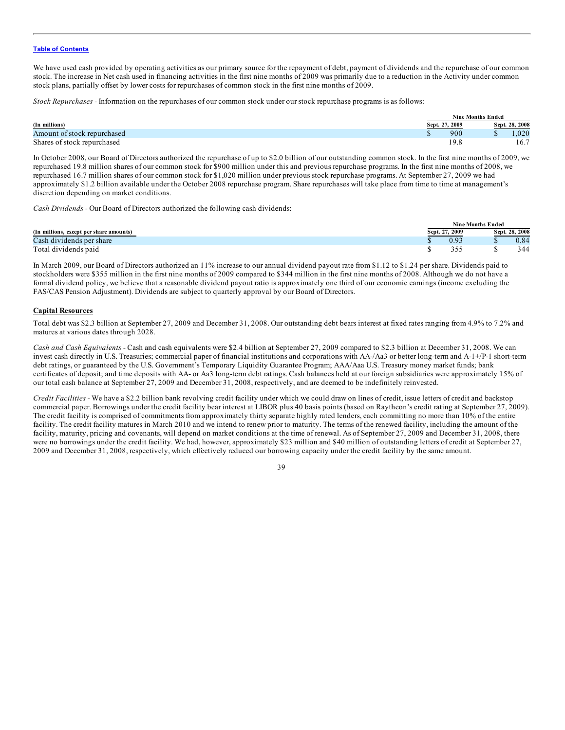We have used cash provided by operating activities as our primary source for the repayment of debt, payment of dividends and the repurchase of our common stock. The increase in Net cash used in financing activities in the first nine months of 2009 was primarily due to a reduction in the Activity under common stock plans, partially offset by lower costs for repurchases of common stock in the first nine months of 2009.

*Stock Repurchases* - Information on the repurchases of our common stock under our stock repurchase programs is as follows:

| (In millions) | Nine Months Ended Sept. 27, 2009 | Nine Months Ended Sept. 28, 2008 |
|---|---|---|
| Amount of stock repurchased | $ 900 | $ 1,020 |
| Shares of stock repurchased | 19.8 | 16.7 |

In October 2008, our Board of Directors authorized the repurchase of up to $2.0 billion of our outstanding common stock. In the first nine months of 2009, we repurchased 19.8 million shares of our common stock for $900 million under this and previous repurchase programs. In the first nine months of 2008, we repurchased 16.7 million shares of our common stock for $1,020 million under previous stock repurchase programs. At September 27, 2009 we had approximately $1.2 billion available under the October 2008 repurchase program. Share repurchases will take place from time to time at management's discretion depending on market conditions.

*Cash Dividends* - Our Board of Directors authorized the following cash dividends:

| (In millions, except per share amounts) | Nine Months Ended Sept. 27, 2009 | Nine Months Ended Sept. 28, 2008 |
|---|---|---|
| Cash dividends per share | $ 0.93 | $ 0.84 |
| Total dividends paid | $ 355 | $ 344 |

In March 2009, our Board of Directors authorized an 11% increase to our annual dividend payout rate from $1.12 to $1.24 per share. Dividends paid to stockholders were $355 million in the first nine months of 2009 compared to $344 million in the first nine months of 2008. Although we do not have a formal dividend policy, we believe that a reasonable dividend payout ratio is approximately one third of our economic earnings (income excluding the FAS/CAS Pension Adjustment). Dividends are subject to quarterly approval by our Board of Directors.

## Capital Resources

Total debt was $2.3 billion at September 27, 2009 and December 31, 2008. Our outstanding debt bears interest at fixed rates ranging from 4.9% to 7.2% and matures at various dates through 2028.

*Cash and Cash Equivalents* - Cash and cash equivalents were $2.4 billion at September 27, 2009 compared to $2.3 billion at December 31, 2008. We can invest cash directly in U.S. Treasuries; commercial paper of financial institutions and corporations with AA-/Aa3 or better long-term and A-1+/P-1 short-term debt ratings, or guaranteed by the U.S. Government's Temporary Liquidity Guarantee Program; AAA/Aaa U.S. Treasury money market funds; bank certificates of deposit; and time deposits with AA- or Aa3 long-term debt ratings. Cash balances held at our foreign subsidiaries were approximately 15% of our total cash balance at September 27, 2009 and December 31, 2008, respectively, and are deemed to be indefinitely reinvested.

*Credit Facilities* - We have a $2.2 billion bank revolving credit facility under which we could draw on lines of credit, issue letters of credit and backstop commercial paper. Borrowings under the credit facility bear interest at LIBOR plus 40 basis points (based on Raytheon's credit rating at September 27, 2009). The credit facility is comprised of commitments from approximately thirty separate highly rated lenders, each committing no more than 10% of the entire facility. The credit facility matures in March 2010 and we intend to renew prior to maturity. The terms of the renewed facility, including the amount of the facility, maturity, pricing and covenants, will depend on market conditions at the time of renewal. As of September 27, 2009 and December 31, 2008, there were no borrowings under the credit facility. We had, however, approximately $23 million and $40 million of outstanding letters of credit at September 27, 2009 and December 31, 2008, respectively, which effectively reduced our borrowing capacity under the credit facility by the same amount.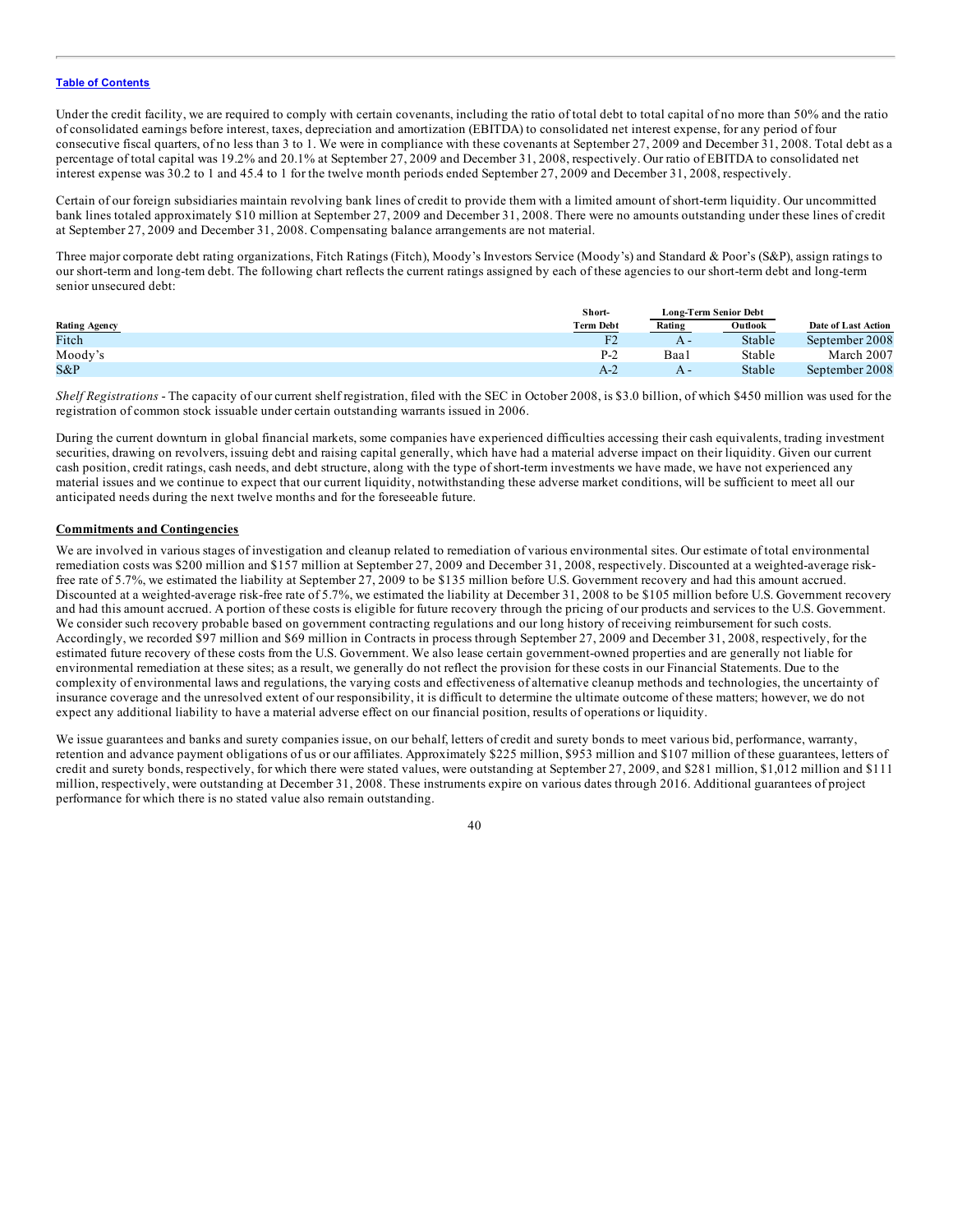Table of Contents

Under the credit facility, we are required to comply with certain covenants, including the ratio of total debt to total capital of no more than 50% and the ratio of consolidated earnings before interest, taxes, depreciation and amortization (EBITDA) to consolidated net interest expense, for any period of four consecutive fiscal quarters, of no less than 3 to 1. We were in compliance with these covenants at September 27, 2009 and December 31, 2008. Total debt as a percentage of total capital was 19.2% and 20.1% at September 27, 2009 and December 31, 2008, respectively. Our ratio of EBITDA to consolidated net interest expense was 30.2 to 1 and 45.4 to 1 for the twelve month periods ended September 27, 2009 and December 31, 2008, respectively.

Certain of our foreign subsidiaries maintain revolving bank lines of credit to provide them with a limited amount of short-term liquidity. Our uncommitted bank lines totaled approximately $10 million at September 27, 2009 and December 31, 2008. There were no amounts outstanding under these lines of credit at September 27, 2009 and December 31, 2008. Compensating balance arrangements are not material.

Three major corporate debt rating organizations, Fitch Ratings (Fitch), Moody's Investors Service (Moody's) and Standard & Poor's (S&P), assign ratings to our short-term and long-tem debt. The following chart reflects the current ratings assigned by each of these agencies to our short-term debt and long-term senior unsecured debt:

| | Short- | Long-Term Senior Debt | | |
|---|---|---|---|---|
| Rating Agency | Term Debt | Rating | Outlook | Date of Last Action |
| Fitch | F2 | A - | Stable | September 2008 |
| Moody's | P-2 | Baa1 | Stable | March 2007 |
| S&P | A-2 | A - | Stable | September 2008 |

*Shelf Registrations* - The capacity of our current shelf registration, filed with the SEC in October 2008, is $3.0 billion, of which $450 million was used for the registration of common stock issuable under certain outstanding warrants issued in 2006.

During the current downturn in global financial markets, some companies have experienced difficulties accessing their cash equivalents, trading investment securities, drawing on revolvers, issuing debt and raising capital generally, which have had a material adverse impact on their liquidity. Given our current cash position, credit ratings, cash needs, and debt structure, along with the type of short-term investments we have made, we have not experienced any material issues and we continue to expect that our current liquidity, notwithstanding these adverse market conditions, will be sufficient to meet all our anticipated needs during the next twelve months and for the foreseeable future.

**Commitments and Contingencies**

We are involved in various stages of investigation and cleanup related to remediation of various environmental sites. Our estimate of total environmental remediation costs was $200 million and $157 million at September 27, 2009 and December 31, 2008, respectively. Discounted at a weighted-average risk-free rate of 5.7%, we estimated the liability at September 27, 2009 to be $135 million before U.S. Government recovery and had this amount accrued. Discounted at a weighted-average risk-free rate of 5.7%, we estimated the liability at December 31, 2008 to be $105 million before U.S. Government recovery and had this amount accrued. A portion of these costs is eligible for future recovery through the pricing of our products and services to the U.S. Government. We consider such recovery probable based on government contracting regulations and our long history of receiving reimbursement for such costs. Accordingly, we recorded $97 million and $69 million in Contracts in process through September 27, 2009 and December 31, 2008, respectively, for the estimated future recovery of these costs from the U.S. Government. We also lease certain government-owned properties and are generally not liable for environmental remediation at these sites; as a result, we generally do not reflect the provision for these costs in our Financial Statements. Due to the complexity of environmental laws and regulations, the varying costs and effectiveness of alternative cleanup methods and technologies, the uncertainty of insurance coverage and the unresolved extent of our responsibility, it is difficult to determine the ultimate outcome of these matters; however, we do not expect any additional liability to have a material adverse effect on our financial position, results of operations or liquidity.

We issue guarantees and banks and surety companies issue, on our behalf, letters of credit and surety bonds to meet various bid, performance, warranty, retention and advance payment obligations of us or our affiliates. Approximately $225 million, $953 million and $107 million of these guarantees, letters of credit and surety bonds, respectively, for which there were stated values, were outstanding at September 27, 2009, and $281 million, $1,012 million and $111 million, respectively, were outstanding at December 31, 2008. These instruments expire on various dates through 2016. Additional guarantees of project performance for which there is no stated value also remain outstanding.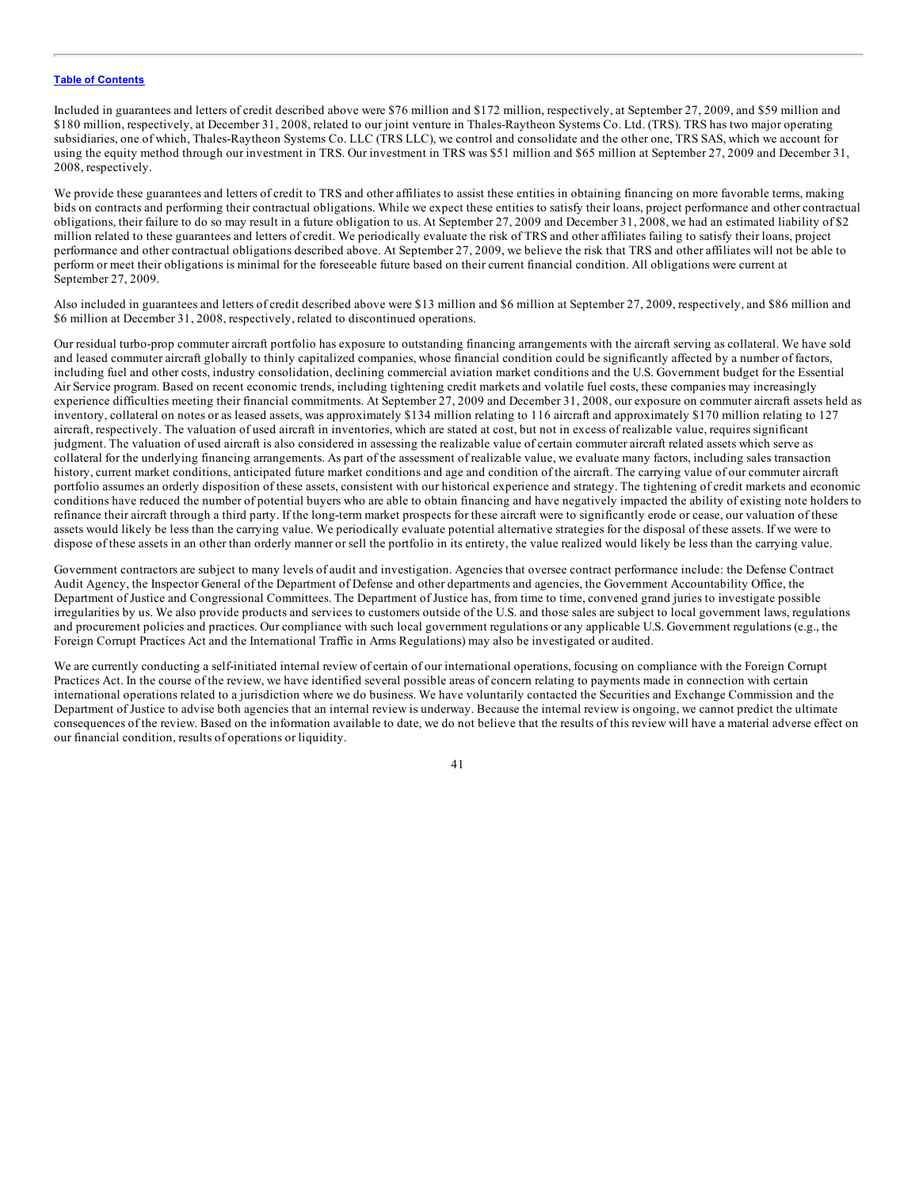Included in guarantees and letters of credit described above were $76 million and $172 million, respectively, at September 27, 2009, and $59 million and $180 million, respectively, at December 31, 2008, related to our joint venture in Thales-Raytheon Systems Co. Ltd. (TRS). TRS has two major operating subsidiaries, one of which, Thales-Raytheon Systems Co. LLC (TRS LLC), we control and consolidate and the other one, TRS SAS, which we account for using the equity method through our investment in TRS. Our investment in TRS was $51 million and $65 million at September 27, 2009 and December 31, 2008, respectively.

We provide these guarantees and letters of credit to TRS and other affiliates to assist these entities in obtaining financing on more favorable terms, making bids on contracts and performing their contractual obligations. While we expect these entities to satisfy their loans, project performance and other contractual obligations, their failure to do so may result in a future obligation to us. At September 27, 2009 and December 31, 2008, we had an estimated liability of $2 million related to these guarantees and letters of credit. We periodically evaluate the risk of TRS and other affiliates failing to satisfy their loans, project performance and other contractual obligations described above. At September 27, 2009, we believe the risk that TRS and other affiliates will not be able to perform or meet their obligations is minimal for the foreseeable future based on their current financial condition. All obligations were current at September 27, 2009.

Also included in guarantees and letters of credit described above were $13 million and $6 million at September 27, 2009, respectively, and $86 million and $6 million at December 31, 2008, respectively, related to discontinued operations.

Our residual turbo-prop commuter aircraft portfolio has exposure to outstanding financing arrangements with the aircraft serving as collateral. We have sold and leased commuter aircraft globally to thinly capitalized companies, whose financial condition could be significantly affected by a number of factors, including fuel and other costs, industry consolidation, declining commercial aviation market conditions and the U.S. Government budget for the Essential Air Service program. Based on recent economic trends, including tightening credit markets and volatile fuel costs, these companies may increasingly experience difficulties meeting their financial commitments. At September 27, 2009 and December 31, 2008, our exposure on commuter aircraft assets held as inventory, collateral on notes or as leased assets, was approximately $134 million relating to 116 aircraft and approximately $170 million relating to 127 aircraft, respectively. The valuation of used aircraft in inventories, which are stated at cost, but not in excess of realizable value, requires significant judgment. The valuation of used aircraft is also considered in assessing the realizable value of certain commuter aircraft related assets which serve as collateral for the underlying financing arrangements. As part of the assessment of realizable value, we evaluate many factors, including sales transaction history, current market conditions, anticipated future market conditions and age and condition of the aircraft. The carrying value of our commuter aircraft portfolio assumes an orderly disposition of these assets, consistent with our historical experience and strategy. The tightening of credit markets and economic conditions have reduced the number of potential buyers who are able to obtain financing and have negatively impacted the ability of existing note holders to refinance their aircraft through a third party. If the long-term market prospects for these aircraft were to significantly erode or cease, our valuation of these assets would likely be less than the carrying value. We periodically evaluate potential alternative strategies for the disposal of these assets. If we were to dispose of these assets in an other than orderly manner or sell the portfolio in its entirety, the value realized would likely be less than the carrying value.

Government contractors are subject to many levels of audit and investigation. Agencies that oversee contract performance include: the Defense Contract Audit Agency, the Inspector General of the Department of Defense and other departments and agencies, the Government Accountability Office, the Department of Justice and Congressional Committees. The Department of Justice has, from time to time, convened grand juries to investigate possible irregularities by us. We also provide products and services to customers outside of the U.S. and those sales are subject to local government laws, regulations and procurement policies and practices. Our compliance with such local government regulations or any applicable U.S. Government regulations (e.g., the Foreign Corrupt Practices Act and the International Traffic in Arms Regulations) may also be investigated or audited.

We are currently conducting a self-initiated internal review of certain of our international operations, focusing on compliance with the Foreign Corrupt Practices Act. In the course of the review, we have identified several possible areas of concern relating to payments made in connection with certain international operations related to a jurisdiction where we do business. We have voluntarily contacted the Securities and Exchange Commission and the Department of Justice to advise both agencies that an internal review is underway. Because the internal review is ongoing, we cannot predict the ultimate consequences of the review. Based on the information available to date, we do not believe that the results of this review will have a material adverse effect on our financial condition, results of operations or liquidity.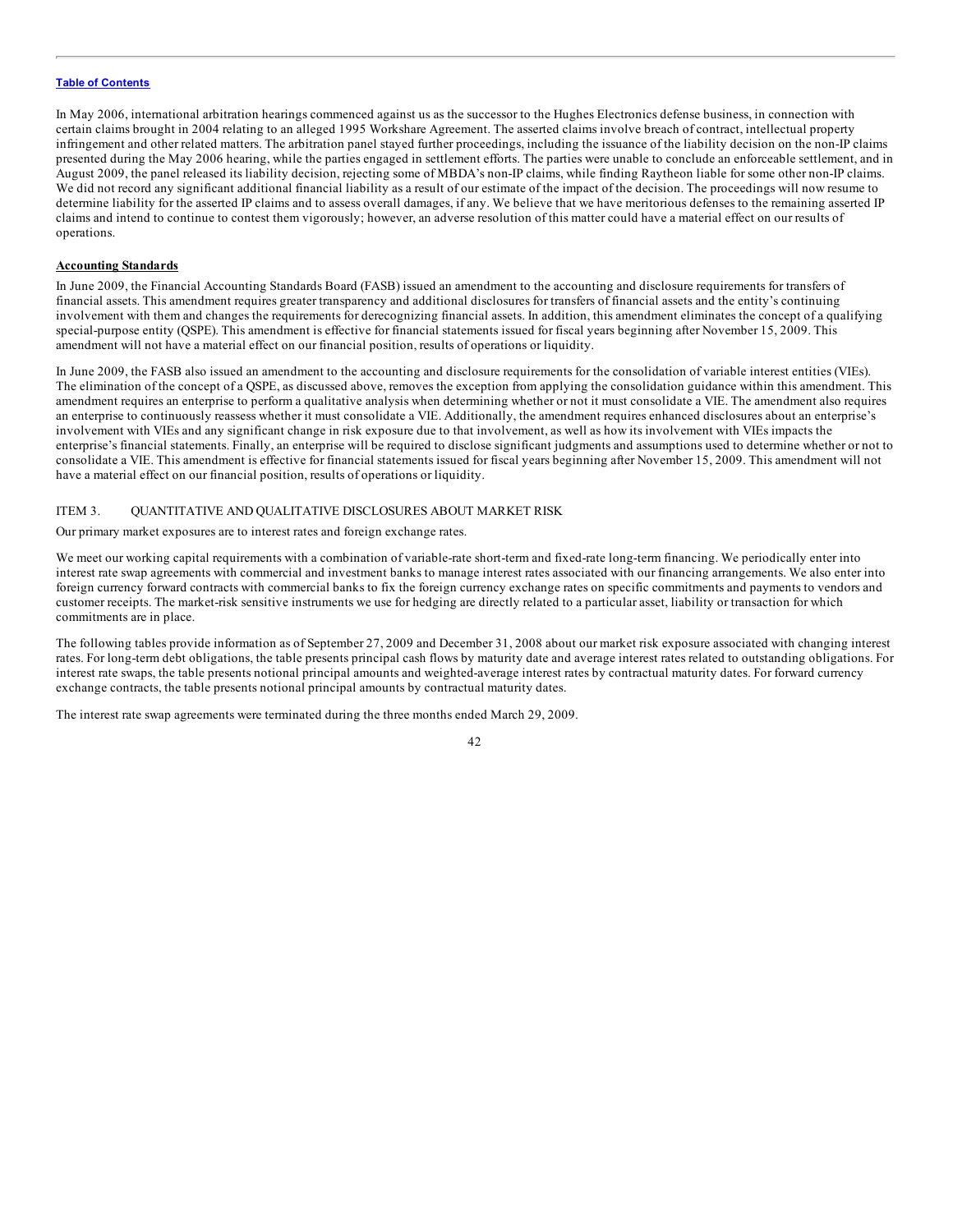In May 2006, international arbitration hearings commenced against us as the successor to the Hughes Electronics defense business, in connection with certain claims brought in 2004 relating to an alleged 1995 Workshare Agreement. The asserted claims involve breach of contract, intellectual property infringement and other related matters. The arbitration panel stayed further proceedings, including the issuance of the liability decision on the non-IP claims presented during the May 2006 hearing, while the parties engaged in settlement efforts. The parties were unable to conclude an enforceable settlement, and in August 2009, the panel released its liability decision, rejecting some of MBDA's non-IP claims, while finding Raytheon liable for some other non-IP claims. We did not record any significant additional financial liability as a result of our estimate of the impact of the decision. The proceedings will now resume to determine liability for the asserted IP claims and to assess overall damages, if any. We believe that we have meritorious defenses to the remaining asserted IP claims and intend to continue to contest them vigorously; however, an adverse resolution of this matter could have a material effect on our results of operations.

**Accounting Standards**

In June 2009, the Financial Accounting Standards Board (FASB) issued an amendment to the accounting and disclosure requirements for transfers of financial assets. This amendment requires greater transparency and additional disclosures for transfers of financial assets and the entity's continuing involvement with them and changes the requirements for derecognizing financial assets. In addition, this amendment eliminates the concept of a qualifying special-purpose entity (QSPE). This amendment is effective for financial statements issued for fiscal years beginning after November 15, 2009. This amendment will not have a material effect on our financial position, results of operations or liquidity.

In June 2009, the FASB also issued an amendment to the accounting and disclosure requirements for the consolidation of variable interest entities (VIEs). The elimination of the concept of a QSPE, as discussed above, removes the exception from applying the consolidation guidance within this amendment. This amendment requires an enterprise to perform a qualitative analysis when determining whether or not it must consolidate a VIE. The amendment also requires an enterprise to continuously reassess whether it must consolidate a VIE. Additionally, the amendment requires enhanced disclosures about an enterprise's involvement with VIEs and any significant change in risk exposure due to that involvement, as well as how its involvement with VIEs impacts the enterprise's financial statements. Finally, an enterprise will be required to disclose significant judgments and assumptions used to determine whether or not to consolidate a VIE. This amendment is effective for financial statements issued for fiscal years beginning after November 15, 2009. This amendment will not have a material effect on our financial position, results of operations or liquidity.

## ITEM 3. QUANTITATIVE AND QUALITATIVE DISCLOSURES ABOUT MARKET RISK

Our primary market exposures are to interest rates and foreign exchange rates.

We meet our working capital requirements with a combination of variable-rate short-term and fixed-rate long-term financing. We periodically enter into interest rate swap agreements with commercial and investment banks to manage interest rates associated with our financing arrangements. We also enter into foreign currency forward contracts with commercial banks to fix the foreign currency exchange rates on specific commitments and payments to vendors and customer receipts. The market-risk sensitive instruments we use for hedging are directly related to a particular asset, liability or transaction for which commitments are in place.

The following tables provide information as of September 27, 2009 and December 31, 2008 about our market risk exposure associated with changing interest rates. For long-term debt obligations, the table presents principal cash flows by maturity date and average interest rates related to outstanding obligations. For interest rate swaps, the table presents notional principal amounts and weighted-average interest rates by contractual maturity dates. For forward currency exchange contracts, the table presents notional principal amounts by contractual maturity dates.

The interest rate swap agreements were terminated during the three months ended March 29, 2009.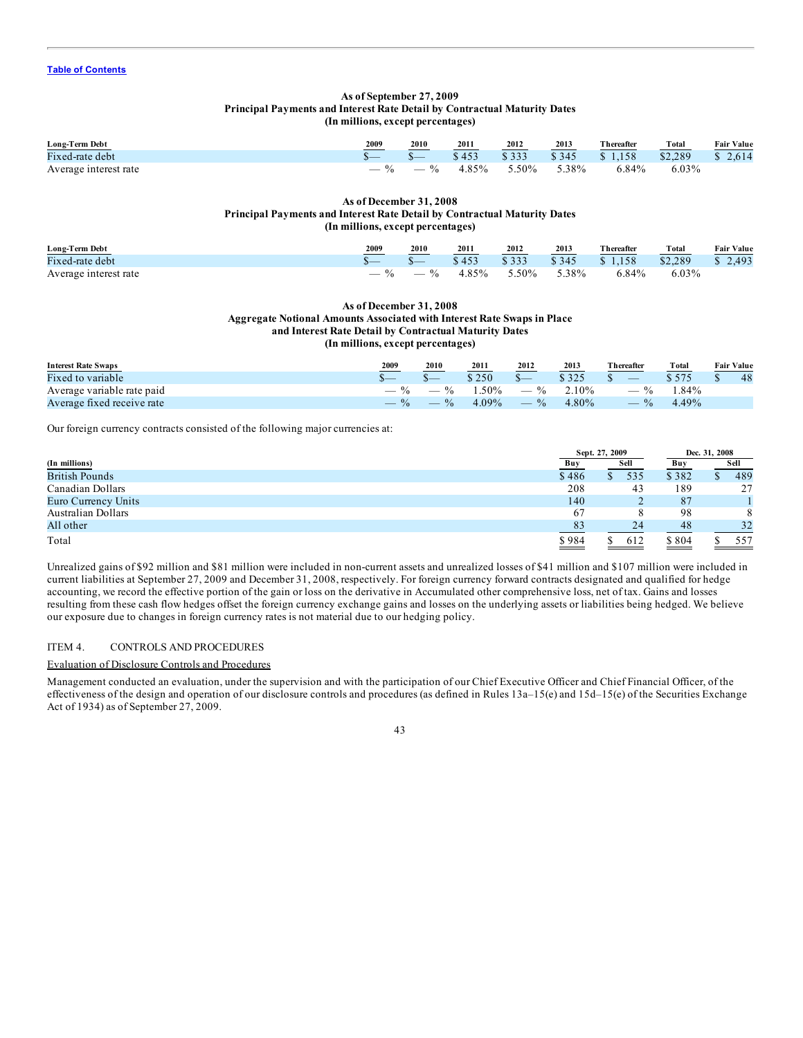Table of Contents

**As of September 27, 2009**
**Principal Payments and Interest Rate Detail by Contractual Maturity Dates**
**(In millions, except percentages)**

| Long-Term Debt | 2009 | 2010 | 2011 | 2012 | 2013 | Thereafter | Total | Fair Value |
|---|---|---|---|---|---|---|---|---|
| Fixed-rate debt | $— | $— | $ 453 | $ 333 | $ 345 | $ 1,158 | $2,289 | $ 2,614 |
| Average interest rate | — % | — % | 4.85% | 5.50% | 5.38% | 6.84% | 6.03% | |

**As of December 31, 2008**
**Principal Payments and Interest Rate Detail by Contractual Maturity Dates**
**(In millions, except percentages)**

| Long-Term Debt | 2009 | 2010 | 2011 | 2012 | 2013 | Thereafter | Total | Fair Value |
|---|---|---|---|---|---|---|---|---|
| Fixed-rate debt | $— | $— | $ 453 | $ 333 | $ 345 | $ 1,158 | $2,289 | $ 2,493 |
| Average interest rate | — % | — % | 4.85% | 5.50% | 5.38% | 6.84% | 6.03% | |

**As of December 31, 2008**
**Aggregate Notional Amounts Associated with Interest Rate Swaps in Place and Interest Rate Detail by Contractual Maturity Dates**
**(In millions, except percentages)**

| Interest Rate Swaps | 2009 | 2010 | 2011 | 2012 | 2013 | Thereafter | Total | Fair Value |
|---|---|---|---|---|---|---|---|---|
| Fixed to variable | $— | $— | $ 250 | $— | $ 325 | $ — | $ 575 | $ 48 |
| Average variable rate paid | — % | — % | 1.50% | — % | 2.10% | — % | 1.84% | |
| Average fixed receive rate | — % | — % | 4.09% | — % | 4.80% | — % | 4.49% | |

Our foreign currency contracts consisted of the following major currencies at:

| | Sept. 27, 2009 | | Dec. 31, 2008 | |
|---|---|---|---|---|
| (In millions) | Buy | Sell | Buy | Sell |
| British Pounds | $ 486 | $ 535 | $ 382 | $ 489 |
| Canadian Dollars | 208 | 43 | 189 | 27 |
| Euro Currency Units | 140 | 2 | 87 | 1 |
| Australian Dollars | 67 | 8 | 98 | 8 |
| All other | 83 | 24 | 48 | 32 |
| Total | $ 984 | $ 612 | $ 804 | $ 557 |

Unrealized gains of $92 million and $81 million were included in non-current assets and unrealized losses of $41 million and $107 million were included in current liabilities at September 27, 2009 and December 31, 2008, respectively. For foreign currency forward contracts designated and qualified for hedge accounting, we record the effective portion of the gain or loss on the derivative in Accumulated other comprehensive loss, net of tax. Gains and losses resulting from these cash flow hedges offset the foreign currency exchange gains and losses on the underlying assets or liabilities being hedged. We believe our exposure due to changes in foreign currency rates is not material due to our hedging policy.

## ITEM 4. CONTROLS AND PROCEDURES

Evaluation of Disclosure Controls and Procedures

Management conducted an evaluation, under the supervision and with the participation of our Chief Executive Officer and Chief Financial Officer, of the effectiveness of the design and operation of our disclosure controls and procedures (as defined in Rules 13a–15(e) and 15d–15(e) of the Securities Exchange Act of 1934) as of September 27, 2009.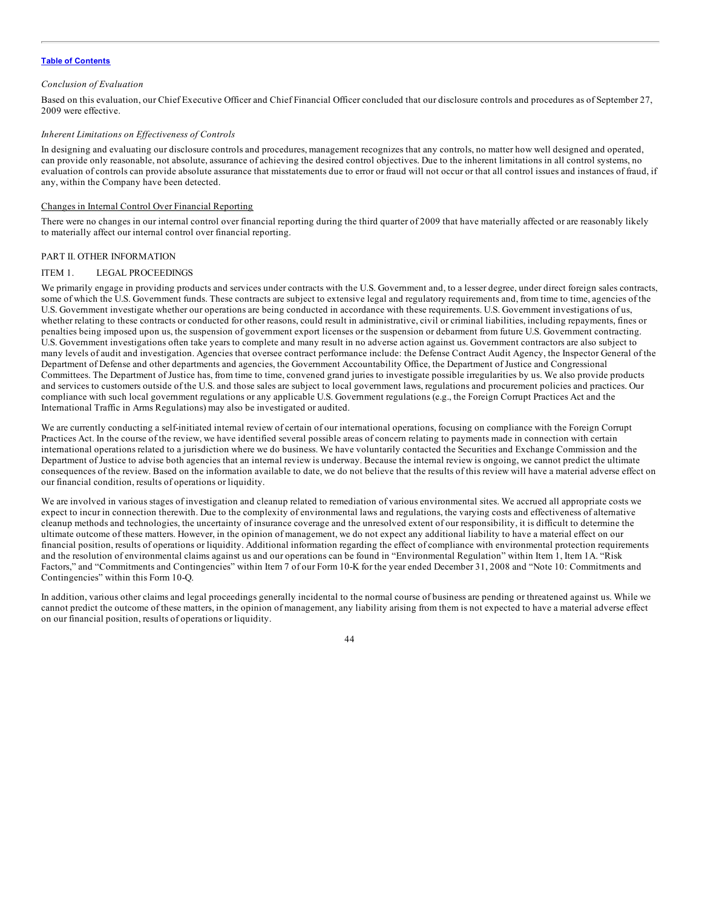*Conclusion of Evaluation*

Based on this evaluation, our Chief Executive Officer and Chief Financial Officer concluded that our disclosure controls and procedures as of September 27, 2009 were effective.

*Inherent Limitations on Effectiveness of Controls*

In designing and evaluating our disclosure controls and procedures, management recognizes that any controls, no matter how well designed and operated, can provide only reasonable, not absolute, assurance of achieving the desired control objectives. Due to the inherent limitations in all control systems, no evaluation of controls can provide absolute assurance that misstatements due to error or fraud will not occur or that all control issues and instances of fraud, if any, within the Company have been detected.

Changes in Internal Control Over Financial Reporting

There were no changes in our internal control over financial reporting during the third quarter of 2009 that have materially affected or are reasonably likely to materially affect our internal control over financial reporting.

PART II. OTHER INFORMATION

ITEM 1. LEGAL PROCEEDINGS

We primarily engage in providing products and services under contracts with the U.S. Government and, to a lesser degree, under direct foreign sales contracts, some of which the U.S. Government funds. These contracts are subject to extensive legal and regulatory requirements and, from time to time, agencies of the U.S. Government investigate whether our operations are being conducted in accordance with these requirements. U.S. Government investigations of us, whether relating to these contracts or conducted for other reasons, could result in administrative, civil or criminal liabilities, including repayments, fines or penalties being imposed upon us, the suspension of government export licenses or the suspension or debarment from future U.S. Government contracting. U.S. Government investigations often take years to complete and many result in no adverse action against us. Government contractors are also subject to many levels of audit and investigation. Agencies that oversee contract performance include: the Defense Contract Audit Agency, the Inspector General of the Department of Defense and other departments and agencies, the Government Accountability Office, the Department of Justice and Congressional Committees. The Department of Justice has, from time to time, convened grand juries to investigate possible irregularities by us. We also provide products and services to customers outside of the U.S. and those sales are subject to local government laws, regulations and procurement policies and practices. Our compliance with such local government regulations or any applicable U.S. Government regulations (e.g., the Foreign Corrupt Practices Act and the International Traffic in Arms Regulations) may also be investigated or audited.

We are currently conducting a self-initiated internal review of certain of our international operations, focusing on compliance with the Foreign Corrupt Practices Act. In the course of the review, we have identified several possible areas of concern relating to payments made in connection with certain international operations related to a jurisdiction where we do business. We have voluntarily contacted the Securities and Exchange Commission and the Department of Justice to advise both agencies that an internal review is underway. Because the internal review is ongoing, we cannot predict the ultimate consequences of the review. Based on the information available to date, we do not believe that the results of this review will have a material adverse effect on our financial condition, results of operations or liquidity.

We are involved in various stages of investigation and cleanup related to remediation of various environmental sites. We accrued all appropriate costs we expect to incur in connection therewith. Due to the complexity of environmental laws and regulations, the varying costs and effectiveness of alternative cleanup methods and technologies, the uncertainty of insurance coverage and the unresolved extent of our responsibility, it is difficult to determine the ultimate outcome of these matters. However, in the opinion of management, we do not expect any additional liability to have a material effect on our financial position, results of operations or liquidity. Additional information regarding the effect of compliance with environmental protection requirements and the resolution of environmental claims against us and our operations can be found in "Environmental Regulation" within Item 1, Item 1A. "Risk Factors," and "Commitments and Contingencies" within Item 7 of our Form 10-K for the year ended December 31, 2008 and "Note 10: Commitments and Contingencies" within this Form 10-Q.

In addition, various other claims and legal proceedings generally incidental to the normal course of business are pending or threatened against us. While we cannot predict the outcome of these matters, in the opinion of management, any liability arising from them is not expected to have a material adverse effect on our financial position, results of operations or liquidity.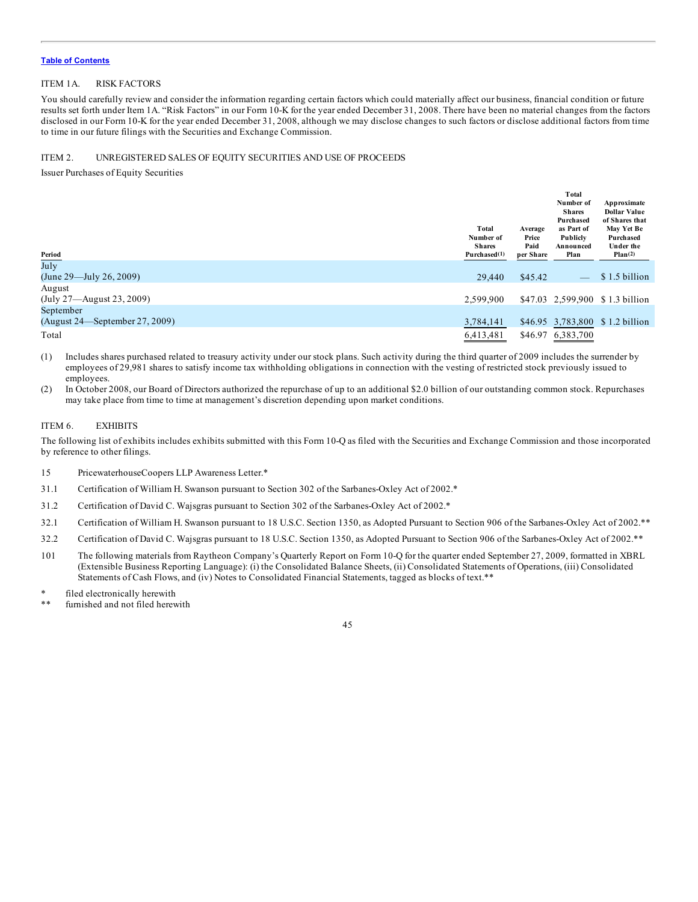[Table of Contents](#)

ITEM 1A. RISK FACTORS

You should carefully review and consider the information regarding certain factors which could materially affect our business, financial condition or future results set forth under Item 1A. "Risk Factors" in our Form 10-K for the year ended December 31, 2008. There have been no material changes from the factors disclosed in our Form 10-K for the year ended December 31, 2008, although we may disclose changes to such factors or disclose additional factors from time to time in our future filings with the Securities and Exchange Commission.

ITEM 2. UNREGISTERED SALES OF EQUITY SECURITIES AND USE OF PROCEEDS

Issuer Purchases of Equity Securities

| Period | Total Number of Shares Purchased(1) | Average Price Paid per Share | Total Number of Shares Purchased as Part of Publicly Announced Plan | Approximate Dollar Value of Shares that May Yet Be Purchased Under the Plan(2) |
|---|---|---|---|---|
| July (June 29—July 26, 2009) | 29,440 | $45.42 | — | $ 1.5 billion |
| August (July 27—August 23, 2009) | 2,599,900 | $47.03 | 2,599,900 | $ 1.3 billion |
| September (August 24—September 27, 2009) | 3,784,141 | $46.95 | 3,783,800 | $ 1.2 billion |
| Total | 6,413,481 | $46.97 | 6,383,700 | |

(1) Includes shares purchased related to treasury activity under our stock plans. Such activity during the third quarter of 2009 includes the surrender by employees of 29,981 shares to satisfy income tax withholding obligations in connection with the vesting of restricted stock previously issued to employees.

(2) In October 2008, our Board of Directors authorized the repurchase of up to an additional $2.0 billion of our outstanding common stock. Repurchases may take place from time to time at management's discretion depending upon market conditions.

ITEM 6. EXHIBITS

The following list of exhibits includes exhibits submitted with this Form 10-Q as filed with the Securities and Exchange Commission and those incorporated by reference to other filings.

15 PricewaterhouseCoopers LLP Awareness Letter.*

31.1 Certification of William H. Swanson pursuant to Section 302 of the Sarbanes-Oxley Act of 2002.*

31.2 Certification of David C. Wajsgras pursuant to Section 302 of the Sarbanes-Oxley Act of 2002.*

32.1 Certification of William H. Swanson pursuant to 18 U.S.C. Section 1350, as Adopted Pursuant to Section 906 of the Sarbanes-Oxley Act of 2002.**

32.2 Certification of David C. Wajsgras pursuant to 18 U.S.C. Section 1350, as Adopted Pursuant to Section 906 of the Sarbanes-Oxley Act of 2002.**

101 The following materials from Raytheon Company's Quarterly Report on Form 10-Q for the quarter ended September 27, 2009, formatted in XBRL (Extensible Business Reporting Language): (i) the Consolidated Balance Sheets, (ii) Consolidated Statements of Operations, (iii) Consolidated Statements of Cash Flows, and (iv) Notes to Consolidated Financial Statements, tagged as blocks of text.**

\* filed electronically herewith

\*\* furnished and not filed herewith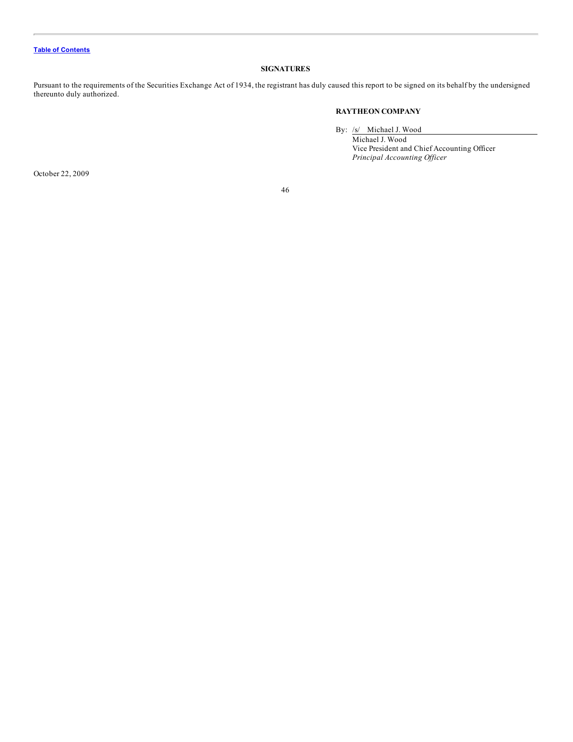## SIGNATURES

Pursuant to the requirements of the Securities Exchange Act of 1934, the registrant has duly caused this report to be signed on its behalf by the undersigned thereunto duly authorized.

**RAYTHEON COMPANY**

By: /s/ Michael J. Wood
Michael J. Wood
Vice President and Chief Accounting Officer
*Principal Accounting Officer*

October 22, 2009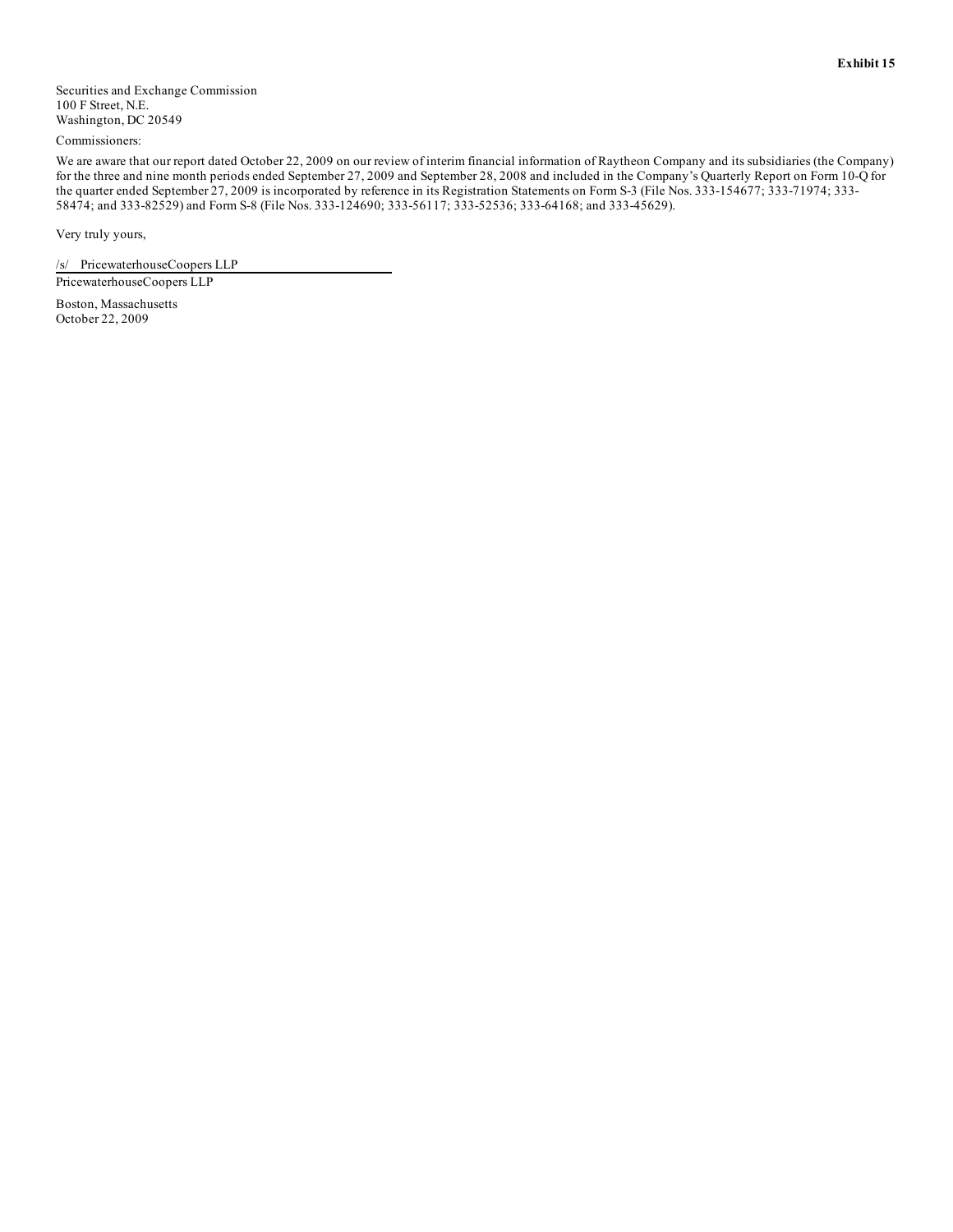**Exhibit 15**

Securities and Exchange Commission
100 F Street, N.E.
Washington, DC 20549

Commissioners:

We are aware that our report dated October 22, 2009 on our review of interim financial information of Raytheon Company and its subsidiaries (the Company) for the three and nine month periods ended September 27, 2009 and September 28, 2008 and included in the Company's Quarterly Report on Form 10-Q for the quarter ended September 27, 2009 is incorporated by reference in its Registration Statements on Form S-3 (File Nos. 333-154677; 333-71974; 333-58474; and 333-82529) and Form S-8 (File Nos. 333-124690; 333-56117; 333-52536; 333-64168; and 333-45629).

Very truly yours,

/s/ PricewaterhouseCoopers LLP

PricewaterhouseCoopers LLP

Boston, Massachusetts
October 22, 2009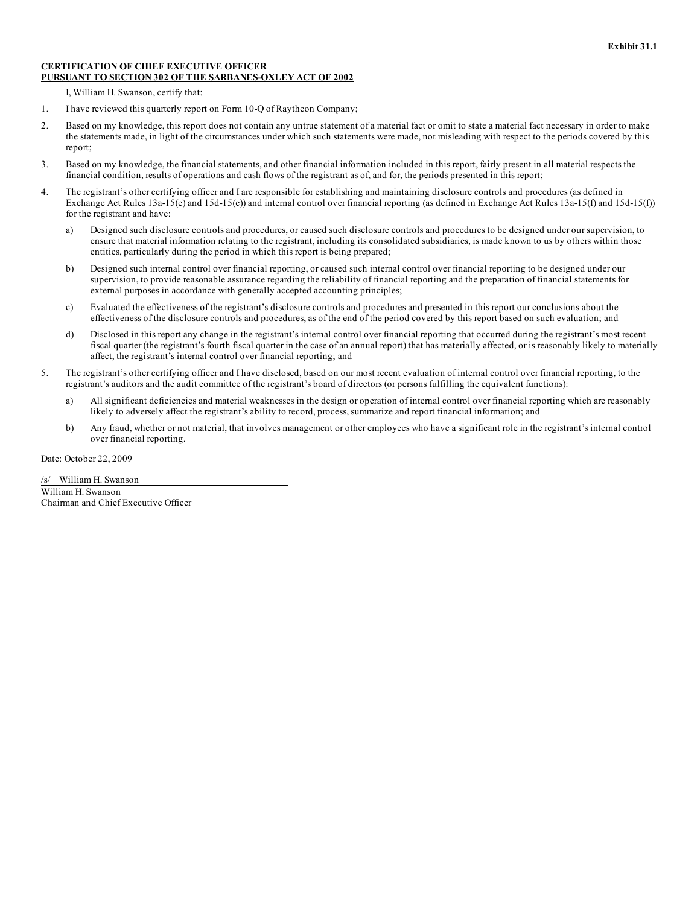**Exhibit 31.1**

**CERTIFICATION OF CHIEF EXECUTIVE OFFICER**
**PURSUANT TO SECTION 302 OF THE SARBANES-OXLEY ACT OF 2002**

I, William H. Swanson, certify that:

1. I have reviewed this quarterly report on Form 10-Q of Raytheon Company;
2. Based on my knowledge, this report does not contain any untrue statement of a material fact or omit to state a material fact necessary in order to make the statements made, in light of the circumstances under which such statements were made, not misleading with respect to the periods covered by this report;
3. Based on my knowledge, the financial statements, and other financial information included in this report, fairly present in all material respects the financial condition, results of operations and cash flows of the registrant as of, and for, the periods presented in this report;
4. The registrant's other certifying officer and I are responsible for establishing and maintaining disclosure controls and procedures (as defined in Exchange Act Rules 13a-15(e) and 15d-15(e)) and internal control over financial reporting (as defined in Exchange Act Rules 13a-15(f) and 15d-15(f)) for the registrant and have:
   a) Designed such disclosure controls and procedures, or caused such disclosure controls and procedures to be designed under our supervision, to ensure that material information relating to the registrant, including its consolidated subsidiaries, is made known to us by others within those entities, particularly during the period in which this report is being prepared;
   b) Designed such internal control over financial reporting, or caused such internal control over financial reporting to be designed under our supervision, to provide reasonable assurance regarding the reliability of financial reporting and the preparation of financial statements for external purposes in accordance with generally accepted accounting principles;
   c) Evaluated the effectiveness of the registrant's disclosure controls and procedures and presented in this report our conclusions about the effectiveness of the disclosure controls and procedures, as of the end of the period covered by this report based on such evaluation; and
   d) Disclosed in this report any change in the registrant's internal control over financial reporting that occurred during the registrant's most recent fiscal quarter (the registrant's fourth fiscal quarter in the case of an annual report) that has materially affected, or is reasonably likely to materially affect, the registrant's internal control over financial reporting; and
5. The registrant's other certifying officer and I have disclosed, based on our most recent evaluation of internal control over financial reporting, to the registrant's auditors and the audit committee of the registrant's board of directors (or persons fulfilling the equivalent functions):
   a) All significant deficiencies and material weaknesses in the design or operation of internal control over financial reporting which are reasonably likely to adversely affect the registrant's ability to record, process, summarize and report financial information; and
   b) Any fraud, whether or not material, that involves management or other employees who have a significant role in the registrant's internal control over financial reporting.

Date: October 22, 2009

/s/ William H. Swanson
William H. Swanson
Chairman and Chief Executive Officer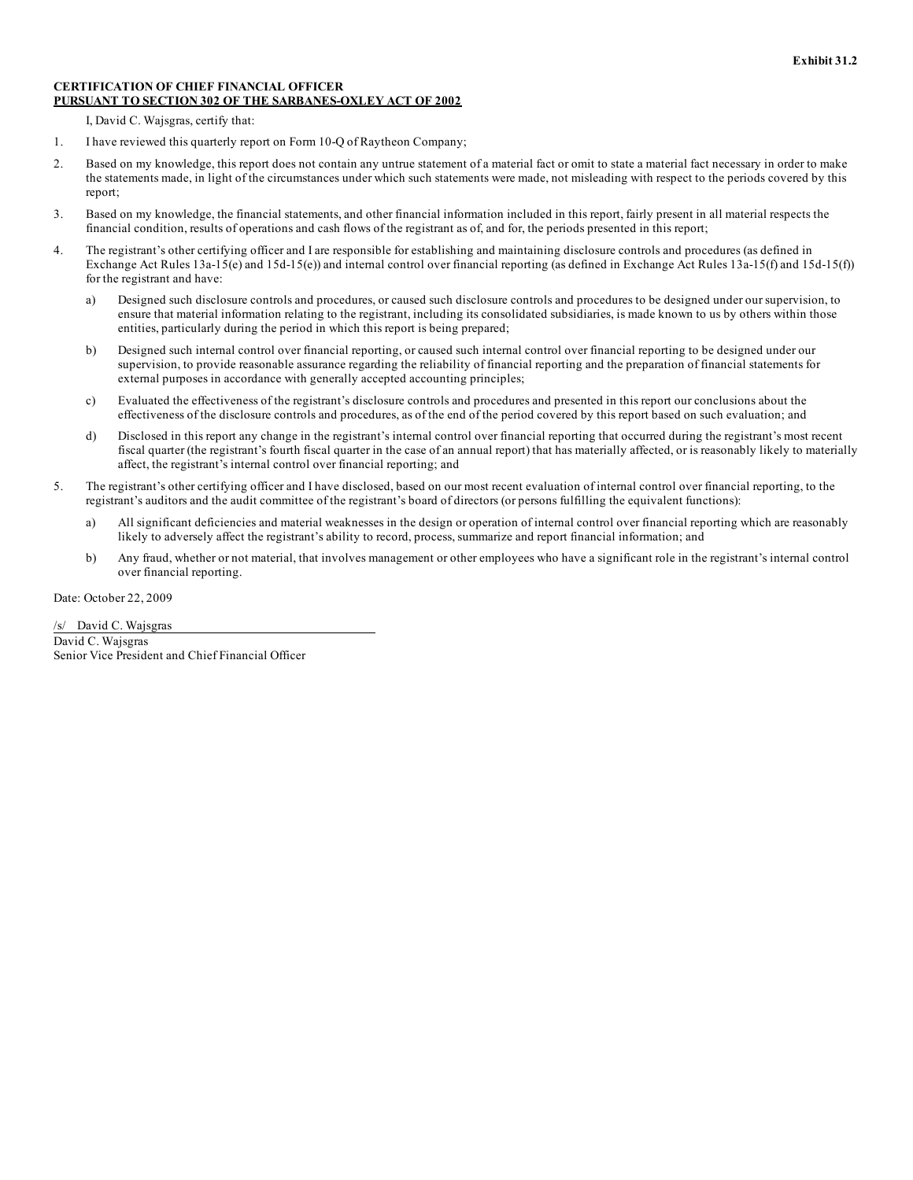**Exhibit 31.2**

**CERTIFICATION OF CHIEF FINANCIAL OFFICER**
**PURSUANT TO SECTION 302 OF THE SARBANES-OXLEY ACT OF 2002**

I, David C. Wajsgras, certify that:

1. I have reviewed this quarterly report on Form 10-Q of Raytheon Company;

2. Based on my knowledge, this report does not contain any untrue statement of a material fact or omit to state a material fact necessary in order to make the statements made, in light of the circumstances under which such statements were made, not misleading with respect to the periods covered by this report;

3. Based on my knowledge, the financial statements, and other financial information included in this report, fairly present in all material respects the financial condition, results of operations and cash flows of the registrant as of, and for, the periods presented in this report;

4. The registrant's other certifying officer and I are responsible for establishing and maintaining disclosure controls and procedures (as defined in Exchange Act Rules 13a-15(e) and 15d-15(e)) and internal control over financial reporting (as defined in Exchange Act Rules 13a-15(f) and 15d-15(f)) for the registrant and have:

   a) Designed such disclosure controls and procedures, or caused such disclosure controls and procedures to be designed under our supervision, to ensure that material information relating to the registrant, including its consolidated subsidiaries, is made known to us by others within those entities, particularly during the period in which this report is being prepared;

   b) Designed such internal control over financial reporting, or caused such internal control over financial reporting to be designed under our supervision, to provide reasonable assurance regarding the reliability of financial reporting and the preparation of financial statements for external purposes in accordance with generally accepted accounting principles;

   c) Evaluated the effectiveness of the registrant's disclosure controls and procedures and presented in this report our conclusions about the effectiveness of the disclosure controls and procedures, as of the end of the period covered by this report based on such evaluation; and

   d) Disclosed in this report any change in the registrant's internal control over financial reporting that occurred during the registrant's most recent fiscal quarter (the registrant's fourth fiscal quarter in the case of an annual report) that has materially affected, or is reasonably likely to materially affect, the registrant's internal control over financial reporting; and

5. The registrant's other certifying officer and I have disclosed, based on our most recent evaluation of internal control over financial reporting, to the registrant's auditors and the audit committee of the registrant's board of directors (or persons fulfilling the equivalent functions):

   a) All significant deficiencies and material weaknesses in the design or operation of internal control over financial reporting which are reasonably likely to adversely affect the registrant's ability to record, process, summarize and report financial information; and

   b) Any fraud, whether or not material, that involves management or other employees who have a significant role in the registrant's internal control over financial reporting.

Date: October 22, 2009

/s/ David C. Wajsgras
David C. Wajsgras
Senior Vice President and Chief Financial Officer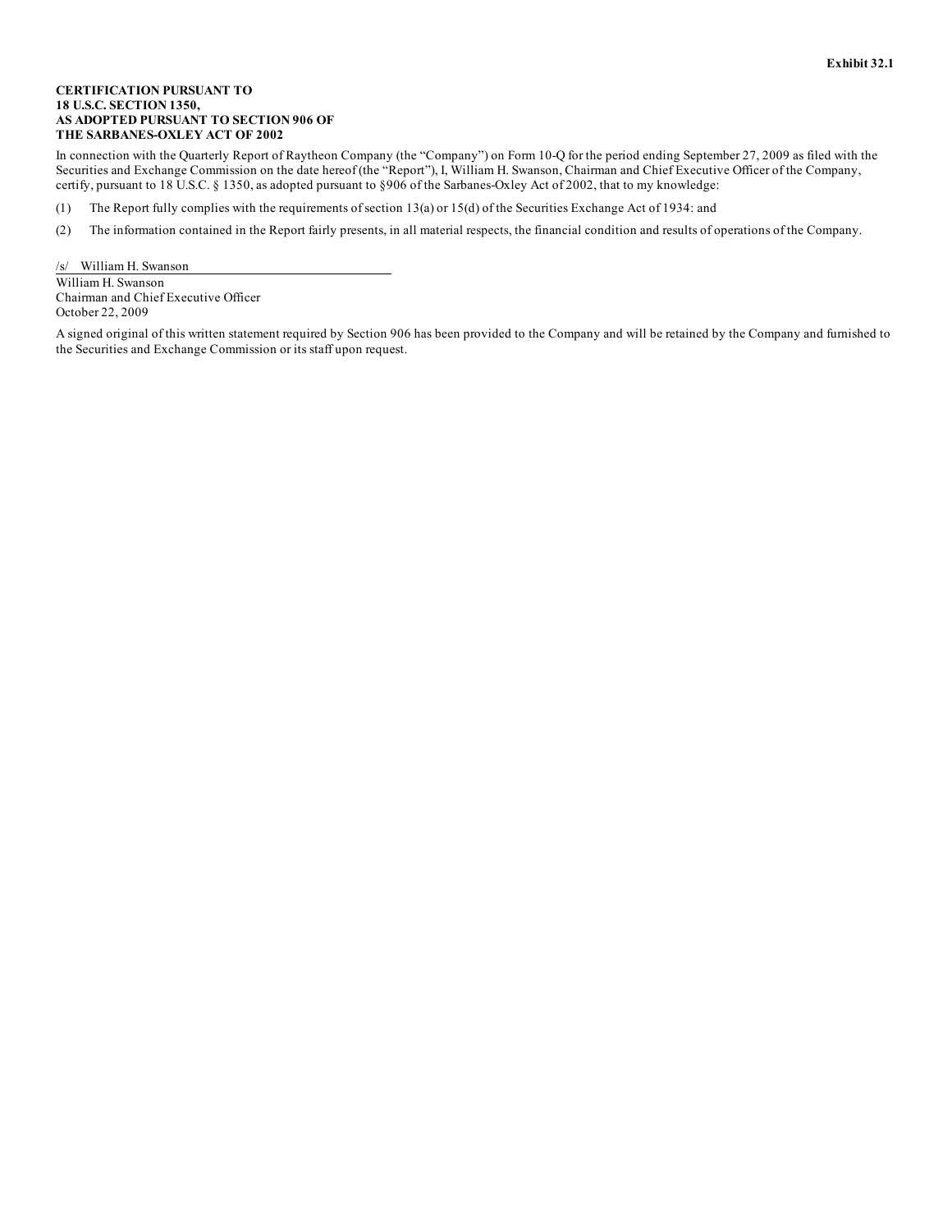**Exhibit 32.1**

**CERTIFICATION PURSUANT TO**
**18 U.S.C. SECTION 1350,**
**AS ADOPTED PURSUANT TO SECTION 906 OF**
**THE SARBANES-OXLEY ACT OF 2002**

In connection with the Quarterly Report of Raytheon Company (the "Company") on Form 10-Q for the period ending September 27, 2009 as filed with the Securities and Exchange Commission on the date hereof (the "Report"), I, William H. Swanson, Chairman and Chief Executive Officer of the Company, certify, pursuant to 18 U.S.C. § 1350, as adopted pursuant to §906 of the Sarbanes-Oxley Act of 2002, that to my knowledge:

(1) The Report fully complies with the requirements of section 13(a) or 15(d) of the Securities Exchange Act of 1934: and

(2) The information contained in the Report fairly presents, in all material respects, the financial condition and results of operations of the Company.

/s/ William H. Swanson

William H. Swanson
Chairman and Chief Executive Officer
October 22, 2009

A signed original of this written statement required by Section 906 has been provided to the Company and will be retained by the Company and furnished to the Securities and Exchange Commission or its staff upon request.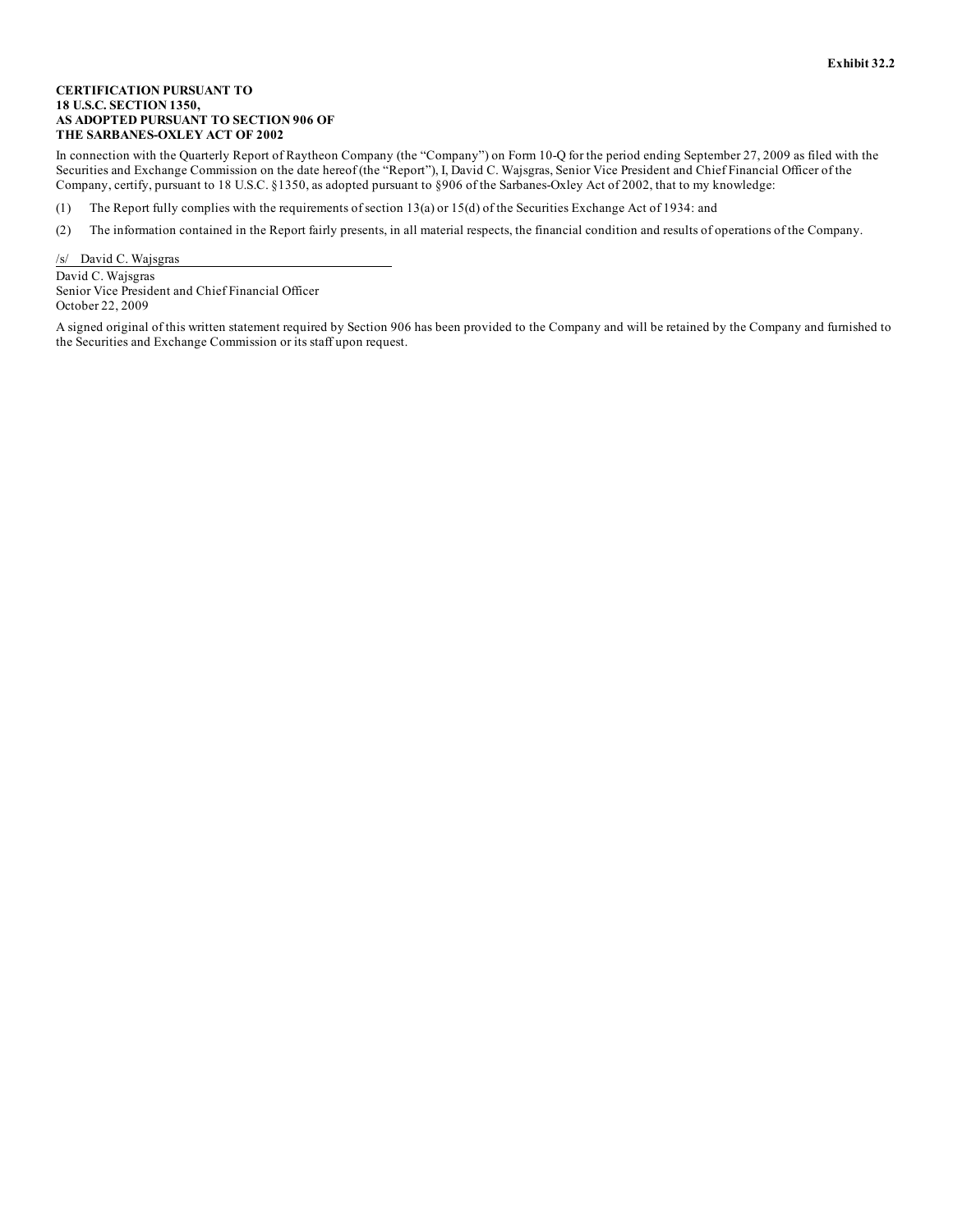**Exhibit 32.2**

**CERTIFICATION PURSUANT TO**
**18 U.S.C. SECTION 1350,**
**AS ADOPTED PURSUANT TO SECTION 906 OF**
**THE SARBANES-OXLEY ACT OF 2002**

In connection with the Quarterly Report of Raytheon Company (the "Company") on Form 10-Q for the period ending September 27, 2009 as filed with the Securities and Exchange Commission on the date hereof (the "Report"), I, David C. Wajsgras, Senior Vice President and Chief Financial Officer of the Company, certify, pursuant to 18 U.S.C. §1350, as adopted pursuant to §906 of the Sarbanes-Oxley Act of 2002, that to my knowledge:

(1) The Report fully complies with the requirements of section 13(a) or 15(d) of the Securities Exchange Act of 1934: and

(2) The information contained in the Report fairly presents, in all material respects, the financial condition and results of operations of the Company.

/s/ David C. Wajsgras

David C. Wajsgras
Senior Vice President and Chief Financial Officer
October 22, 2009

A signed original of this written statement required by Section 906 has been provided to the Company and will be retained by the Company and furnished to the Securities and Exchange Commission or its staff upon request.